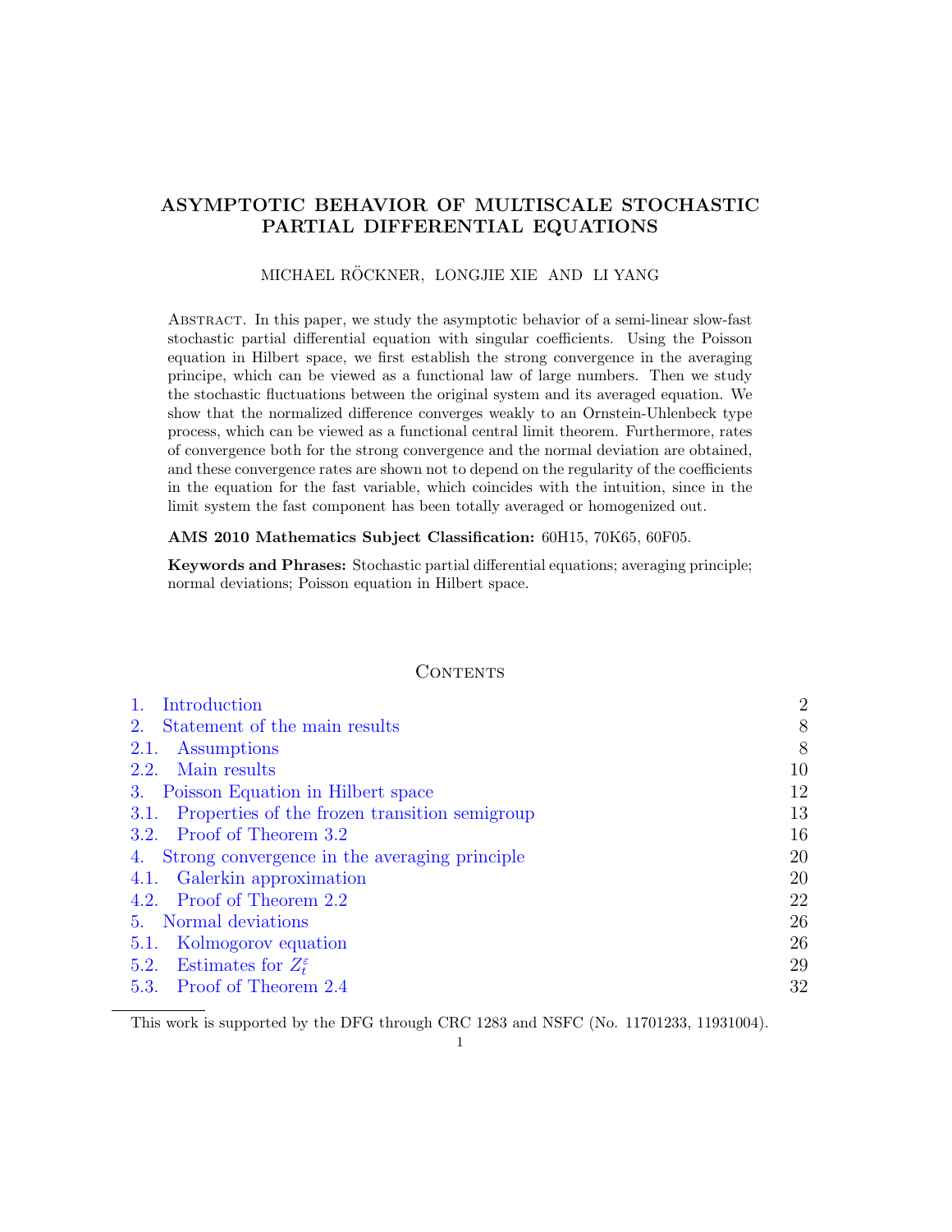# ASYMPTOTIC BEHAVIOR OF MULTISCALE STOCHASTIC PARTIAL DIFFERENTIAL EQUATIONS

MICHAEL RÖCKNER, LONGJIE XIE AND LI YANG

Abstract. In this paper, we study the asymptotic behavior of a semi-linear slow-fast stochastic partial differential equation with singular coefficients. Using the Poisson equation in Hilbert space, we first establish the strong convergence in the averaging principe, which can be viewed as a functional law of large numbers. Then we study the stochastic fluctuations between the original system and its averaged equation. We show that the normalized difference converges weakly to an Ornstein-Uhlenbeck type process, which can be viewed as a functional central limit theorem. Furthermore, rates of convergence both for the strong convergence and the normal deviation are obtained, and these convergence rates are shown not to depend on the regularity of the coefficients in the equation for the fast variable, which coincides with the intuition, since in the limit system the fast component has been totally averaged or homogenized out.

**AMS 2010 Mathematics Subject Classification:** 60H15, 70K65, 60F05.

**Keywords and Phrases:** Stochastic partial differential equations; averaging principle; normal deviations; Poisson equation in Hilbert space.

## Contents

| | |
|---|---|
| 1. Introduction | 2 |
| 2. Statement of the main results | 8 |
| 2.1. Assumptions | 8 |
| 2.2. Main results | 10 |
| 3. Poisson Equation in Hilbert space | 12 |
| 3.1. Properties of the frozen transition semigroup | 13 |
| 3.2. Proof of Theorem 3.2 | 16 |
| 4. Strong convergence in the averaging principle | 20 |
| 4.1. Galerkin approximation | 20 |
| 4.2. Proof of Theorem 2.2 | 22 |
| 5. Normal deviations | 26 |
| 5.1. Kolmogorov equation | 26 |
| 5.2. Estimates for $Z_t^\varepsilon$ | 29 |
| 5.3. Proof of Theorem 2.4 | 32 |

This work is supported by the DFG through CRC 1283 and NSFC (No. 11701233, 11931004).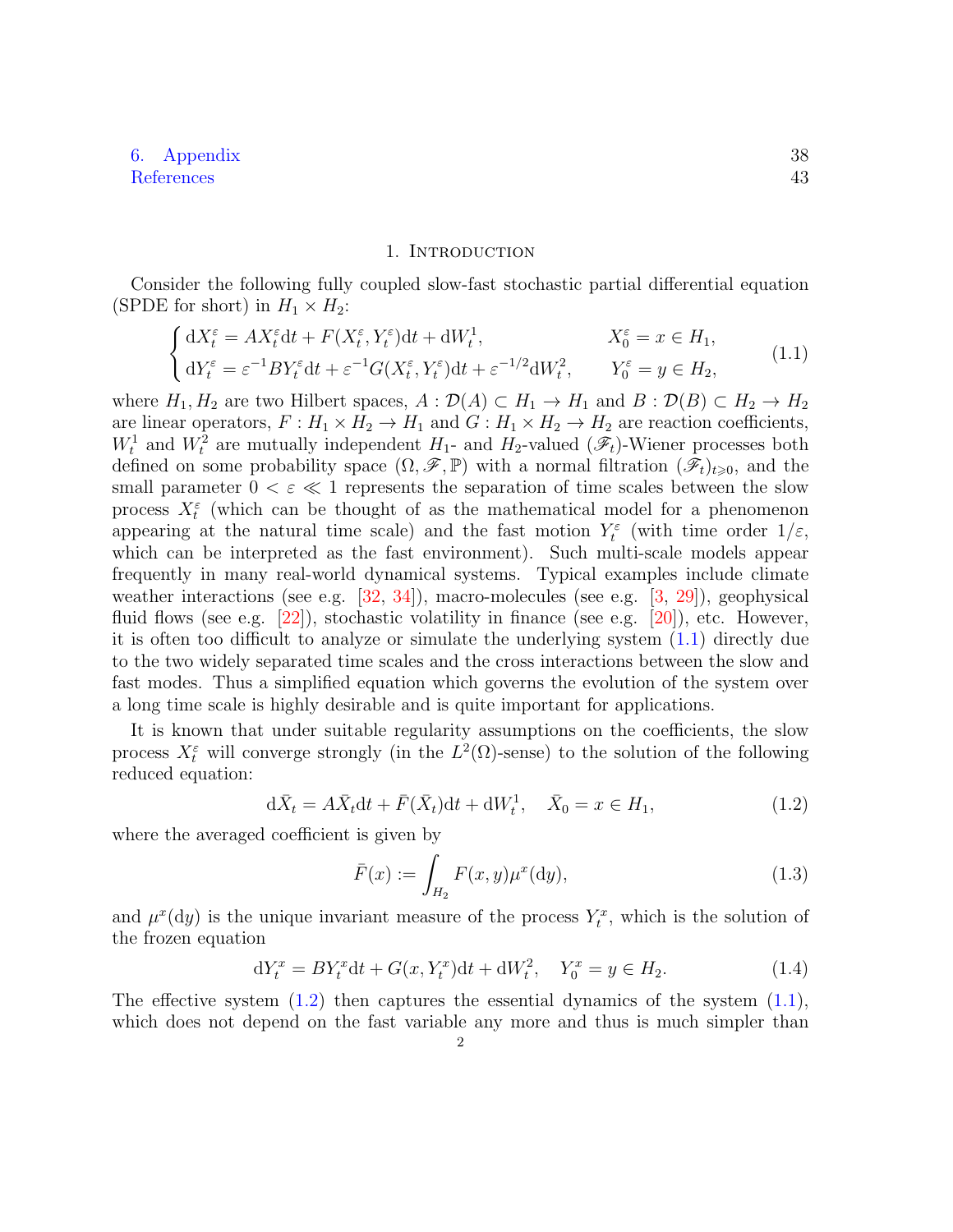6. Appendix 38

References 43

## 1. Introduction

Consider the following fully coupled slow-fast stochastic partial differential equation (SPDE for short) in $H_1 \times H_2$:

$$
\begin{cases} \mathrm{d}X_t^\varepsilon = AX_t^\varepsilon \mathrm{d}t + F(X_t^\varepsilon, Y_t^\varepsilon)\mathrm{d}t + \mathrm{d}W_t^1, & X_0^\varepsilon = x \in H_1, \\ \mathrm{d}Y_t^\varepsilon = \varepsilon^{-1}BY_t^\varepsilon \mathrm{d}t + \varepsilon^{-1}G(X_t^\varepsilon, Y_t^\varepsilon)\mathrm{d}t + \varepsilon^{-1/2}\mathrm{d}W_t^2, & Y_0^\varepsilon = y \in H_2, \end{cases} \tag{1.1}
$$

where $H_1, H_2$ are two Hilbert spaces, $A : \mathcal{D}(A) \subset H_1 \to H_1$ and $B : \mathcal{D}(B) \subset H_2 \to H_2$ are linear operators, $F : H_1 \times H_2 \to H_1$ and $G : H_1 \times H_2 \to H_2$ are reaction coefficients, $W_t^1$ and $W_t^2$ are mutually independent $H_1$- and $H_2$-valued $(\mathscr{F}_t)$-Wiener processes both defined on some probability space $(\Omega, \mathscr{F}, \mathbb{P})$ with a normal filtration $(\mathscr{F}_t)_{t\geqslant 0}$, and the small parameter $0 < \varepsilon \ll 1$ represents the separation of time scales between the slow process $X_t^\varepsilon$ (which can be thought of as the mathematical model for a phenomenon appearing at the natural time scale) and the fast motion $Y_t^\varepsilon$ (with time order $1/\varepsilon$, which can be interpreted as the fast environment). Such multi-scale models appear frequently in many real-world dynamical systems. Typical examples include climate weather interactions (see e.g. [32, 34]), macro-molecules (see e.g. [3, 29]), geophysical fluid flows (see e.g. [22]), stochastic volatility in finance (see e.g. [20]), etc. However, it is often too difficult to analyze or simulate the underlying system (1.1) directly due to the two widely separated time scales and the cross interactions between the slow and fast modes. Thus a simplified equation which governs the evolution of the system over a long time scale is highly desirable and is quite important for applications.

It is known that under suitable regularity assumptions on the coefficients, the slow process $X_t^\varepsilon$ will converge strongly (in the $L^2(\Omega)$-sense) to the solution of the following reduced equation:

$$
\mathrm{d}\bar{X}_t = A\bar{X}_t \mathrm{d}t + \bar{F}(\bar{X}_t)\mathrm{d}t + \mathrm{d}W_t^1, \quad \bar{X}_0 = x \in H_1, \tag{1.2}
$$

where the averaged coefficient is given by

$$
\bar{F}(x) := \int_{H_2} F(x, y)\mu^x(\mathrm{d}y), \tag{1.3}
$$

and $\mu^x(\mathrm{d}y)$ is the unique invariant measure of the process $Y_t^x$, which is the solution of the frozen equation

$$
\mathrm{d}Y_t^x = BY_t^x \mathrm{d}t + G(x, Y_t^x)\mathrm{d}t + \mathrm{d}W_t^2, \quad Y_0^x = y \in H_2. \tag{1.4}
$$

The effective system (1.2) then captures the essential dynamics of the system (1.1), which does not depend on the fast variable any more and thus is much simpler than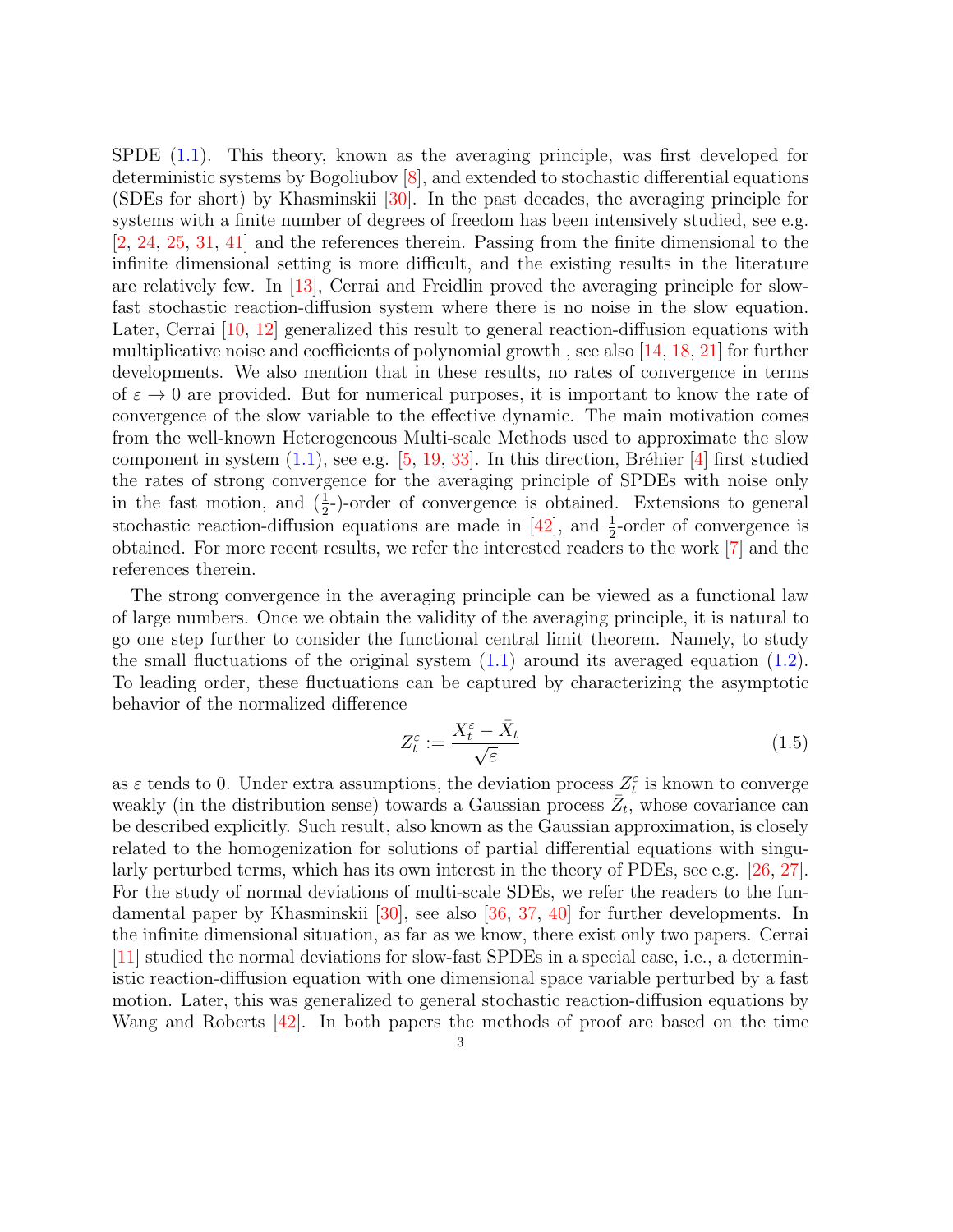SPDE (1.1). This theory, known as the averaging principle, was first developed for deterministic systems by Bogoliubov [8], and extended to stochastic differential equations (SDEs for short) by Khasminskii [30]. In the past decades, the averaging principle for systems with a finite number of degrees of freedom has been intensively studied, see e.g. [2, 24, 25, 31, 41] and the references therein. Passing from the finite dimensional to the infinite dimensional setting is more difficult, and the existing results in the literature are relatively few. In [13], Cerrai and Freidlin proved the averaging principle for slow-fast stochastic reaction-diffusion system where there is no noise in the slow equation. Later, Cerrai [10, 12] generalized this result to general reaction-diffusion equations with multiplicative noise and coefficients of polynomial growth , see also [14, 18, 21] for further developments. We also mention that in these results, no rates of convergence in terms of $\varepsilon \to 0$ are provided. But for numerical purposes, it is important to know the rate of convergence of the slow variable to the effective dynamic. The main motivation comes from the well-known Heterogeneous Multi-scale Methods used to approximate the slow component in system (1.1), see e.g. [5, 19, 33]. In this direction, Bréhier [4] first studied the rates of strong convergence for the averaging principle of SPDEs with noise only in the fast motion, and ($\frac{1}{2}$-)-order of convergence is obtained. Extensions to general stochastic reaction-diffusion equations are made in [42], and $\frac{1}{2}$-order of convergence is obtained. For more recent results, we refer the interested readers to the work [7] and the references therein.

The strong convergence in the averaging principle can be viewed as a functional law of large numbers. Once we obtain the validity of the averaging principle, it is natural to go one step further to consider the functional central limit theorem. Namely, to study the small fluctuations of the original system (1.1) around its averaged equation (1.2). To leading order, these fluctuations can be captured by characterizing the asymptotic behavior of the normalized difference

$$Z_t^\varepsilon := \frac{X_t^\varepsilon - \bar{X}_t}{\sqrt{\varepsilon}} \tag{1.5}$$

as $\varepsilon$ tends to 0. Under extra assumptions, the deviation process $Z_t^\varepsilon$ is known to converge weakly (in the distribution sense) towards a Gaussian process $\bar{Z}_t$, whose covariance can be described explicitly. Such result, also known as the Gaussian approximation, is closely related to the homogenization for solutions of partial differential equations with singularly perturbed terms, which has its own interest in the theory of PDEs, see e.g. [26, 27]. For the study of normal deviations of multi-scale SDEs, we refer the readers to the fundamental paper by Khasminskii [30], see also [36, 37, 40] for further developments. In the infinite dimensional situation, as far as we know, there exist only two papers. Cerrai [11] studied the normal deviations for slow-fast SPDEs in a special case, i.e., a deterministic reaction-diffusion equation with one dimensional space variable perturbed by a fast motion. Later, this was generalized to general stochastic reaction-diffusion equations by Wang and Roberts [42]. In both papers the methods of proof are based on the time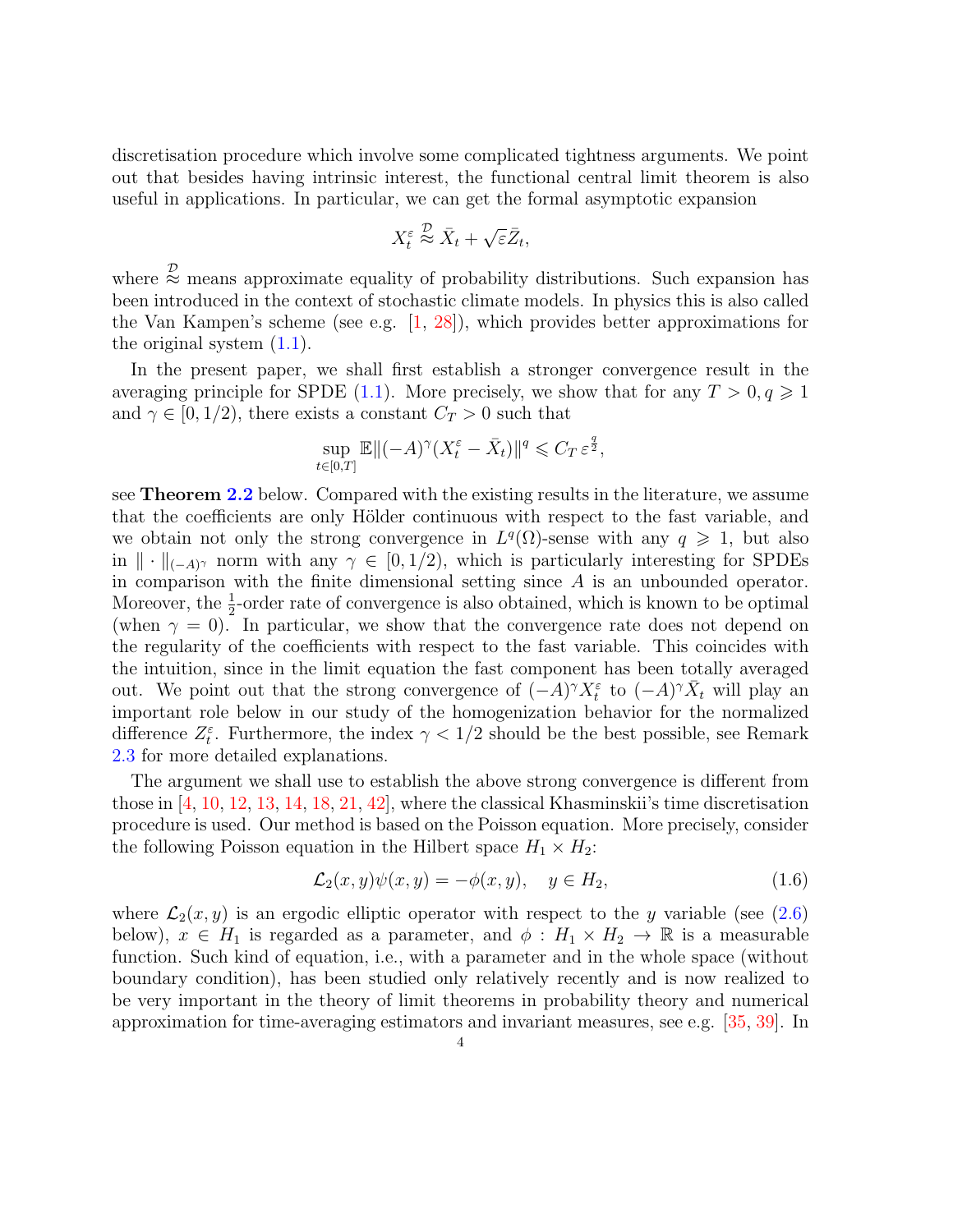discretisation procedure which involve some complicated tightness arguments. We point out that besides having intrinsic interest, the functional central limit theorem is also useful in applications. In particular, we can get the formal asymptotic expansion

$$X_t^\varepsilon \overset{\mathcal{D}}{\approx} \bar{X}_t + \sqrt{\varepsilon}\bar{Z}_t,$$

where $\overset{\mathcal{D}}{\approx}$ means approximate equality of probability distributions. Such expansion has been introduced in the context of stochastic climate models. In physics this is also called the Van Kampen's scheme (see e.g. [1, 28]), which provides better approximations for the original system (1.1).

In the present paper, we shall first establish a stronger convergence result in the averaging principle for SPDE (1.1). More precisely, we show that for any $T > 0, q \geqslant 1$ and $\gamma \in [0, 1/2)$, there exists a constant $C_T > 0$ such that

$$\sup_{t\in[0,T]} \mathbb{E}\|(-A)^\gamma (X_t^\varepsilon - \bar{X}_t)\|^q \leqslant C_T\, \varepsilon^{\frac{q}{2}},$$

see **Theorem 2.2** below. Compared with the existing results in the literature, we assume that the coefficients are only Hölder continuous with respect to the fast variable, and we obtain not only the strong convergence in $L^q(\Omega)$-sense with any $q \geqslant 1$, but also in $\|\cdot\|_{(-A)^\gamma}$ norm with any $\gamma \in [0, 1/2)$, which is particularly interesting for SPDEs in comparison with the finite dimensional setting since $A$ is an unbounded operator. Moreover, the $\frac{1}{2}$-order rate of convergence is also obtained, which is known to be optimal (when $\gamma = 0$). In particular, we show that the convergence rate does not depend on the regularity of the coefficients with respect to the fast variable. This coincides with the intuition, since in the limit equation the fast component has been totally averaged out. We point out that the strong convergence of $(-A)^\gamma X_t^\varepsilon$ to $(-A)^\gamma \bar{X}_t$ will play an important role below in our study of the homogenization behavior for the normalized difference $Z_t^\varepsilon$. Furthermore, the index $\gamma < 1/2$ should be the best possible, see Remark 2.3 for more detailed explanations.

The argument we shall use to establish the above strong convergence is different from those in [4, 10, 12, 13, 14, 18, 21, 42], where the classical Khasminskii's time discretisation procedure is used. Our method is based on the Poisson equation. More precisely, consider the following Poisson equation in the Hilbert space $H_1 \times H_2$:

$$\mathcal{L}_2(x, y)\psi(x, y) = -\phi(x, y), \quad y \in H_2, \tag{1.6}$$

where $\mathcal{L}_2(x, y)$ is an ergodic elliptic operator with respect to the $y$ variable (see (2.6) below), $x \in H_1$ is regarded as a parameter, and $\phi : H_1 \times H_2 \to \mathbb{R}$ is a measurable function. Such kind of equation, i.e., with a parameter and in the whole space (without boundary condition), has been studied only relatively recently and is now realized to be very important in the theory of limit theorems in probability theory and numerical approximation for time-averaging estimators and invariant measures, see e.g. [35, 39]. In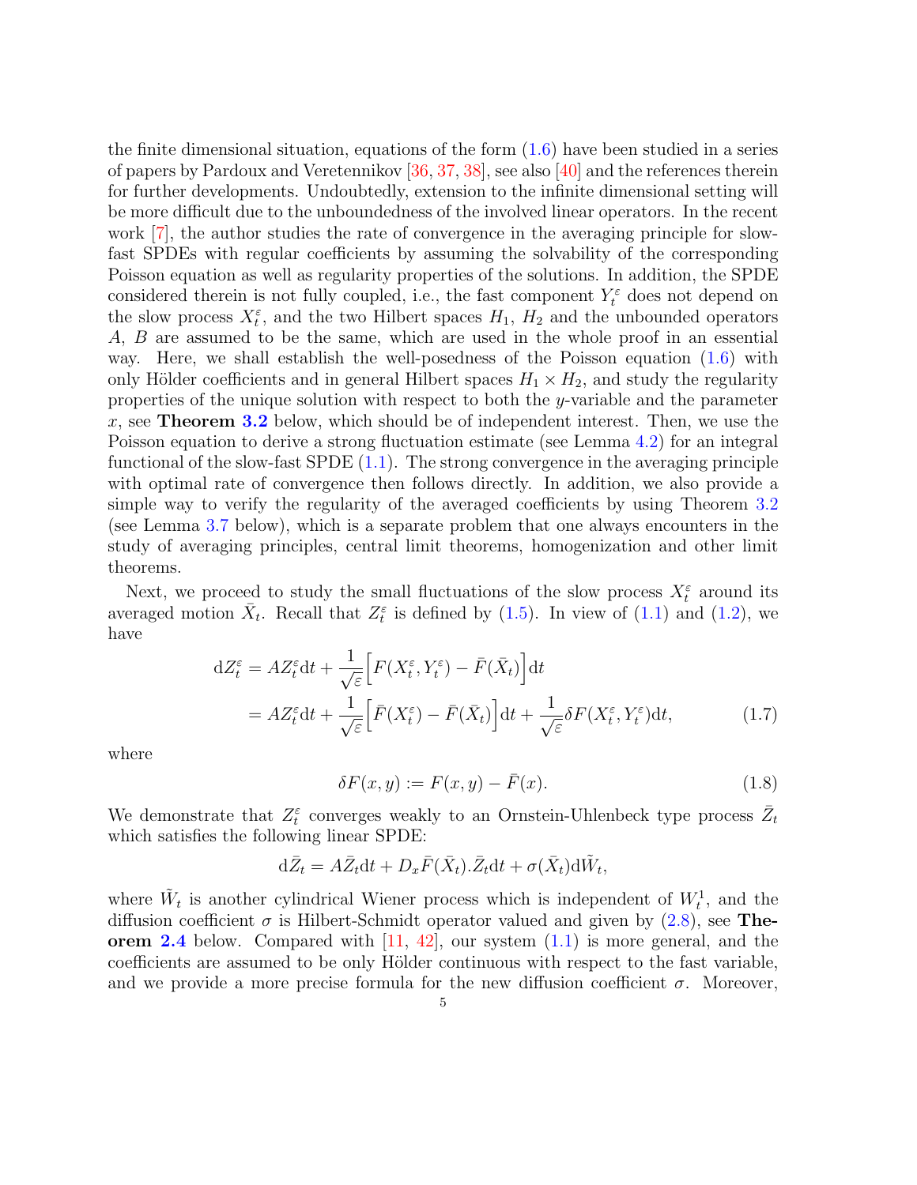the finite dimensional situation, equations of the form (1.6) have been studied in a series of papers by Pardoux and Veretennikov [36, 37, 38], see also [40] and the references therein for further developments. Undoubtedly, extension to the infinite dimensional setting will be more difficult due to the unboundedness of the involved linear operators. In the recent work [7], the author studies the rate of convergence in the averaging principle for slow-fast SPDEs with regular coefficients by assuming the solvability of the corresponding Poisson equation as well as regularity properties of the solutions. In addition, the SPDE considered therein is not fully coupled, i.e., the fast component $Y_t^\varepsilon$ does not depend on the slow process $X_t^\varepsilon$, and the two Hilbert spaces $H_1$, $H_2$ and the unbounded operators $A$, $B$ are assumed to be the same, which are used in the whole proof in an essential way. Here, we shall establish the well-posedness of the Poisson equation (1.6) with only Hölder coefficients and in general Hilbert spaces $H_1 \times H_2$, and study the regularity properties of the unique solution with respect to both the $y$-variable and the parameter $x$, see **Theorem 3.2** below, which should be of independent interest. Then, we use the Poisson equation to derive a strong fluctuation estimate (see Lemma 4.2) for an integral functional of the slow-fast SPDE (1.1). The strong convergence in the averaging principle with optimal rate of convergence then follows directly. In addition, we also provide a simple way to verify the regularity of the averaged coefficients by using Theorem 3.2 (see Lemma 3.7 below), which is a separate problem that one always encounters in the study of averaging principles, central limit theorems, homogenization and other limit theorems.

Next, we proceed to study the small fluctuations of the slow process $X_t^\varepsilon$ around its averaged motion $\bar{X}_t$. Recall that $Z_t^\varepsilon$ is defined by (1.5). In view of (1.1) and (1.2), we have

$$
\begin{aligned}
\mathrm{d}Z_t^\varepsilon &= AZ_t^\varepsilon \mathrm{d}t + \frac{1}{\sqrt{\varepsilon}}\Big[F(X_t^\varepsilon, Y_t^\varepsilon) - \bar{F}(\bar{X}_t)\Big]\mathrm{d}t \\
&= AZ_t^\varepsilon \mathrm{d}t + \frac{1}{\sqrt{\varepsilon}}\Big[\bar{F}(X_t^\varepsilon) - \bar{F}(\bar{X}_t)\Big]\mathrm{d}t + \frac{1}{\sqrt{\varepsilon}}\delta F(X_t^\varepsilon, Y_t^\varepsilon)\mathrm{d}t,
\end{aligned}
\tag{1.7}
$$

where

$$
\delta F(x,y) := F(x,y) - \bar{F}(x). \tag{1.8}
$$

We demonstrate that $Z_t^\varepsilon$ converges weakly to an Ornstein-Uhlenbeck type process $\bar{Z}_t$ which satisfies the following linear SPDE:

$$
\mathrm{d}\bar{Z}_t = A\bar{Z}_t\mathrm{d}t + D_x\bar{F}(\bar{X}_t).\bar{Z}_t\mathrm{d}t + \sigma(\bar{X}_t)\mathrm{d}\tilde{W}_t,
$$

where $\tilde{W}_t$ is another cylindrical Wiener process which is independent of $W_t^1$, and the diffusion coefficient $\sigma$ is Hilbert-Schmidt operator valued and given by (2.8), see **Theorem 2.4** below. Compared with [11, 42], our system (1.1) is more general, and the coefficients are assumed to be only Hölder continuous with respect to the fast variable, and we provide a more precise formula for the new diffusion coefficient $\sigma$. Moreover,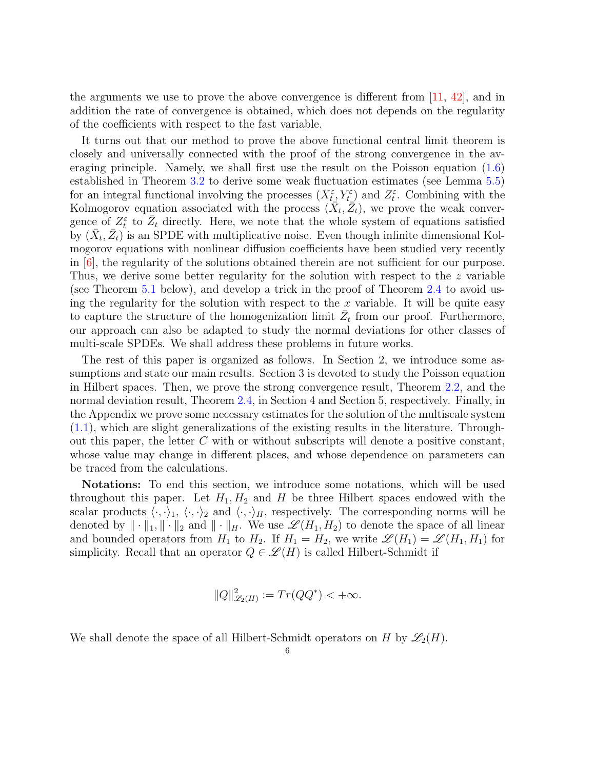the arguments we use to prove the above convergence is different from [11, 42], and in addition the rate of convergence is obtained, which does not depends on the regularity of the coefficients with respect to the fast variable.

It turns out that our method to prove the above functional central limit theorem is closely and universally connected with the proof of the strong convergence in the averaging principle. Namely, we shall first use the result on the Poisson equation (1.6) established in Theorem 3.2 to derive some weak fluctuation estimates (see Lemma 5.5) for an integral functional involving the processes $(X_t^\varepsilon, Y_t^\varepsilon)$ and $Z_t^\varepsilon$. Combining with the Kolmogorov equation associated with the process $(\bar{X}_t, \bar{Z}_t)$, we prove the weak convergence of $Z_t^\varepsilon$ to $\bar{Z}_t$ directly. Here, we note that the whole system of equations satisfied by $(\bar{X}_t, \bar{Z}_t)$ is an SPDE with multiplicative noise. Even though infinite dimensional Kolmogorov equations with nonlinear diffusion coefficients have been studied very recently in [6], the regularity of the solutions obtained therein are not sufficient for our purpose. Thus, we derive some better regularity for the solution with respect to the $z$ variable (see Theorem 5.1 below), and develop a trick in the proof of Theorem 2.4 to avoid using the regularity for the solution with respect to the $x$ variable. It will be quite easy to capture the structure of the homogenization limit $\bar{Z}_t$ from our proof. Furthermore, our approach can also be adapted to study the normal deviations for other classes of multi-scale SPDEs. We shall address these problems in future works.

The rest of this paper is organized as follows. In Section 2, we introduce some assumptions and state our main results. Section 3 is devoted to study the Poisson equation in Hilbert spaces. Then, we prove the strong convergence result, Theorem 2.2, and the normal deviation result, Theorem 2.4, in Section 4 and Section 5, respectively. Finally, in the Appendix we prove some necessary estimates for the solution of the multiscale system (1.1), which are slight generalizations of the existing results in the literature. Throughout this paper, the letter $C$ with or without subscripts will denote a positive constant, whose value may change in different places, and whose dependence on parameters can be traced from the calculations.

**Notations:** To end this section, we introduce some notations, which will be used throughout this paper. Let $H_1, H_2$ and $H$ be three Hilbert spaces endowed with the scalar products $\langle\cdot,\cdot\rangle_1$, $\langle\cdot,\cdot\rangle_2$ and $\langle\cdot,\cdot\rangle_H$, respectively. The corresponding norms will be denoted by $\|\cdot\|_1$, $\|\cdot\|_2$ and $\|\cdot\|_H$. We use $\mathscr{L}(H_1, H_2)$ to denote the space of all linear and bounded operators from $H_1$ to $H_2$. If $H_1 = H_2$, we write $\mathscr{L}(H_1) = \mathscr{L}(H_1, H_1)$ for simplicity. Recall that an operator $Q \in \mathscr{L}(H)$ is called Hilbert-Schmidt if

$$\|Q\|^2_{\mathscr{L}_2(H)} := Tr(QQ^*) < +\infty.$$

We shall denote the space of all Hilbert-Schmidt operators on $H$ by $\mathscr{L}_2(H)$.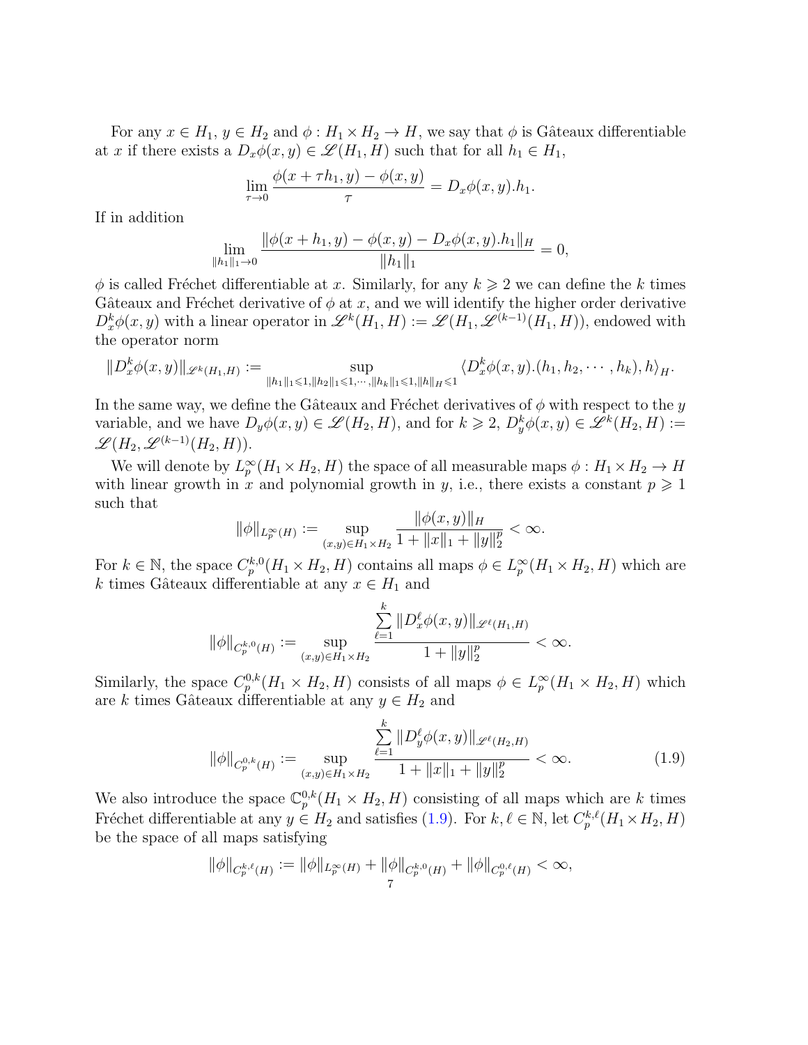For any $x \in H_1$, $y \in H_2$ and $\phi : H_1 \times H_2 \to H$, we say that $\phi$ is Gâteaux differentiable at $x$ if there exists a $D_x\phi(x, y) \in \mathscr{L}(H_1, H)$ such that for all $h_1 \in H_1$,

$$\lim_{\tau \to 0} \frac{\phi(x + \tau h_1, y) - \phi(x, y)}{\tau} = D_x\phi(x, y).h_1.$$

If in addition

$$\lim_{\|h_1\|_1 \to 0} \frac{\|\phi(x + h_1, y) - \phi(x, y) - D_x\phi(x, y).h_1\|_H}{\|h_1\|_1} = 0,$$

$\phi$ is called Fréchet differentiable at $x$. Similarly, for any $k \geqslant 2$ we can define the $k$ times Gâteaux and Fréchet derivative of $\phi$ at $x$, and we will identify the higher order derivative $D_x^k\phi(x, y)$ with a linear operator in $\mathscr{L}^k(H_1, H) := \mathscr{L}(H_1, \mathscr{L}^{(k-1)}(H_1, H))$, endowed with the operator norm

$$\|D_x^k\phi(x, y)\|_{\mathscr{L}^k(H_1,H)} := \sup_{\|h_1\|_1 \leqslant 1, \|h_2\|_1 \leqslant 1, \cdots, \|h_k\|_1 \leqslant 1, \|h\|_H \leqslant 1} \langle D_x^k\phi(x, y).(h_1, h_2, \cdots, h_k), h\rangle_H.$$

In the same way, we define the Gâteaux and Fréchet derivatives of $\phi$ with respect to the $y$ variable, and we have $D_y\phi(x, y) \in \mathscr{L}(H_2, H)$, and for $k \geqslant 2$, $D_y^k\phi(x, y) \in \mathscr{L}^k(H_2, H) := \mathscr{L}(H_2, \mathscr{L}^{(k-1)}(H_2, H))$.

We will denote by $L_p^\infty(H_1 \times H_2, H)$ the space of all measurable maps $\phi : H_1 \times H_2 \to H$ with linear growth in $x$ and polynomial growth in $y$, i.e., there exists a constant $p \geqslant 1$ such that

$$\|\phi\|_{L_p^\infty(H)} := \sup_{(x,y) \in H_1 \times H_2} \frac{\|\phi(x, y)\|_H}{1 + \|x\|_1 + \|y\|_2^p} < \infty.$$

For $k \in \mathbb{N}$, the space $C_p^{k,0}(H_1 \times H_2, H)$ contains all maps $\phi \in L_p^\infty(H_1 \times H_2, H)$ which are $k$ times Gâteaux differentiable at any $x \in H_1$ and

$$\|\phi\|_{C_p^{k,0}(H)} := \sup_{(x,y) \in H_1 \times H_2} \frac{\sum_{\ell=1}^{k} \|D_x^\ell\phi(x, y)\|_{\mathscr{L}^\ell(H_1,H)}}{1 + \|y\|_2^p} < \infty.$$

Similarly, the space $C_p^{0,k}(H_1 \times H_2, H)$ consists of all maps $\phi \in L_p^\infty(H_1 \times H_2, H)$ which are $k$ times Gâteaux differentiable at any $y \in H_2$ and

$$\|\phi\|_{C_p^{0,k}(H)} := \sup_{(x,y) \in H_1 \times H_2} \frac{\sum_{\ell=1}^{k} \|D_y^\ell\phi(x, y)\|_{\mathscr{L}^\ell(H_2,H)}}{1 + \|x\|_1 + \|y\|_2^p} < \infty. \tag{1.9}$$

We also introduce the space $\mathbb{C}_p^{0,k}(H_1 \times H_2, H)$ consisting of all maps which are $k$ times Fréchet differentiable at any $y \in H_2$ and satisfies (1.9). For $k, \ell \in \mathbb{N}$, let $C_p^{k,\ell}(H_1 \times H_2, H)$ be the space of all maps satisfying

$$\|\phi\|_{C_p^{k,\ell}(H)} := \|\phi\|_{L_p^\infty(H)} + \|\phi\|_{C_p^{k,0}(H)} + \|\phi\|_{C_p^{0,\ell}(H)} < \infty,$$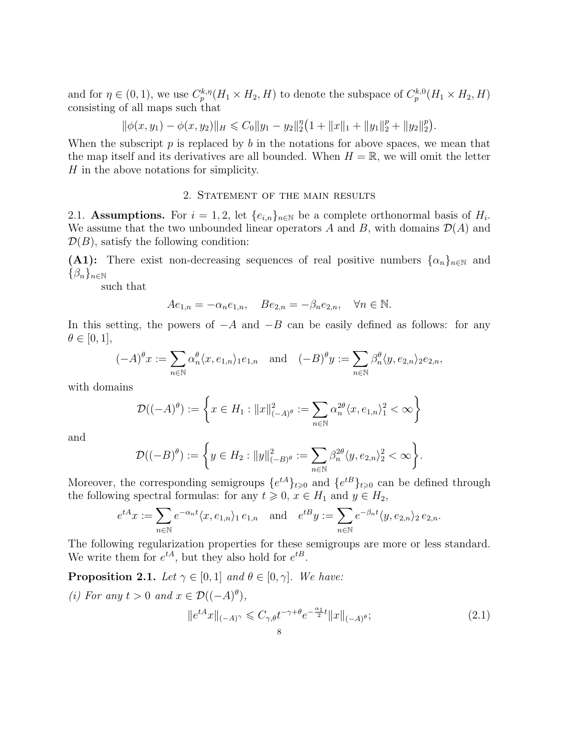and for $\eta \in (0,1)$, we use $C_p^{k,\eta}(H_1 \times H_2, H)$ to denote the subspace of $C_p^{k,0}(H_1 \times H_2, H)$ consisting of all maps such that

$$\|\phi(x, y_1) - \phi(x, y_2)\|_H \leqslant C_0 \|y_1 - y_2\|_2^\eta \big(1 + \|x\|_1 + \|y_1\|_2^p + \|y_2\|_2^p\big).$$

When the subscript $p$ is replaced by $b$ in the notations for above spaces, we mean that the map itself and its derivatives are all bounded. When $H = \mathbb{R}$, we will omit the letter $H$ in the above notations for simplicity.

## 2. Statement of the main results

2.1. **Assumptions.** For $i = 1, 2$, let $\{e_{i,n}\}_{n\in\mathbb{N}}$ be a complete orthonormal basis of $H_i$. We assume that the two unbounded linear operators $A$ and $B$, with domains $\mathcal{D}(A)$ and $\mathcal{D}(B)$, satisfy the following condition:

**(A1):** There exist non-decreasing sequences of real positive numbers $\{\alpha_n\}_{n\in\mathbb{N}}$ and $\{\beta_n\}_{n\in\mathbb{N}}$ such that

$$Ae_{1,n} = -\alpha_n e_{1,n}, \quad Be_{2,n} = -\beta_n e_{2,n}, \quad \forall n \in \mathbb{N}.$$

In this setting, the powers of $-A$ and $-B$ can be easily defined as follows: for any $\theta \in [0,1]$,

$$(-A)^\theta x := \sum_{n\in\mathbb{N}} \alpha_n^\theta \langle x, e_{1,n}\rangle_1 e_{1,n} \quad \text{and} \quad (-B)^\theta y := \sum_{n\in\mathbb{N}} \beta_n^\theta \langle y, e_{2,n}\rangle_2 e_{2,n},$$

with domains

$$\mathcal{D}((-A)^\theta) := \left\{ x \in H_1 : \|x\|^2_{(-A)^\theta} := \sum_{n\in\mathbb{N}} \alpha_n^{2\theta} \langle x, e_{1,n}\rangle_1^2 < \infty \right\}$$

and

$$\mathcal{D}((-B)^\theta) := \left\{ y \in H_2 : \|y\|^2_{(-B)^\theta} := \sum_{n\in\mathbb{N}} \beta_n^{2\theta} \langle y, e_{2,n}\rangle_2^2 < \infty \right\}.$$

Moreover, the corresponding semigroups $\{e^{tA}\}_{t\geqslant 0}$ and $\{e^{tB}\}_{t\geqslant 0}$ can be defined through the following spectral formulas: for any $t \geqslant 0$, $x \in H_1$ and $y \in H_2$,

$$e^{tA}x := \sum_{n\in\mathbb{N}} e^{-\alpha_n t} \langle x, e_{1,n}\rangle_1 \, e_{1,n} \quad \text{and} \quad e^{tB}y := \sum_{n\in\mathbb{N}} e^{-\beta_n t} \langle y, e_{2,n}\rangle_2 \, e_{2,n}.$$

The following regularization properties for these semigroups are more or less standard. We write them for $e^{tA}$, but they also hold for $e^{tB}$.

**Proposition 2.1.** *Let $\gamma \in [0,1]$ and $\theta \in [0,\gamma]$. We have:*

*(i) For any $t > 0$ and $x \in \mathcal{D}((-A)^\theta)$,*

$$\|e^{tA}x\|_{(-A)^\gamma} \leqslant C_{\gamma,\theta} t^{-\gamma+\theta} e^{-\frac{\alpha_1}{2}t} \|x\|_{(-A)^\theta}; \tag{2.1}$$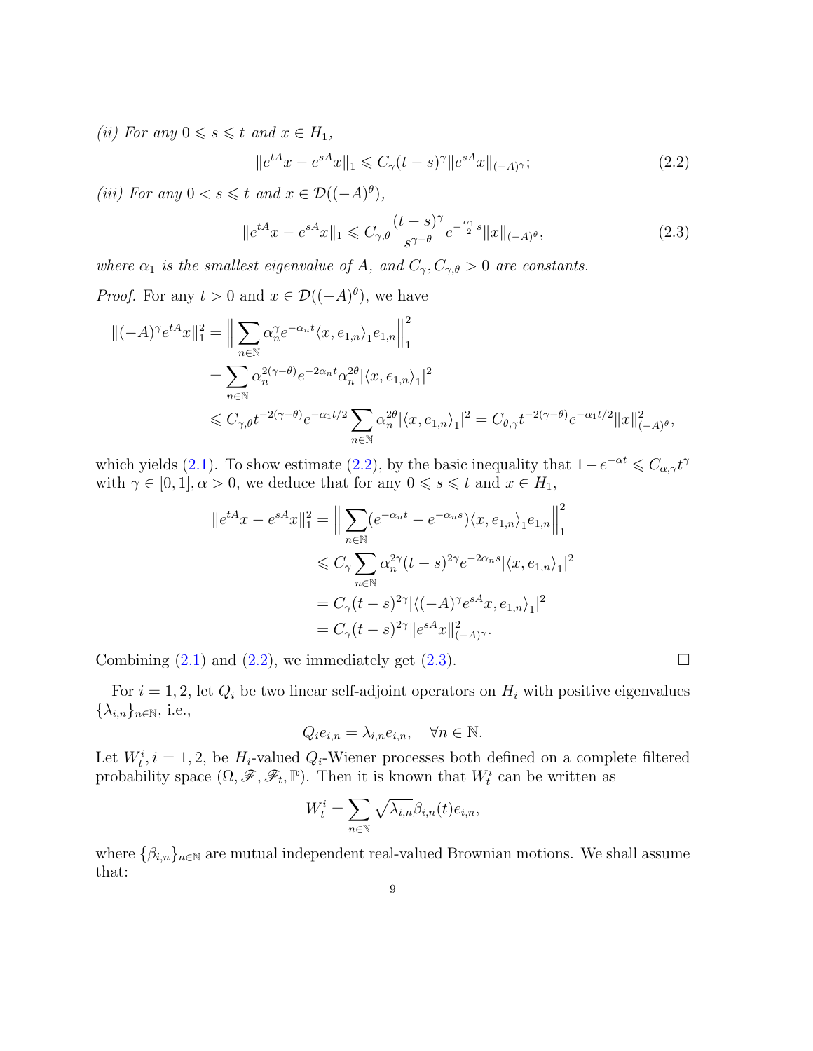*(ii) For any $0 \leqslant s \leqslant t$ and $x \in H_1$,*

$$\|e^{tA}x - e^{sA}x\|_1 \leqslant C_\gamma (t-s)^\gamma \|e^{sA}x\|_{(-A)^\gamma}; \tag{2.2}$$

*(iii) For any $0 < s \leqslant t$ and $x \in \mathcal{D}((-A)^\theta)$,*

$$\|e^{tA}x - e^{sA}x\|_1 \leqslant C_{\gamma,\theta} \frac{(t-s)^\gamma}{s^{\gamma-\theta}} e^{-\frac{\alpha_1}{2}s} \|x\|_{(-A)^\theta}, \tag{2.3}$$

*where $\alpha_1$ is the smallest eigenvalue of $A$, and $C_\gamma, C_{\gamma,\theta} > 0$ are constants.*

*Proof.* For any $t > 0$ and $x \in \mathcal{D}((-A)^\theta)$, we have

$$\begin{aligned}
\|(-A)^\gamma e^{tA}x\|_1^2 &= \Big\| \sum_{n\in\mathbb{N}} \alpha_n^\gamma e^{-\alpha_n t} \langle x, e_{1,n}\rangle_1 e_{1,n} \Big\|_1^2 \\
&= \sum_{n\in\mathbb{N}} \alpha_n^{2(\gamma-\theta)} e^{-2\alpha_n t} \alpha_n^{2\theta} |\langle x, e_{1,n}\rangle_1|^2 \\
&\leqslant C_{\gamma,\theta} t^{-2(\gamma-\theta)} e^{-\alpha_1 t/2} \sum_{n\in\mathbb{N}} \alpha_n^{2\theta} |\langle x, e_{1,n}\rangle_1|^2 = C_{\theta,\gamma} t^{-2(\gamma-\theta)} e^{-\alpha_1 t/2} \|x\|_{(-A)^\theta}^2,
\end{aligned}$$

which yields (2.1). To show estimate (2.2), by the basic inequality that $1 - e^{-\alpha t} \leqslant C_{\alpha,\gamma} t^\gamma$ with $\gamma \in [0,1], \alpha > 0$, we deduce that for any $0 \leqslant s \leqslant t$ and $x \in H_1$,

$$\begin{aligned}
\|e^{tA}x - e^{sA}x\|_1^2 &= \Big\| \sum_{n\in\mathbb{N}} (e^{-\alpha_n t} - e^{-\alpha_n s}) \langle x, e_{1,n}\rangle_1 e_{1,n} \Big\|_1^2 \\
&\leqslant C_\gamma \sum_{n\in\mathbb{N}} \alpha_n^{2\gamma} (t-s)^{2\gamma} e^{-2\alpha_n s} |\langle x, e_{1,n}\rangle_1|^2 \\
&= C_\gamma (t-s)^{2\gamma} |\langle (-A)^\gamma e^{sA}x, e_{1,n}\rangle_1|^2 \\
&= C_\gamma (t-s)^{2\gamma} \|e^{sA}x\|_{(-A)^\gamma}^2.
\end{aligned}$$

Combining (2.1) and (2.2), we immediately get (2.3). □

For $i = 1, 2$, let $Q_i$ be two linear self-adjoint operators on $H_i$ with positive eigenvalues $\{\lambda_{i,n}\}_{n\in\mathbb{N}}$, i.e.,

$$Q_i e_{i,n} = \lambda_{i,n} e_{i,n}, \quad \forall n \in \mathbb{N}.$$

Let $W_t^i, i = 1, 2$, be $H_i$-valued $Q_i$-Wiener processes both defined on a complete filtered probability space $(\Omega, \mathscr{F}, \mathscr{F}_t, \mathbb{P})$. Then it is known that $W_t^i$ can be written as

$$W_t^i = \sum_{n\in\mathbb{N}} \sqrt{\lambda_{i,n}} \beta_{i,n}(t) e_{i,n},$$

where $\{\beta_{i,n}\}_{n\in\mathbb{N}}$ are mutual independent real-valued Brownian motions. We shall assume that: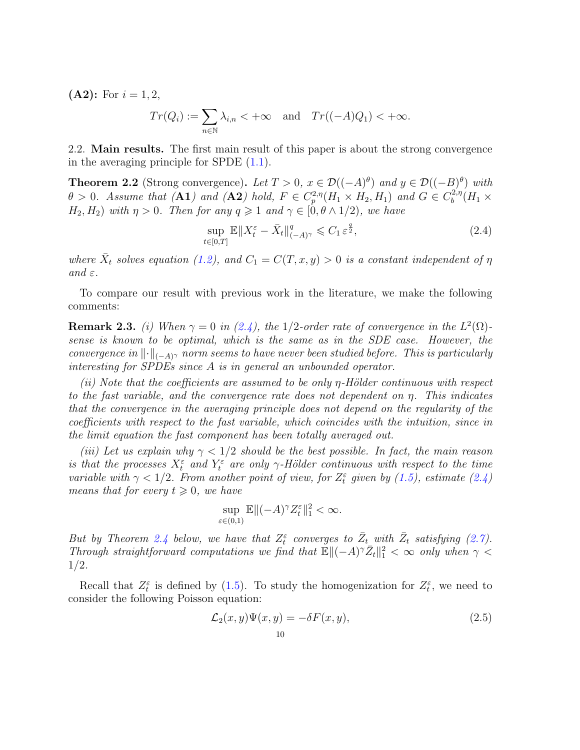**(A2):** For $i = 1, 2$,

$$Tr(Q_i) := \sum_{n\in\mathbb{N}} \lambda_{i,n} < +\infty \quad \text{and} \quad Tr((-A)Q_1) < +\infty.$$

2.2. **Main results.** The first main result of this paper is about the strong convergence in the averaging principle for SPDE (1.1).

**Theorem 2.2** (Strong convergence). *Let $T > 0$, $x \in \mathcal{D}((-A)^\theta)$ and $y \in \mathcal{D}((-B)^\theta)$ with $\theta > 0$. Assume that* (**A1**) *and* (**A2**) *hold, $F \in C_p^{2,\eta}(H_1 \times H_2, H_1)$ and $G \in C_b^{2,\eta}(H_1 \times H_2, H_2)$ with $\eta > 0$. Then for any $q \geqslant 1$ and $\gamma \in [0, \theta \wedge 1/2)$, we have*

$$\sup_{t\in[0,T]} \mathbb{E}\|X_t^\varepsilon - \bar{X}_t\|_{(-A)^\gamma}^q \leqslant C_1\, \varepsilon^{\frac{q}{2}}, \tag{2.4}$$

*where $\bar{X}_t$ solves equation (1.2), and $C_1 = C(T, x, y) > 0$ is a constant independent of $\eta$ and $\varepsilon$.*

To compare our result with previous work in the literature, we make the following comments:

**Remark 2.3.** *(i) When $\gamma = 0$ in (2.4), the 1/2-order rate of convergence in the $L^2(\Omega)$-sense is known to be optimal, which is the same as in the SDE case. However, the convergence in $\|\cdot\|_{(-A)^\gamma}$ norm seems to have never been studied before. This is particularly interesting for SPDEs since $A$ is in general an unbounded operator.*

*(ii) Note that the coefficients are assumed to be only $\eta$-Hölder continuous with respect to the fast variable, and the convergence rate does not dependent on $\eta$. This indicates that the convergence in the averaging principle does not depend on the regularity of the coefficients with respect to the fast variable, which coincides with the intuition, since in the limit equation the fast component has been totally averaged out.*

*(iii) Let us explain why $\gamma < 1/2$ should be the best possible. In fact, the main reason is that the processes $X_t^\varepsilon$ and $Y_t^\varepsilon$ are only $\gamma$-Hölder continuous with respect to the time variable with $\gamma < 1/2$. From another point of view, for $Z_t^\varepsilon$ given by (1.5), estimate (2.4) means that for every $t \geqslant 0$, we have*

$$\sup_{\varepsilon\in(0,1)} \mathbb{E}\|(-A)^\gamma Z_t^\varepsilon\|_1^2 < \infty.$$

*But by Theorem 2.4 below, we have that $Z_t^\varepsilon$ converges to $\bar{Z}_t$ with $\bar{Z}_t$ satisfying (2.7). Through straightforward computations we find that $\mathbb{E}\|(-A)^\gamma \bar{Z}_t\|_1^2 < \infty$ only when $\gamma < 1/2$.*

Recall that $Z_t^\varepsilon$ is defined by (1.5). To study the homogenization for $Z_t^\varepsilon$, we need to consider the following Poisson equation:

$$\mathcal{L}_2(x, y)\Psi(x, y) = -\delta F(x, y), \tag{2.5}$$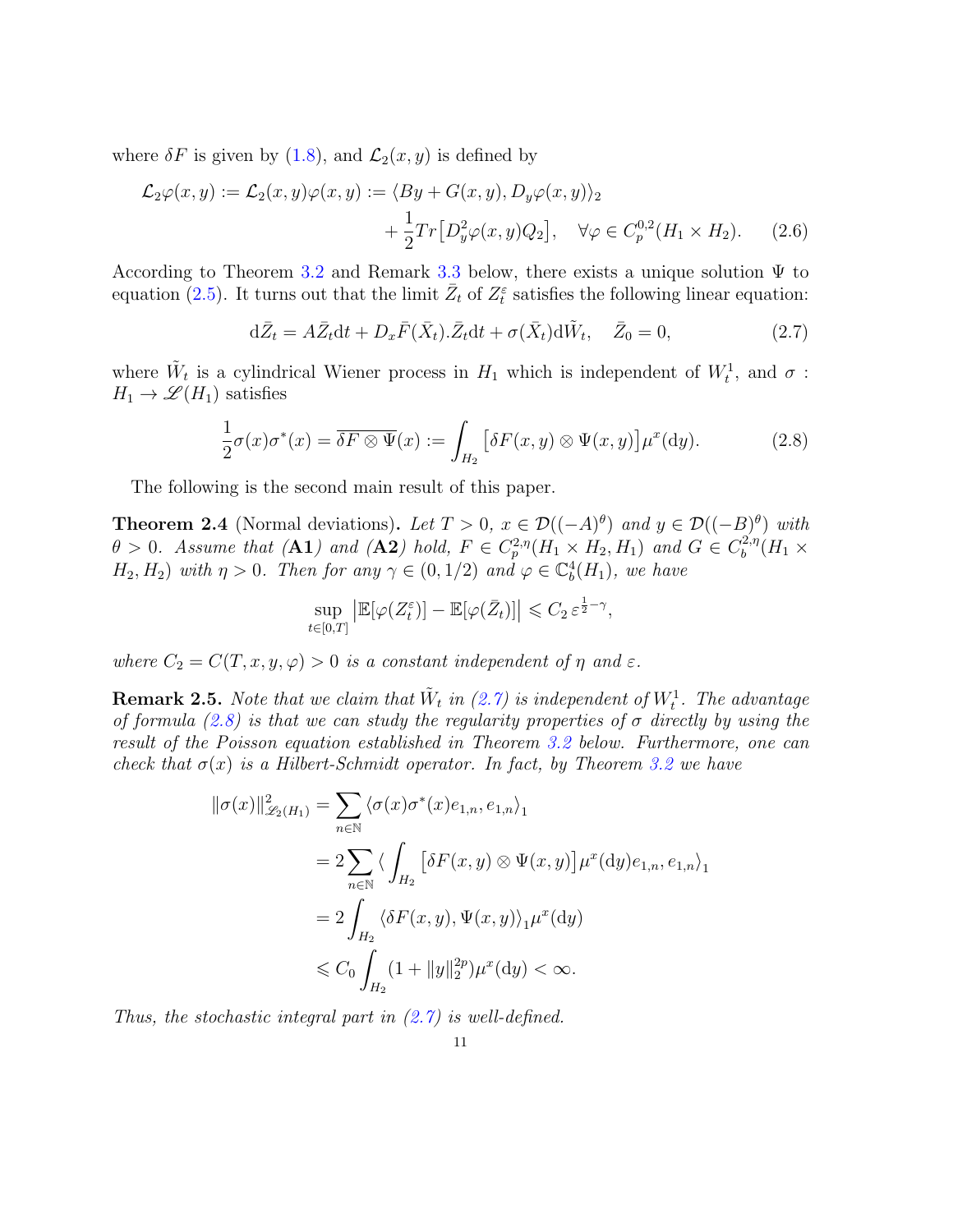where $\delta F$ is given by (1.8), and $\mathcal{L}_2(x,y)$ is defined by

$$
\begin{aligned}
\mathcal{L}_2\varphi(x,y) := \mathcal{L}_2(x,y)\varphi(x,y) &:= \langle By + G(x,y), D_y\varphi(x,y)\rangle_2 \\
&\quad + \frac{1}{2}Tr\big[D_y^2\varphi(x,y)Q_2\big], \quad \forall \varphi \in C_p^{0,2}(H_1\times H_2). \qquad (2.6)
\end{aligned}
$$

According to Theorem 3.2 and Remark 3.3 below, there exists a unique solution $\Psi$ to equation (2.5). It turns out that the limit $\bar{Z}_t$ of $Z_t^\varepsilon$ satisfies the following linear equation:

$$
\mathrm{d}\bar{Z}_t = A\bar{Z}_t\mathrm{d}t + D_x\bar{F}(\bar{X}_t).\bar{Z}_t\mathrm{d}t + \sigma(\bar{X}_t)\mathrm{d}\tilde{W}_t, \quad \bar{Z}_0 = 0, \qquad (2.7)
$$

where $\tilde{W}_t$ is a cylindrical Wiener process in $H_1$ which is independent of $W_t^1$, and $\sigma : H_1 \to \mathscr{L}(H_1)$ satisfies

$$
\frac{1}{2}\sigma(x)\sigma^*(x) = \overline{\delta F \otimes \Psi}(x) := \int_{H_2}\big[\delta F(x,y)\otimes\Psi(x,y)\big]\mu^x(\mathrm{d}y). \qquad (2.8)
$$

The following is the second main result of this paper.

**Theorem 2.4** (Normal deviations)**.** *Let $T>0$, $x\in\mathcal{D}((-A)^\theta)$ and $y\in\mathcal{D}((-B)^\theta)$ with $\theta>0$. Assume that* (**A1**) *and* (**A2**) *hold, $F\in C_p^{2,\eta}(H_1\times H_2,H_1)$ and $G\in C_b^{2,\eta}(H_1\times H_2,H_2)$ with $\eta>0$. Then for any $\gamma\in(0,1/2)$ and $\varphi\in\mathbb{C}_b^4(H_1)$, we have*

$$
\sup_{t\in[0,T]}\big|\mathbb{E}[\varphi(Z_t^\varepsilon)] - \mathbb{E}[\varphi(\bar{Z}_t)]\big| \leqslant C_2\,\varepsilon^{\frac{1}{2}-\gamma},
$$

*where $C_2 = C(T,x,y,\varphi)>0$ is a constant independent of $\eta$ and $\varepsilon$.*

**Remark 2.5.** *Note that we claim that $\tilde{W}_t$ in (2.7) is independent of $W_t^1$. The advantage of formula (2.8) is that we can study the regularity properties of $\sigma$ directly by using the result of the Poisson equation established in Theorem 3.2 below. Furthermore, one can check that $\sigma(x)$ is a Hilbert-Schmidt operator. In fact, by Theorem 3.2 we have*

$$
\begin{aligned}
\|\sigma(x)\|_{\mathscr{L}_2(H_1)}^2 &= \sum_{n\in\mathbb{N}}\langle\sigma(x)\sigma^*(x)e_{1,n},e_{1,n}\rangle_1 \\
&= 2\sum_{n\in\mathbb{N}}\langle\int_{H_2}\big[\delta F(x,y)\otimes\Psi(x,y)\big]\mu^x(\mathrm{d}y)e_{1,n},e_{1,n}\rangle_1 \\
&= 2\int_{H_2}\langle\delta F(x,y),\Psi(x,y)\rangle_1\mu^x(\mathrm{d}y) \\
&\leqslant C_0\int_{H_2}(1+\|y\|_2^{2p})\mu^x(\mathrm{d}y) < \infty.
\end{aligned}
$$

*Thus, the stochastic integral part in (2.7) is well-defined.*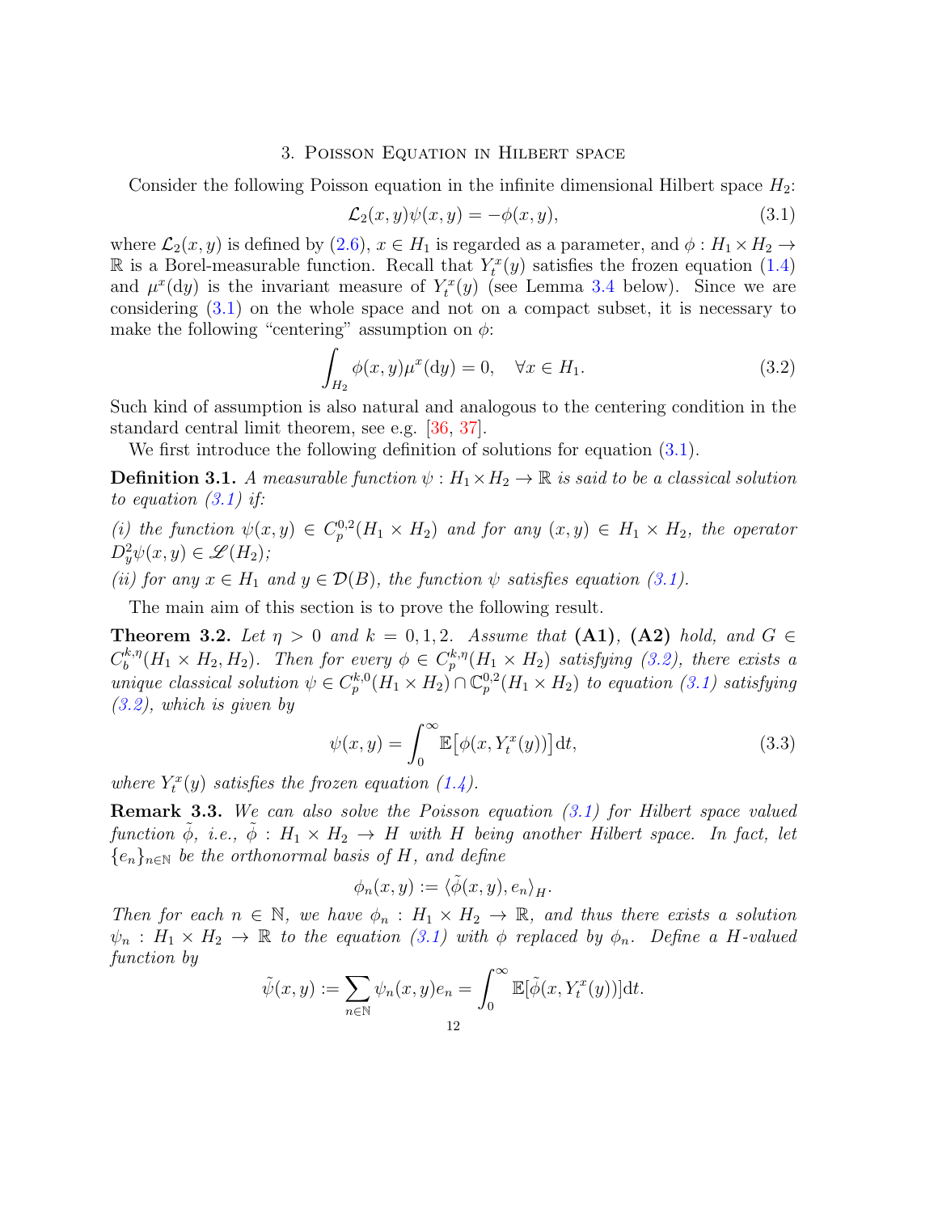## 3. Poisson Equation in Hilbert space

Consider the following Poisson equation in the infinite dimensional Hilbert space $H_2$:

$$\mathcal{L}_2(x,y)\psi(x,y) = -\phi(x,y), \tag{3.1}$$

where $\mathcal{L}_2(x,y)$ is defined by (2.6), $x \in H_1$ is regarded as a parameter, and $\phi : H_1 \times H_2 \to \mathbb{R}$ is a Borel-measurable function. Recall that $Y_t^x(y)$ satisfies the frozen equation (1.4) and $\mu^x(\mathrm{d}y)$ is the invariant measure of $Y_t^x(y)$ (see Lemma 3.4 below). Since we are considering (3.1) on the whole space and not on a compact subset, it is necessary to make the following "centering" assumption on $\phi$:

$$\int_{H_2} \phi(x,y)\mu^x(\mathrm{d}y) = 0, \quad \forall x \in H_1. \tag{3.2}$$

Such kind of assumption is also natural and analogous to the centering condition in the standard central limit theorem, see e.g. [36, 37].

We first introduce the following definition of solutions for equation (3.1).

**Definition 3.1.** *A measurable function $\psi : H_1 \times H_2 \to \mathbb{R}$ is said to be a classical solution to equation (3.1) if:*

*(i) the function $\psi(x,y) \in C_p^{0,2}(H_1 \times H_2)$ and for any $(x,y) \in H_1 \times H_2$, the operator $D_y^2\psi(x,y) \in \mathscr{L}(H_2)$;*

*(ii) for any $x \in H_1$ and $y \in \mathcal{D}(B)$, the function $\psi$ satisfies equation (3.1).*

The main aim of this section is to prove the following result.

**Theorem 3.2.** *Let $\eta > 0$ and $k = 0, 1, 2$. Assume that* **(A1)**, **(A2)** *hold, and $G \in C_b^{k,\eta}(H_1 \times H_2, H_2)$. Then for every $\phi \in C_p^{k,\eta}(H_1 \times H_2)$ satisfying (3.2), there exists a unique classical solution $\psi \in C_p^{k,0}(H_1 \times H_2) \cap \mathbb{C}_p^{0,2}(H_1 \times H_2)$ to equation (3.1) satisfying (3.2), which is given by*

$$\psi(x,y) = \int_0^\infty \mathbb{E}\big[\phi(x, Y_t^x(y))\big]\,\mathrm{d}t, \tag{3.3}$$

*where $Y_t^x(y)$ satisfies the frozen equation (1.4).*

**Remark 3.3.** *We can also solve the Poisson equation (3.1) for Hilbert space valued function $\tilde{\phi}$, i.e., $\tilde{\phi} : H_1 \times H_2 \to H$ with $H$ being another Hilbert space. In fact, let $\{e_n\}_{n\in\mathbb{N}}$ be the orthonormal basis of $H$, and define*

$$\phi_n(x,y) := \langle \tilde{\phi}(x,y), e_n \rangle_H.$$

*Then for each $n \in \mathbb{N}$, we have $\phi_n : H_1 \times H_2 \to \mathbb{R}$, and thus there exists a solution $\psi_n : H_1 \times H_2 \to \mathbb{R}$ to the equation (3.1) with $\phi$ replaced by $\phi_n$. Define a $H$-valued function by*

$$\tilde{\psi}(x,y) := \sum_{n\in\mathbb{N}} \psi_n(x,y)e_n = \int_0^\infty \mathbb{E}[\tilde{\phi}(x, Y_t^x(y))]\mathrm{d}t.$$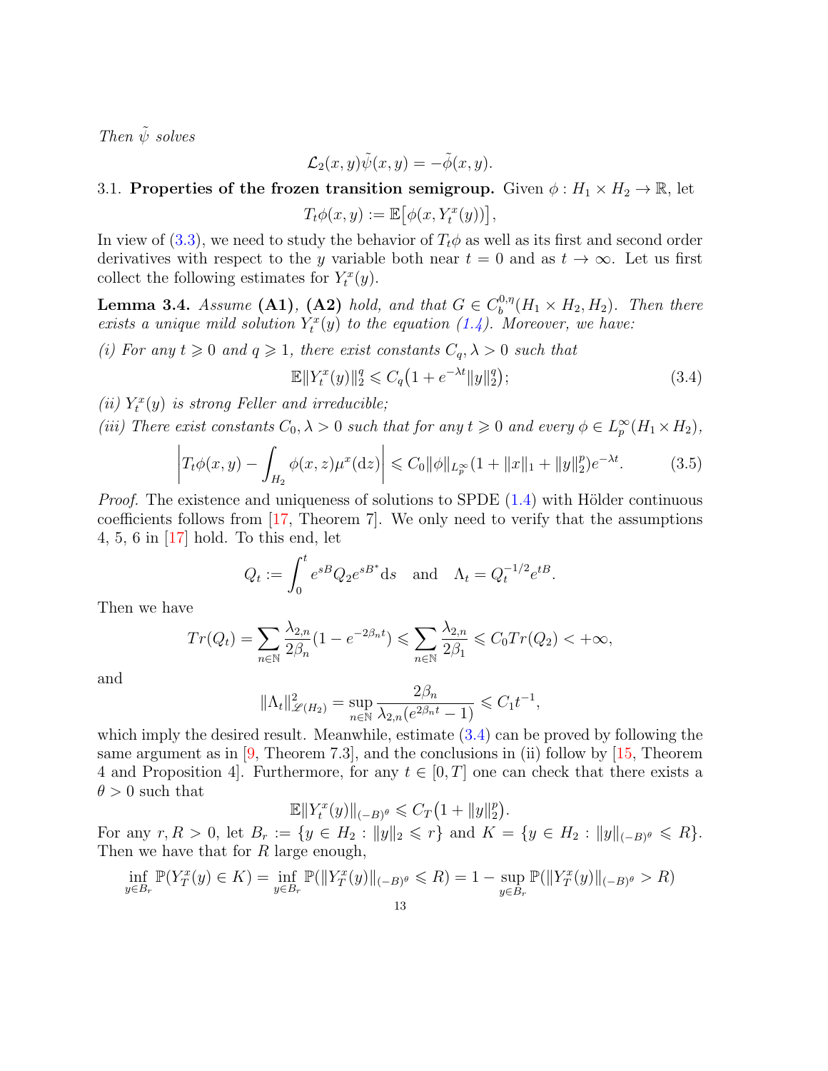*Then* $\tilde{\psi}$ *solves*

$$\mathcal{L}_2(x,y)\tilde{\psi}(x,y) = -\tilde{\phi}(x,y).$$

3.1. **Properties of the frozen transition semigroup.** Given $\phi : H_1 \times H_2 \to \mathbb{R}$, let

$$T_t\phi(x,y) := \mathbb{E}\big[\phi(x, Y_t^x(y))\big],$$

In view of (3.3), we need to study the behavior of $T_t\phi$ as well as its first and second order derivatives with respect to the $y$ variable both near $t = 0$ and as $t \to \infty$. Let us first collect the following estimates for $Y_t^x(y)$.

**Lemma 3.4.** *Assume* **(A1)**, **(A2)** *hold, and that* $G \in C_b^{0,\eta}(H_1 \times H_2, H_2)$. *Then there exists a unique mild solution* $Y_t^x(y)$ *to the equation (1.4). Moreover, we have:*

*(i) For any* $t \geqslant 0$ *and* $q \geqslant 1$, *there exist constants* $C_q, \lambda > 0$ *such that*

$$\mathbb{E}\|Y_t^x(y)\|_2^q \leqslant C_q\big(1 + e^{-\lambda t}\|y\|_2^q\big); \tag{3.4}$$

*(ii)* $Y_t^x(y)$ *is strong Feller and irreducible;*

*(iii) There exist constants* $C_0, \lambda > 0$ *such that for any* $t \geqslant 0$ *and every* $\phi \in L_p^\infty(H_1 \times H_2)$,

$$\left| T_t\phi(x,y) - \int_{H_2} \phi(x,z)\mu^x(\mathrm{d}z) \right| \leqslant C_0\|\phi\|_{L_p^\infty}(1 + \|x\|_1 + \|y\|_2^p)e^{-\lambda t}. \tag{3.5}$$

*Proof.* The existence and uniqueness of solutions to SPDE (1.4) with Hölder continuous coefficients follows from [17, Theorem 7]. We only need to verify that the assumptions 4, 5, 6 in [17] hold. To this end, let

$$Q_t := \int_0^t e^{sB} Q_2 e^{sB^*} \mathrm{d}s \quad \text{and} \quad \Lambda_t = Q_t^{-1/2} e^{tB}.$$

Then we have

$$Tr(Q_t) = \sum_{n\in\mathbb{N}} \frac{\lambda_{2,n}}{2\beta_n}(1 - e^{-2\beta_n t}) \leqslant \sum_{n\in\mathbb{N}} \frac{\lambda_{2,n}}{2\beta_1} \leqslant C_0 Tr(Q_2) < +\infty,$$

and

$$\|\Lambda_t\|^2_{\mathscr{L}(H_2)} = \sup_{n\in\mathbb{N}} \frac{2\beta_n}{\lambda_{2,n}(e^{2\beta_n t} - 1)} \leqslant C_1 t^{-1},$$

which imply the desired result. Meanwhile, estimate (3.4) can be proved by following the same argument as in [9, Theorem 7.3], and the conclusions in (ii) follow by [15, Theorem 4 and Proposition 4]. Furthermore, for any $t \in [0,T]$ one can check that there exists a $\theta > 0$ such that

$$\mathbb{E}\|Y_t^x(y)\|_{(-B)^\theta} \leqslant C_T\big(1 + \|y\|_2^p\big).$$

For any $r, R > 0$, let $B_r := \{y \in H_2 : \|y\|_2 \leqslant r\}$ and $K = \{y \in H_2 : \|y\|_{(-B)^\theta} \leqslant R\}$. Then we have that for $R$ large enough,

$$\inf_{y\in B_r} \mathbb{P}(Y_T^x(y) \in K) = \inf_{y\in B_r} \mathbb{P}(\|Y_T^x(y)\|_{(-B)^\theta} \leqslant R) = 1 - \sup_{y\in B_r} \mathbb{P}(\|Y_T^x(y)\|_{(-B)^\theta} > R)$$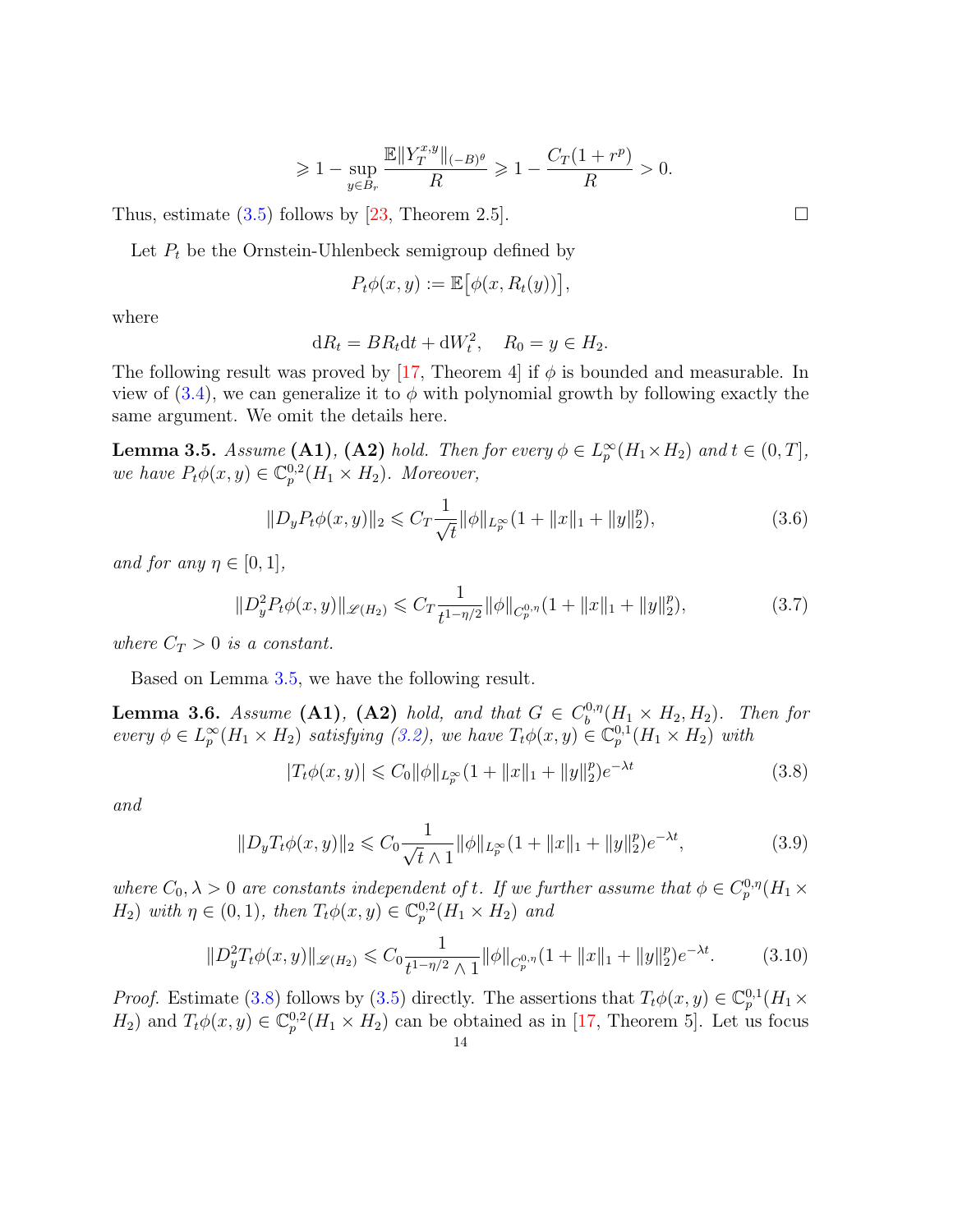$$\geqslant 1-\sup_{y\in B_r}\frac{\mathbb{E}\|Y_T^{x,y}\|_{(-B)^\theta}}{R}\geqslant 1-\frac{C_T(1+r^p)}{R}>0.$$

Thus, estimate (3.5) follows by [23, Theorem 2.5]. □

Let $P_t$ be the Ornstein-Uhlenbeck semigroup defined by

$$P_t\phi(x,y):=\mathbb{E}\big[\phi(x,R_t(y))\big],$$

where

$$\mathrm{d}R_t=BR_t\mathrm{d}t+\mathrm{d}W_t^2,\quad R_0=y\in H_2.$$

The following result was proved by [17, Theorem 4] if $\phi$ is bounded and measurable. In view of (3.4), we can generalize it to $\phi$ with polynomial growth by following exactly the same argument. We omit the details here.

**Lemma 3.5.** *Assume* **(A1)**, **(A2)** *hold. Then for every* $\phi\in L_p^\infty(H_1\times H_2)$ *and* $t\in(0,T]$, *we have* $P_t\phi(x,y)\in\mathbb{C}_p^{0,2}(H_1\times H_2)$. *Moreover,*

$$\|D_yP_t\phi(x,y)\|_2\leqslant C_T\frac{1}{\sqrt{t}}\|\phi\|_{L_p^\infty}(1+\|x\|_1+\|y\|_2^p),\tag{3.6}$$

*and for any* $\eta\in[0,1]$,

$$\|D_y^2P_t\phi(x,y)\|_{\mathscr{L}(H_2)}\leqslant C_T\frac{1}{t^{1-\eta/2}}\|\phi\|_{C_p^{0,\eta}}(1+\|x\|_1+\|y\|_2^p),\tag{3.7}$$

*where* $C_T>0$ *is a constant.*

Based on Lemma 3.5, we have the following result.

**Lemma 3.6.** *Assume* **(A1)**, **(A2)** *hold, and that* $G\in C_b^{0,\eta}(H_1\times H_2,H_2)$. *Then for every* $\phi\in L_p^\infty(H_1\times H_2)$ *satisfying (3.2), we have* $T_t\phi(x,y)\in\mathbb{C}_p^{0,1}(H_1\times H_2)$ *with*

$$|T_t\phi(x,y)|\leqslant C_0\|\phi\|_{L_p^\infty}(1+\|x\|_1+\|y\|_2^p)e^{-\lambda t}\tag{3.8}$$

*and*

$$\|D_yT_t\phi(x,y)\|_2\leqslant C_0\frac{1}{\sqrt{t}\wedge 1}\|\phi\|_{L_p^\infty}(1+\|x\|_1+\|y\|_2^p)e^{-\lambda t},\tag{3.9}$$

*where* $C_0,\lambda>0$ *are constants independent of* $t$. *If we further assume that* $\phi\in C_p^{0,\eta}(H_1\times H_2)$ *with* $\eta\in(0,1)$, *then* $T_t\phi(x,y)\in\mathbb{C}_p^{0,2}(H_1\times H_2)$ *and*

$$\|D_y^2T_t\phi(x,y)\|_{\mathscr{L}(H_2)}\leqslant C_0\frac{1}{t^{1-\eta/2}\wedge 1}\|\phi\|_{C_p^{0,\eta}}(1+\|x\|_1+\|y\|_2^p)e^{-\lambda t}.\tag{3.10}$$

*Proof.* Estimate (3.8) follows by (3.5) directly. The assertions that $T_t\phi(x,y)\in\mathbb{C}_p^{0,1}(H_1\times H_2)$ and $T_t\phi(x,y)\in\mathbb{C}_p^{0,2}(H_1\times H_2)$ can be obtained as in [17, Theorem 5]. Let us focus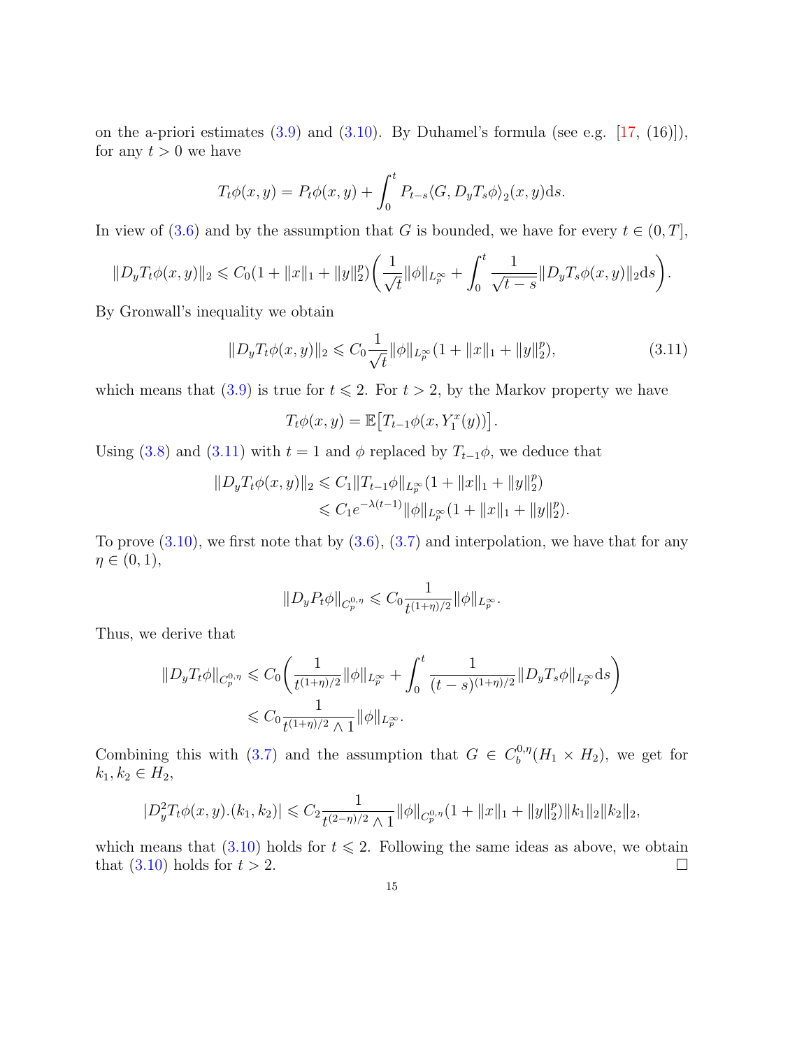on the a-priori estimates (3.9) and (3.10). By Duhamel's formula (see e.g. [17, (16)]), for any $t > 0$ we have

$$T_t\phi(x, y) = P_t\phi(x, y) + \int_0^t P_{t-s}\langle G, D_y T_s \phi\rangle_2(x, y)\mathrm{d}s.$$

In view of (3.6) and by the assumption that $G$ is bounded, we have for every $t \in (0, T]$,

$$\|D_y T_t \phi(x, y)\|_2 \leqslant C_0(1 + \|x\|_1 + \|y\|_2^p)\bigg(\frac{1}{\sqrt{t}}\|\phi\|_{L_p^\infty} + \int_0^t \frac{1}{\sqrt{t-s}}\|D_y T_s\phi(x, y)\|_2 \mathrm{d}s\bigg).$$

By Gronwall's inequality we obtain

$$\|D_y T_t \phi(x, y)\|_2 \leqslant C_0 \frac{1}{\sqrt{t}}\|\phi\|_{L_p^\infty}(1 + \|x\|_1 + \|y\|_2^p), \tag{3.11}$$

which means that (3.9) is true for $t \leqslant 2$. For $t > 2$, by the Markov property we have

$$T_t\phi(x, y) = \mathbb{E}\big[T_{t-1}\phi(x, Y_1^x(y))\big].$$

Using (3.8) and (3.11) with $t = 1$ and $\phi$ replaced by $T_{t-1}\phi$, we deduce that

$$\begin{aligned}
\|D_y T_t \phi(x, y)\|_2 &\leqslant C_1 \|T_{t-1}\phi\|_{L_p^\infty}(1 + \|x\|_1 + \|y\|_2^p) \\
&\leqslant C_1 e^{-\lambda(t-1)}\|\phi\|_{L_p^\infty}(1 + \|x\|_1 + \|y\|_2^p).
\end{aligned}$$

To prove (3.10), we first note that by (3.6), (3.7) and interpolation, we have that for any $\eta \in (0, 1)$,

$$\|D_y P_t \phi\|_{C_p^{0,\eta}} \leqslant C_0 \frac{1}{t^{(1+\eta)/2}}\|\phi\|_{L_p^\infty}.$$

Thus, we derive that

$$\begin{aligned}
\|D_y T_t \phi\|_{C_p^{0,\eta}} &\leqslant C_0\bigg(\frac{1}{t^{(1+\eta)/2}}\|\phi\|_{L_p^\infty} + \int_0^t \frac{1}{(t-s)^{(1+\eta)/2}}\|D_y T_s \phi\|_{L_p^\infty}\mathrm{d}s\bigg) \\
&\leqslant C_0 \frac{1}{t^{(1+\eta)/2} \wedge 1}\|\phi\|_{L_p^\infty}.
\end{aligned}$$

Combining this with (3.7) and the assumption that $G \in C_b^{0,\eta}(H_1 \times H_2)$, we get for $k_1, k_2 \in H_2$,

$$|D_y^2 T_t \phi(x, y).(k_1, k_2)| \leqslant C_2 \frac{1}{t^{(2-\eta)/2} \wedge 1}\|\phi\|_{C_p^{0,\eta}}(1 + \|x\|_1 + \|y\|_2^p)\|k_1\|_2\|k_2\|_2,$$

which means that (3.10) holds for $t \leqslant 2$. Following the same ideas as above, we obtain that (3.10) holds for $t > 2$. $\square$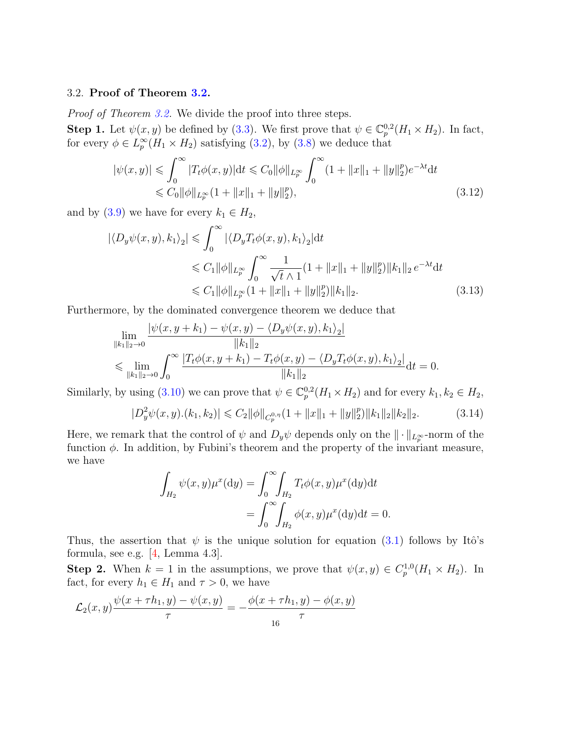### 3.2. **Proof of Theorem 3.2.**

*Proof of Theorem 3.2.* We divide the proof into three steps.

**Step 1.** Let $\psi(x,y)$ be defined by (3.3). We first prove that $\psi \in \mathbb{C}_p^{0,2}(H_1 \times H_2)$. In fact, for every $\phi \in L_p^\infty(H_1 \times H_2)$ satisfying (3.2), by (3.8) we deduce that

$$
\begin{aligned}
|\psi(x,y)| &\leqslant \int_0^\infty |T_t\phi(x,y)|\mathrm{d}t \leqslant C_0\|\phi\|_{L_p^\infty} \int_0^\infty (1+\|x\|_1+\|y\|_2^p)e^{-\lambda t}\mathrm{d}t \\
&\leqslant C_0\|\phi\|_{L_p^\infty}(1+\|x\|_1+\|y\|_2^p),
\end{aligned} \tag{3.12}
$$

and by (3.9) we have for every $k_1 \in H_2$,

$$
\begin{aligned}
|\langle D_y\psi(x,y),k_1\rangle_2| &\leqslant \int_0^\infty |\langle D_yT_t\phi(x,y),k_1\rangle_2|\mathrm{d}t \\
&\leqslant C_1\|\phi\|_{L_p^\infty} \int_0^\infty \frac{1}{\sqrt{t}\wedge 1}(1+\|x\|_1+\|y\|_2^p)\|k_1\|_2\, e^{-\lambda t}\mathrm{d}t \\
&\leqslant C_1\|\phi\|_{L_p^\infty}(1+\|x\|_1+\|y\|_2^p)\|k_1\|_2.
\end{aligned} \tag{3.13}
$$

Furthermore, by the dominated convergence theorem we deduce that

$$
\begin{aligned}
&\lim_{\|k_1\|_2\to 0} \frac{|\psi(x,y+k_1)-\psi(x,y)-\langle D_y\psi(x,y),k_1\rangle_2|}{\|k_1\|_2} \\
&\leqslant \lim_{\|k_1\|_2\to 0} \int_0^\infty \frac{|T_t\phi(x,y+k_1)-T_t\phi(x,y)-\langle D_yT_t\phi(x,y),k_1\rangle_2|}{\|k_1\|_2}\mathrm{d}t = 0.
\end{aligned}
$$

Similarly, by using (3.10) we can prove that $\psi \in \mathbb{C}_p^{0,2}(H_1 \times H_2)$ and for every $k_1, k_2 \in H_2$,

$$
|D_y^2\psi(x,y).(k_1,k_2)| \leqslant C_2\|\phi\|_{C_p^{0,\eta}}(1+\|x\|_1+\|y\|_2^p)\|k_1\|_2\|k_2\|_2. \tag{3.14}
$$

Here, we remark that the control of $\psi$ and $D_y\psi$ depends only on the $\|\cdot\|_{L_p^\infty}$-norm of the function $\phi$. In addition, by Fubini's theorem and the property of the invariant measure, we have

$$
\begin{aligned}
\int_{H_2} \psi(x,y)\mu^x(\mathrm{d}y) &= \int_0^\infty \int_{H_2} T_t\phi(x,y)\mu^x(\mathrm{d}y)\mathrm{d}t \\
&= \int_0^\infty \int_{H_2} \phi(x,y)\mu^x(\mathrm{d}y)\mathrm{d}t = 0.
\end{aligned}
$$

Thus, the assertion that $\psi$ is the unique solution for equation (3.1) follows by Itô's formula, see e.g. [4, Lemma 4.3].

**Step 2.** When $k=1$ in the assumptions, we prove that $\psi(x,y) \in C_p^{1,0}(H_1 \times H_2)$. In fact, for every $h_1 \in H_1$ and $\tau > 0$, we have

$$
\mathcal{L}_2(x,y)\frac{\psi(x+\tau h_1,y)-\psi(x,y)}{\tau} = -\frac{\phi(x+\tau h_1,y)-\phi(x,y)}{\tau}
$$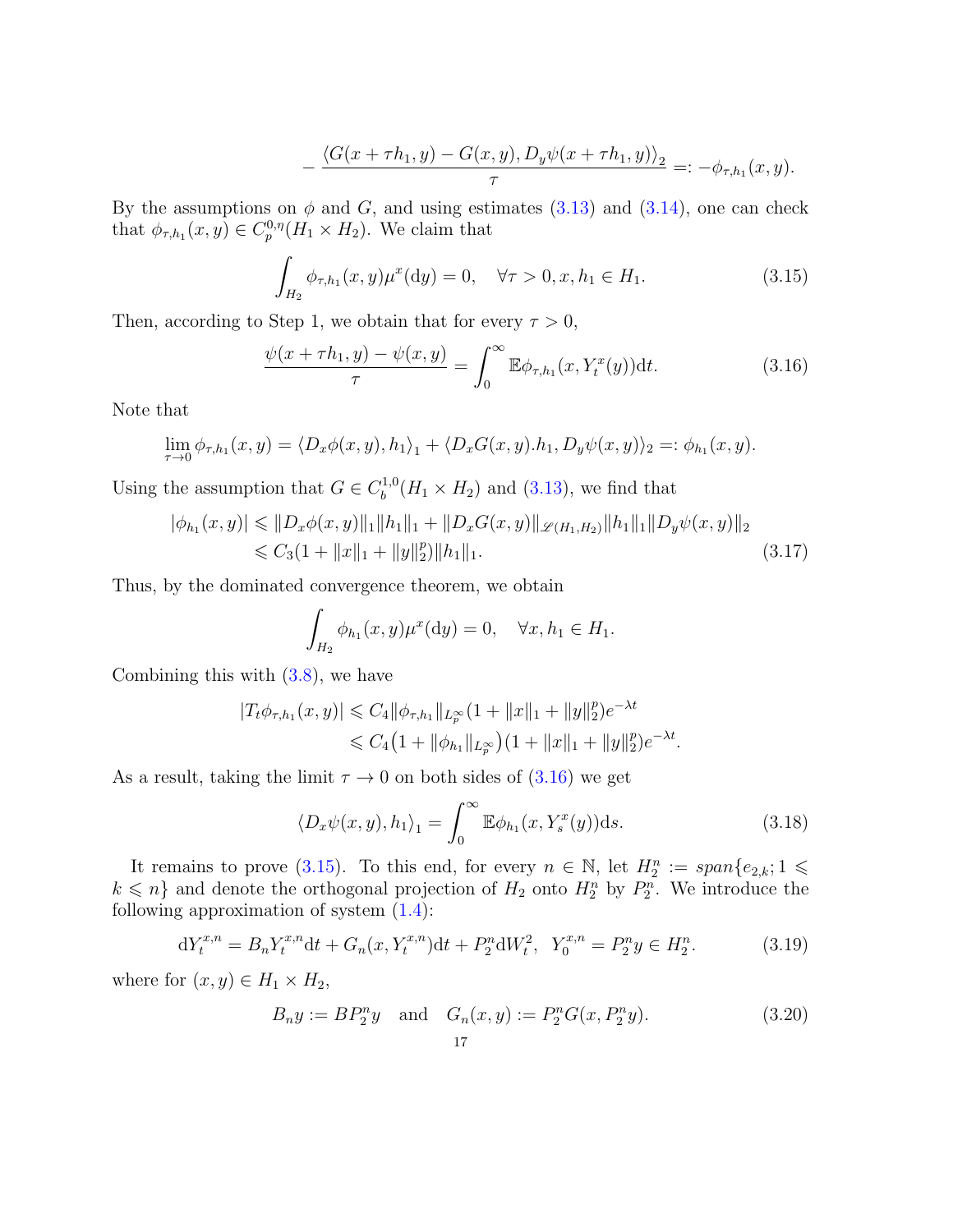$$- \frac{\langle G(x+\tau h_1, y) - G(x,y), D_y\psi(x+\tau h_1, y)\rangle_2}{\tau} =: -\phi_{\tau,h_1}(x,y).$$

By the assumptions on $\phi$ and $G$, and using estimates (3.13) and (3.14), one can check that $\phi_{\tau,h_1}(x,y) \in C_p^{0,\eta}(H_1 \times H_2)$. We claim that

$$\int_{H_2} \phi_{\tau,h_1}(x,y)\mu^x(\mathrm{d}y) = 0, \quad \forall \tau > 0, x, h_1 \in H_1. \tag{3.15}$$

Then, according to Step 1, we obtain that for every $\tau > 0$,

$$\frac{\psi(x+\tau h_1, y) - \psi(x,y)}{\tau} = \int_0^\infty \mathbb{E}\phi_{\tau,h_1}(x, Y_t^x(y))\mathrm{d}t. \tag{3.16}$$

Note that

$$\lim_{\tau\to 0} \phi_{\tau,h_1}(x,y) = \langle D_x\phi(x,y), h_1\rangle_1 + \langle D_xG(x,y).h_1, D_y\psi(x,y)\rangle_2 =: \phi_{h_1}(x,y).$$

Using the assumption that $G \in C_b^{1,0}(H_1 \times H_2)$ and (3.13), we find that

$$\begin{aligned} |\phi_{h_1}(x,y)| &\leqslant \|D_x\phi(x,y)\|_1\|h_1\|_1 + \|D_xG(x,y)\|_{\mathscr{L}(H_1,H_2)}\|h_1\|_1\|D_y\psi(x,y)\|_2 \\ &\leqslant C_3(1+\|x\|_1 + \|y\|_2^p)\|h_1\|_1. \end{aligned} \tag{3.17}$$

Thus, by the dominated convergence theorem, we obtain

$$\int_{H_2} \phi_{h_1}(x,y)\mu^x(\mathrm{d}y) = 0, \quad \forall x, h_1 \in H_1.$$

Combining this with (3.8), we have

$$\begin{aligned} |T_t\phi_{\tau,h_1}(x,y)| &\leqslant C_4\|\phi_{\tau,h_1}\|_{L_p^\infty}(1+\|x\|_1 + \|y\|_2^p)e^{-\lambda t} \\ &\leqslant C_4\big(1+\|\phi_{h_1}\|_{L_p^\infty}\big)(1+\|x\|_1+\|y\|_2^p)e^{-\lambda t}. \end{aligned}$$

As a result, taking the limit $\tau \to 0$ on both sides of (3.16) we get

$$\langle D_x\psi(x,y), h_1\rangle_1 = \int_0^\infty \mathbb{E}\phi_{h_1}(x, Y_s^x(y))\mathrm{d}s. \tag{3.18}$$

It remains to prove (3.15). To this end, for every $n \in \mathbb{N}$, let $H_2^n := span\{e_{2,k}; 1 \leqslant k \leqslant n\}$ and denote the orthogonal projection of $H_2$ onto $H_2^n$ by $P_2^n$. We introduce the following approximation of system (1.4):

$$\mathrm{d}Y_t^{x,n} = B_nY_t^{x,n}\mathrm{d}t + G_n(x, Y_t^{x,n})\mathrm{d}t + P_2^n\mathrm{d}W_t^2, \;\; Y_0^{x,n} = P_2^n y \in H_2^n. \tag{3.19}$$

where for $(x,y) \in H_1 \times H_2$,

$$B_n y := BP_2^n y \quad \text{and} \quad G_n(x,y) := P_2^n G(x, P_2^n y). \tag{3.20}$$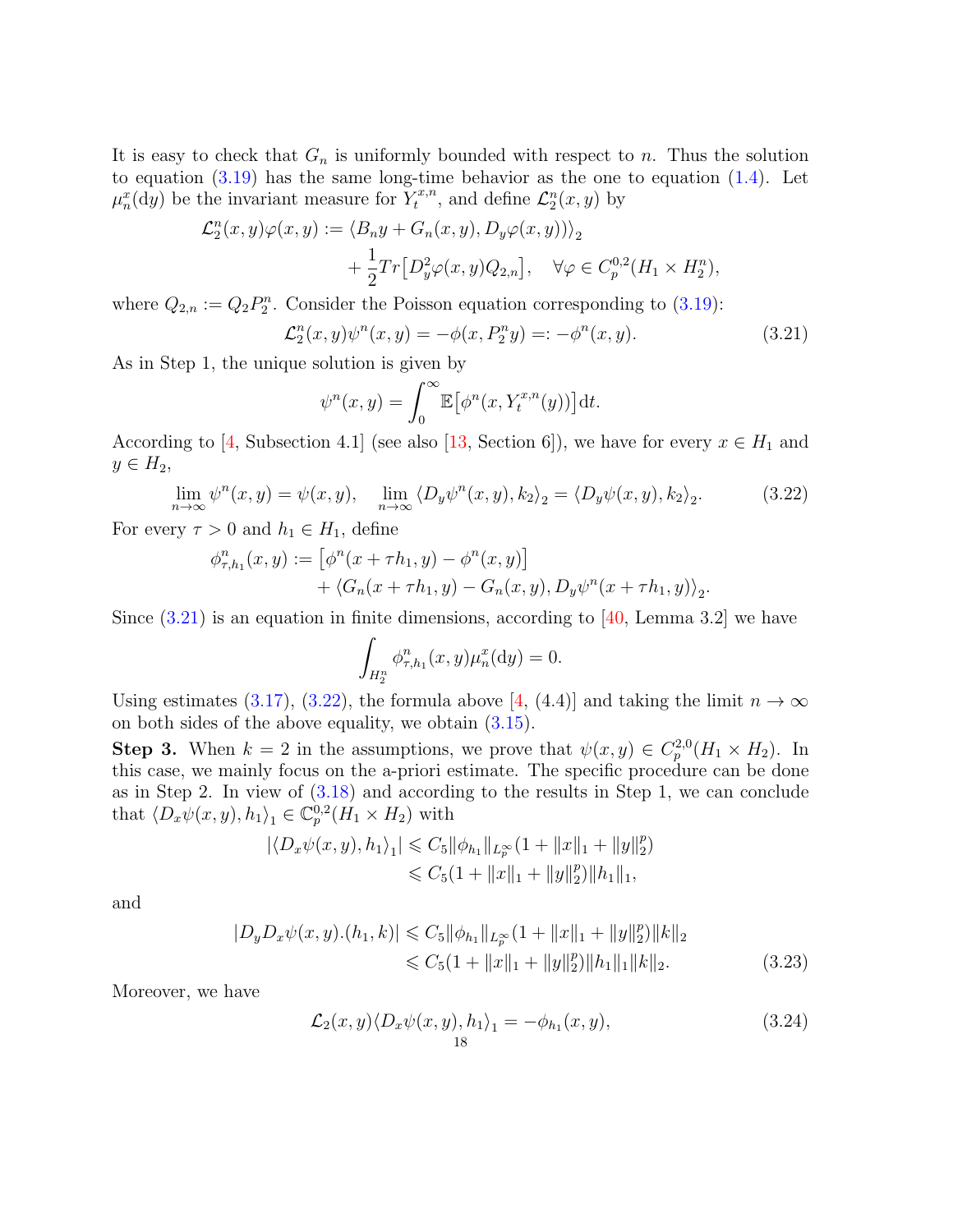It is easy to check that $G_n$ is uniformly bounded with respect to $n$. Thus the solution to equation (3.19) has the same long-time behavior as the one to equation (1.4). Let $\mu_n^x(\mathrm{d}y)$ be the invariant measure for $Y_t^{x,n}$, and define $\mathcal{L}_2^n(x,y)$ by

$$
\begin{aligned}
\mathcal{L}_2^n(x,y)\varphi(x,y) := &\left\langle B_n y + G_n(x,y), D_y\varphi(x,y)\right\rangle_2 \\
&+ \frac{1}{2} Tr\big[D_y^2\varphi(x,y)Q_{2,n}\big], \quad \forall \varphi \in C_p^{0,2}(H_1 \times H_2^n),
\end{aligned}
$$

where $Q_{2,n} := Q_2 P_2^n$. Consider the Poisson equation corresponding to (3.19):

$$
\mathcal{L}_2^n(x,y)\psi^n(x,y) = -\phi(x, P_2^n y) =: -\phi^n(x,y). \tag{3.21}
$$

As in Step 1, the unique solution is given by

$$
\psi^n(x,y) = \int_0^\infty \mathbb{E}\big[\phi^n(x, Y_t^{x,n}(y))\big]\mathrm{d}t.
$$

According to [4, Subsection 4.1] (see also [13, Section 6]), we have for every $x \in H_1$ and $y \in H_2$,

$$
\lim_{n\to\infty} \psi^n(x,y) = \psi(x,y), \quad \lim_{n\to\infty} \langle D_y\psi^n(x,y), k_2\rangle_2 = \langle D_y\psi(x,y), k_2\rangle_2. \tag{3.22}
$$

For every $\tau > 0$ and $h_1 \in H_1$, define

$$
\begin{aligned}
\phi_{\tau,h_1}^n(x,y) := &\big[\phi^n(x+\tau h_1, y) - \phi^n(x,y)\big] \\
&+ \langle G_n(x+\tau h_1, y) - G_n(x,y), D_y\psi^n(x+\tau h_1, y)\rangle_2.
\end{aligned}
$$

Since (3.21) is an equation in finite dimensions, according to [40, Lemma 3.2] we have

$$
\int_{H_2^n} \phi_{\tau,h_1}^n(x,y)\mu_n^x(\mathrm{d}y) = 0.
$$

Using estimates (3.17), (3.22), the formula above [4, (4.4)] and taking the limit $n \to \infty$ on both sides of the above equality, we obtain (3.15).

**Step 3.** When $k = 2$ in the assumptions, we prove that $\psi(x,y) \in C_p^{2,0}(H_1 \times H_2)$. In this case, we mainly focus on the a-priori estimate. The specific procedure can be done as in Step 2. In view of (3.18) and according to the results in Step 1, we can conclude that $\langle D_x\psi(x,y), h_1\rangle_1 \in \mathbb{C}_p^{0,2}(H_1 \times H_2)$ with

$$
\begin{aligned}
|\langle D_x\psi(x,y), h_1\rangle_1| &\leqslant C_5 \|\phi_{h_1}\|_{L_p^\infty}(1 + \|x\|_1 + \|y\|_2^p) \\
&\leqslant C_5(1 + \|x\|_1 + \|y\|_2^p)\|h_1\|_1,
\end{aligned}
$$

and

$$
\begin{aligned}
|D_y D_x\psi(x,y).(h_1,k)| &\leqslant C_5 \|\phi_{h_1}\|_{L_p^\infty}(1 + \|x\|_1 + \|y\|_2^p)\|k\|_2 \\
&\leqslant C_5(1 + \|x\|_1 + \|y\|_2^p)\|h_1\|_1\|k\|_2.
\end{aligned} \tag{3.23}
$$

Moreover, we have

$$
\mathcal{L}_2(x,y)\langle D_x\psi(x,y), h_1\rangle_1 = -\phi_{h_1}(x,y), \tag{3.24}
$$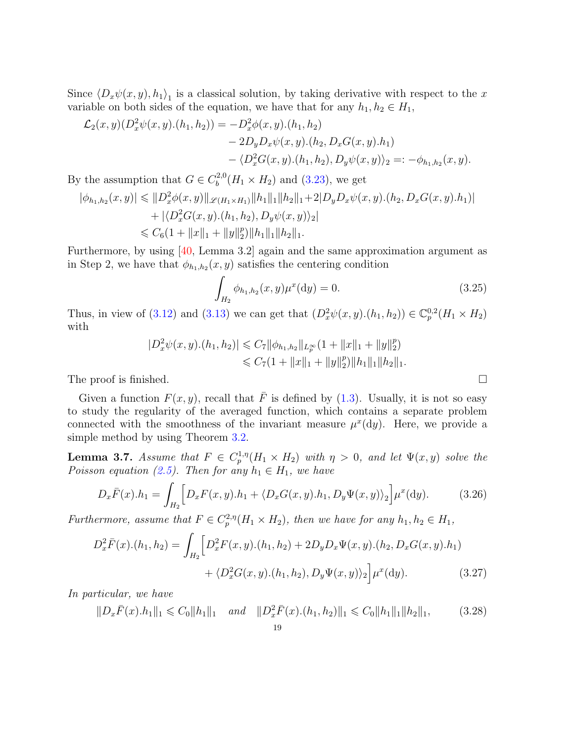Since $\langle D_x\psi(x,y), h_1\rangle_1$ is a classical solution, by taking derivative with respect to the $x$ variable on both sides of the equation, we have that for any $h_1, h_2 \in H_1$,

$$
\begin{aligned}
\mathcal{L}_2(x,y)(D_x^2\psi(x,y).(h_1,h_2)) = &-D_x^2\phi(x,y).(h_1,h_2) \\
&- 2D_yD_x\psi(x,y).(h_2, D_xG(x,y).h_1) \\
&- \langle D_x^2G(x,y).(h_1,h_2), D_y\psi(x,y)\rangle_2 =: -\phi_{h_1,h_2}(x,y).
\end{aligned}
$$

By the assumption that $G \in C_b^{2,0}(H_1 \times H_2)$ and (3.23), we get

$$
\begin{aligned}
|\phi_{h_1,h_2}(x,y)| &\leqslant \|D_x^2\phi(x,y)\|_{\mathscr{L}(H_1\times H_1)}\|h_1\|_1\|h_2\|_1 + 2|D_yD_x\psi(x,y).(h_2, D_xG(x,y).h_1)| \\
&\quad + |\langle D_x^2G(x,y).(h_1,h_2), D_y\psi(x,y)\rangle_2| \\
&\leqslant C_6(1+\|x\|_1+\|y\|_2^p)\|h_1\|_1\|h_2\|_1.
\end{aligned}
$$

Furthermore, by using [40, Lemma 3.2] again and the same approximation argument as in Step 2, we have that $\phi_{h_1,h_2}(x,y)$ satisfies the centering condition

$$
\int_{H_2} \phi_{h_1,h_2}(x,y)\mu^x(\mathrm{d}y) = 0. \tag{3.25}
$$

Thus, in view of (3.12) and (3.13) we can get that $(D_x^2\psi(x,y).(h_1,h_2)) \in \mathbb{C}_p^{0,2}(H_1 \times H_2)$ with

$$
\begin{aligned}
|D_x^2\psi(x,y).(h_1,h_2)| &\leqslant C_7\|\phi_{h_1,h_2}\|_{L_p^\infty}(1+\|x\|_1+\|y\|_2^p) \\
&\leqslant C_7(1+\|x\|_1+\|y\|_2^p)\|h_1\|_1\|h_2\|_1.
\end{aligned}
$$

The proof is finished. □

Given a function $F(x,y)$, recall that $\bar{F}$ is defined by (1.3). Usually, it is not so easy to study the regularity of the averaged function, which contains a separate problem connected with the smoothness of the invariant measure $\mu^x(\mathrm{d}y)$. Here, we provide a simple method by using Theorem 3.2.

**Lemma 3.7.** *Assume that $F \in C_p^{1,\eta}(H_1 \times H_2)$ with $\eta > 0$, and let $\Psi(x,y)$ solve the Poisson equation (2.5). Then for any $h_1 \in H_1$, we have*

$$
D_x\bar{F}(x).h_1 = \int_{H_2}\Big[D_xF(x,y).h_1 + \langle D_xG(x,y).h_1, D_y\Psi(x,y)\rangle_2\Big]\mu^x(\mathrm{d}y). \tag{3.26}
$$

*Furthermore, assume that $F \in C_p^{2,\eta}(H_1 \times H_2)$, then we have for any $h_1, h_2 \in H_1$,*

$$
\begin{aligned}
D_x^2\bar{F}(x).(h_1,h_2) = \int_{H_2}\Big[&D_x^2F(x,y).(h_1,h_2) + 2D_yD_x\Psi(x,y).(h_2, D_xG(x,y).h_1) \\
&+ \langle D_x^2G(x,y).(h_1,h_2), D_y\Psi(x,y)\rangle_2\Big]\mu^x(\mathrm{d}y).
\end{aligned} \tag{3.27}
$$

*In particular, we have*

$$
\|D_x\bar{F}(x).h_1\|_1 \leqslant C_0\|h_1\|_1 \quad \textit{and} \quad \|D_x^2\bar{F}(x).(h_1,h_2)\|_1 \leqslant C_0\|h_1\|_1\|h_2\|_1, \tag{3.28}
$$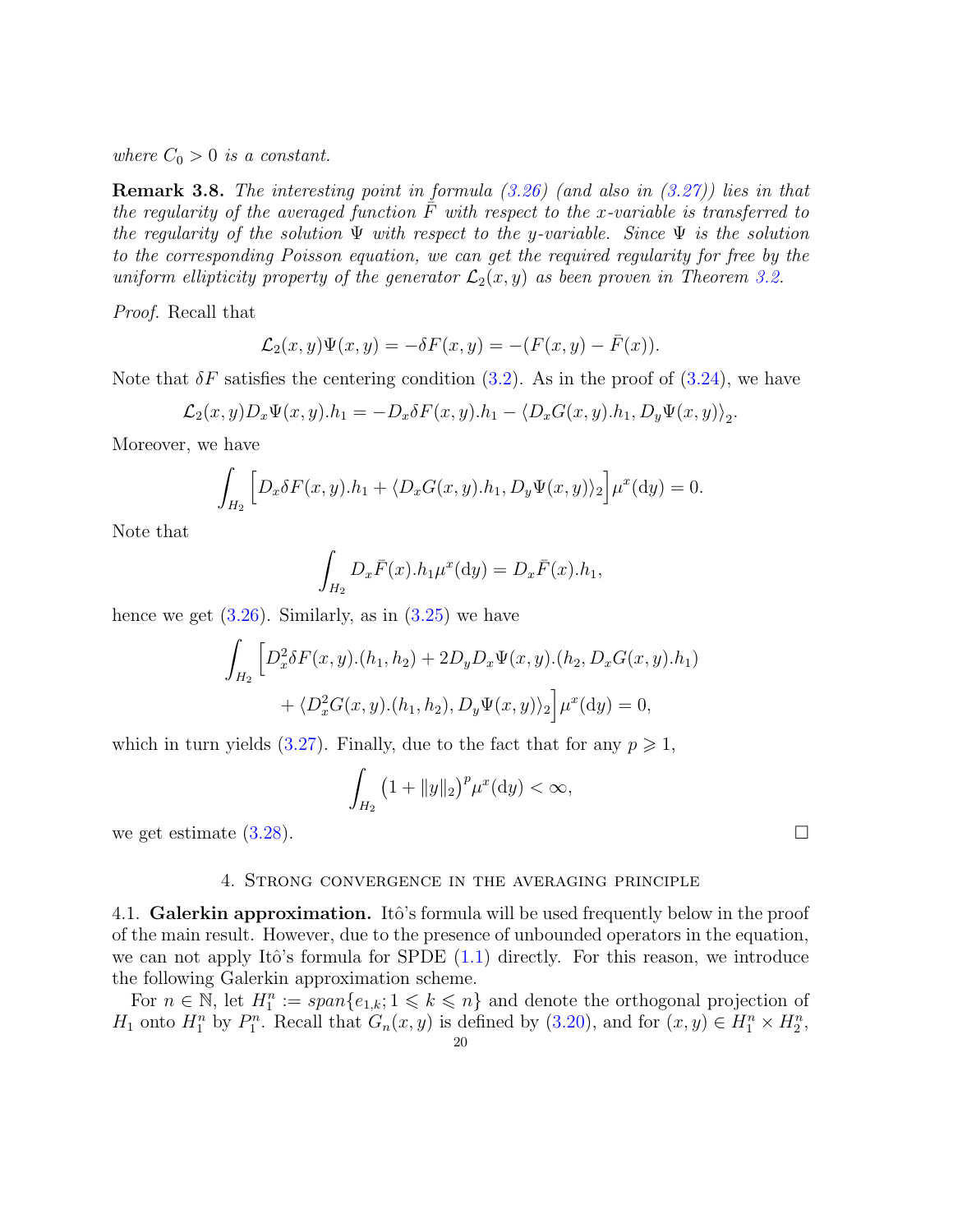*where $C_0 > 0$ is a constant.*

**Remark 3.8.** *The interesting point in formula (3.26) (and also in (3.27)) lies in that the regularity of the averaged function $\bar{F}$ with respect to the $x$-variable is transferred to the regularity of the solution $\Psi$ with respect to the $y$-variable. Since $\Psi$ is the solution to the corresponding Poisson equation, we can get the required regularity for free by the uniform ellipticity property of the generator $\mathcal{L}_2(x,y)$ as been proven in Theorem 3.2.*

*Proof.* Recall that

$$\mathcal{L}_2(x,y)\Psi(x,y) = -\delta F(x,y) = -(F(x,y) - \bar{F}(x)).$$

Note that $\delta F$ satisfies the centering condition (3.2). As in the proof of (3.24), we have

$$\mathcal{L}_2(x,y) D_x \Psi(x,y).h_1 = -D_x \delta F(x,y).h_1 - \langle D_x G(x,y).h_1, D_y \Psi(x,y)\rangle_2.$$

Moreover, we have

$$\int_{H_2} \Big[ D_x \delta F(x,y).h_1 + \langle D_x G(x,y).h_1, D_y \Psi(x,y)\rangle_2 \Big] \mu^x(\mathrm{d}y) = 0.$$

Note that

$$\int_{H_2} D_x \bar{F}(x).h_1 \mu^x(\mathrm{d}y) = D_x \bar{F}(x).h_1,$$

hence we get (3.26). Similarly, as in (3.25) we have

$$\int_{H_2} \Big[ D_x^2 \delta F(x,y).(h_1,h_2) + 2 D_y D_x \Psi(x,y).(h_2, D_x G(x,y).h_1)$$
$$+ \langle D_x^2 G(x,y).(h_1,h_2), D_y \Psi(x,y)\rangle_2 \Big] \mu^x(\mathrm{d}y) = 0,$$

which in turn yields (3.27). Finally, due to the fact that for any $p \geqslant 1$,

$$\int_{H_2} \big(1 + \|y\|_2\big)^p \mu^x(\mathrm{d}y) < \infty,$$

we get estimate (3.28). $\square$

## 4. Strong convergence in the averaging principle

**4.1. Galerkin approximation.** Itô's formula will be used frequently below in the proof of the main result. However, due to the presence of unbounded operators in the equation, we can not apply Itô's formula for SPDE (1.1) directly. For this reason, we introduce the following Galerkin approximation scheme.

For $n \in \mathbb{N}$, let $H_1^n := span\{e_{1,k}; 1 \leqslant k \leqslant n\}$ and denote the orthogonal projection of $H_1$ onto $H_1^n$ by $P_1^n$. Recall that $G_n(x,y)$ is defined by (3.20), and for $(x,y) \in H_1^n \times H_2^n$,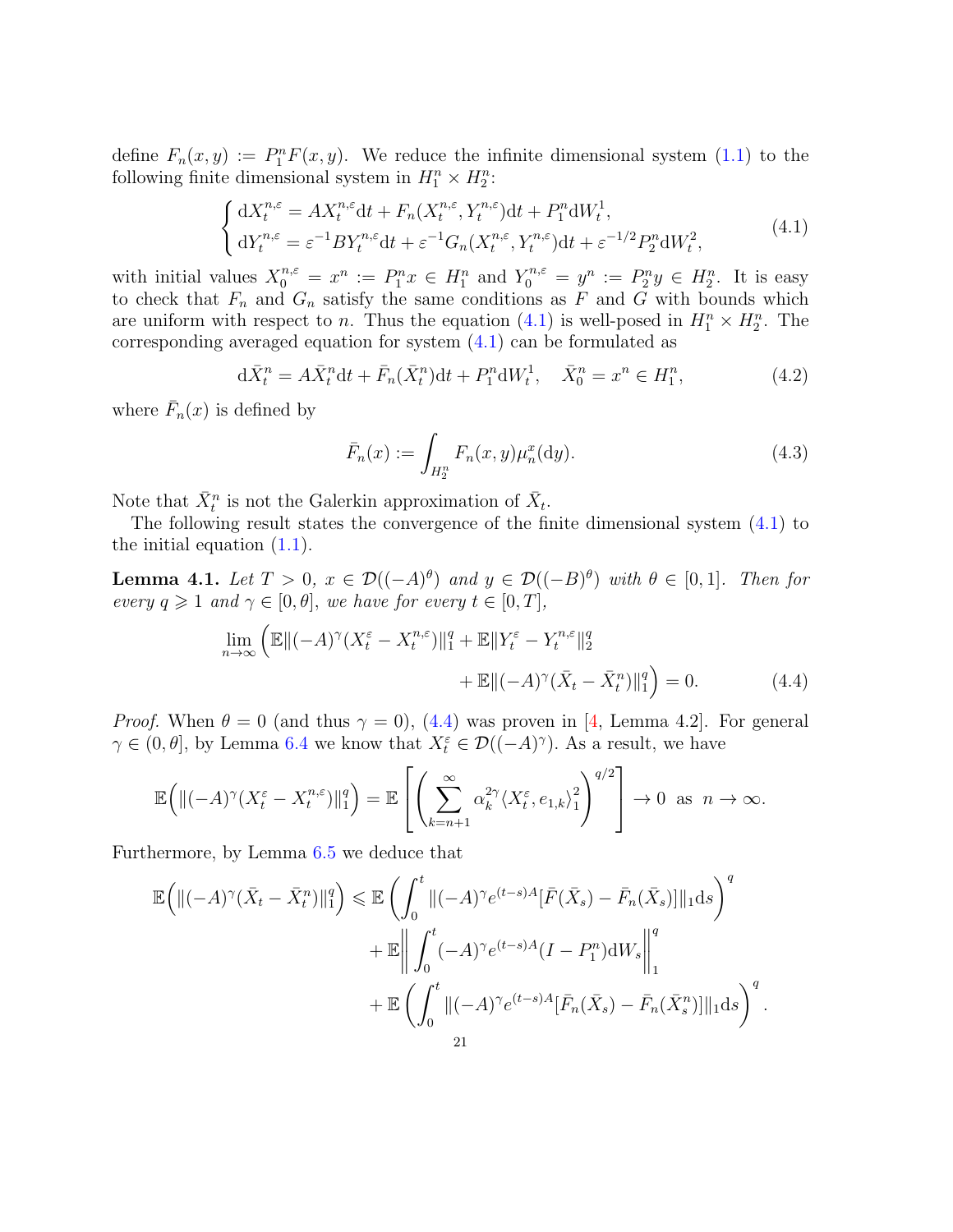define $F_n(x,y) := P_1^n F(x,y)$. We reduce the infinite dimensional system (1.1) to the following finite dimensional system in $H_1^n \times H_2^n$:

$$
\begin{cases}
\mathrm{d}X_t^{n,\varepsilon} = AX_t^{n,\varepsilon}\mathrm{d}t + F_n(X_t^{n,\varepsilon}, Y_t^{n,\varepsilon})\mathrm{d}t + P_1^n \mathrm{d}W_t^1, \\
\mathrm{d}Y_t^{n,\varepsilon} = \varepsilon^{-1}BY_t^{n,\varepsilon}\mathrm{d}t + \varepsilon^{-1}G_n(X_t^{n,\varepsilon}, Y_t^{n,\varepsilon})\mathrm{d}t + \varepsilon^{-1/2}P_2^n \mathrm{d}W_t^2,
\end{cases}
\tag{4.1}
$$

with initial values $X_0^{n,\varepsilon} = x^n := P_1^n x \in H_1^n$ and $Y_0^{n,\varepsilon} = y^n := P_2^n y \in H_2^n$. It is easy to check that $F_n$ and $G_n$ satisfy the same conditions as $F$ and $G$ with bounds which are uniform with respect to $n$. Thus the equation (4.1) is well-posed in $H_1^n \times H_2^n$. The corresponding averaged equation for system (4.1) can be formulated as

$$
\mathrm{d}\bar{X}_t^n = A\bar{X}_t^n \mathrm{d}t + \bar{F}_n(\bar{X}_t^n)\mathrm{d}t + P_1^n \mathrm{d}W_t^1, \quad \bar{X}_0^n = x^n \in H_1^n,
\tag{4.2}
$$

where $\bar{F}_n(x)$ is defined by

$$
\bar{F}_n(x) := \int_{H_2^n} F_n(x,y)\mu_n^x(\mathrm{d}y).
\tag{4.3}
$$

Note that $\bar{X}_t^n$ is not the Galerkin approximation of $\bar{X}_t$.

The following result states the convergence of the finite dimensional system (4.1) to the initial equation (1.1).

**Lemma 4.1.** *Let $T > 0$, $x \in \mathcal{D}((-A)^\theta)$ and $y \in \mathcal{D}((-B)^\theta)$ with $\theta \in [0,1]$. Then for every $q \geqslant 1$ and $\gamma \in [0,\theta]$, we have for every $t \in [0,T]$,*

$$
\lim_{n\to\infty} \Big( \mathbb{E}\|(-A)^\gamma (X_t^\varepsilon - X_t^{n,\varepsilon})\|_1^q + \mathbb{E}\|Y_t^\varepsilon - Y_t^{n,\varepsilon}\|_2^q + \mathbb{E}\|(-A)^\gamma(\bar{X}_t - \bar{X}_t^n)\|_1^q \Big) = 0.
\tag{4.4}
$$

*Proof.* When $\theta = 0$ (and thus $\gamma = 0$), (4.4) was proven in [4, Lemma 4.2]. For general $\gamma \in (0,\theta]$, by Lemma 6.4 we know that $X_t^\varepsilon \in \mathcal{D}((-A)^\gamma)$. As a result, we have

$$
\mathbb{E}\Big(\|(-A)^\gamma (X_t^\varepsilon - X_t^{n,\varepsilon})\|_1^q\Big) = \mathbb{E}\left[\left(\sum_{k=n+1}^\infty \alpha_k^{2\gamma} \langle X_t^\varepsilon, e_{1,k}\rangle_1^2\right)^{q/2}\right] \to 0 \ \text{ as } \ n \to \infty.
$$

Furthermore, by Lemma 6.5 we deduce that

$$
\begin{aligned}
\mathbb{E}\Big(\|(-A)^\gamma (\bar{X}_t - \bar{X}_t^n)\|_1^q\Big) \leqslant\ & \mathbb{E}\left(\int_0^t \|(-A)^\gamma e^{(t-s)A}[\bar{F}(\bar{X}_s) - \bar{F}_n(\bar{X}_s)]\|_1 \mathrm{d}s\right)^q \\
& + \mathbb{E}\left\|\int_0^t (-A)^\gamma e^{(t-s)A}(I - P_1^n)\mathrm{d}W_s\right\|_1^q \\
& + \mathbb{E}\left(\int_0^t \|(-A)^\gamma e^{(t-s)A}[\bar{F}_n(\bar{X}_s) - \bar{F}_n(\bar{X}_s^n)]\|_1 \mathrm{d}s\right)^q.
\end{aligned}
$$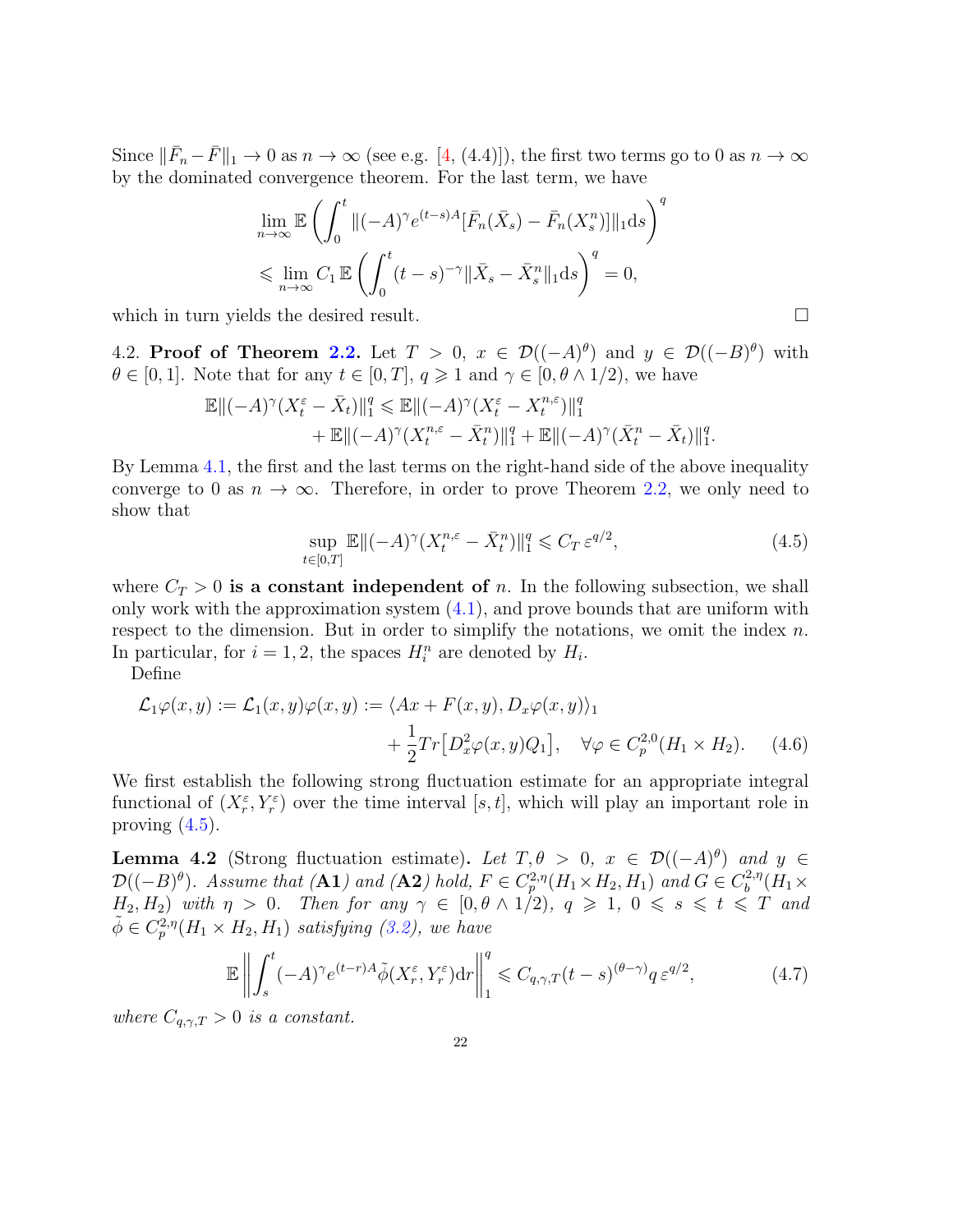Since $\|\bar{F}_n - \bar{F}\|_1 \to 0$ as $n \to \infty$ (see e.g. [4, (4.4)]), the first two terms go to 0 as $n \to \infty$ by the dominated convergence theorem. For the last term, we have

$$\lim_{n\to\infty} \mathbb{E}\left(\int_0^t \|(-A)^\gamma e^{(t-s)A}[\bar{F}_n(\bar{X}_s) - \bar{F}_n(X_s^n)]\|_1 \mathrm{d}s\right)^q$$
$$\leqslant \lim_{n\to\infty} C_1\, \mathbb{E}\left(\int_0^t (t-s)^{-\gamma}\|\bar{X}_s - \bar{X}_s^n\|_1 \mathrm{d}s\right)^q = 0,$$

which in turn yields the desired result. □

4.2. **Proof of Theorem 2.2.** Let $T > 0$, $x \in \mathcal{D}((-A)^\theta)$ and $y \in \mathcal{D}((-B)^\theta)$ with $\theta \in [0, 1]$. Note that for any $t \in [0, T]$, $q \geqslant 1$ and $\gamma \in [0, \theta \wedge 1/2)$, we have

$$\mathbb{E}\|(-A)^\gamma(X_t^\varepsilon - \bar{X}_t)\|_1^q \leqslant \mathbb{E}\|(-A)^\gamma(X_t^\varepsilon - X_t^{n,\varepsilon})\|_1^q$$
$$+ \mathbb{E}\|(-A)^\gamma(X_t^{n,\varepsilon} - \bar{X}_t^n)\|_1^q + \mathbb{E}\|(-A)^\gamma(\bar{X}_t^n - \bar{X}_t)\|_1^q.$$

By Lemma 4.1, the first and the last terms on the right-hand side of the above inequality converge to 0 as $n \to \infty$. Therefore, in order to prove Theorem 2.2, we only need to show that

$$\sup_{t\in[0,T]} \mathbb{E}\|(-A)^\gamma(X_t^{n,\varepsilon} - \bar{X}_t^n)\|_1^q \leqslant C_T\, \varepsilon^{q/2}, \tag{4.5}$$

where $C_T > 0$ **is a constant independent of** $n$. In the following subsection, we shall only work with the approximation system (4.1), and prove bounds that are uniform with respect to the dimension. But in order to simplify the notations, we omit the index $n$. In particular, for $i = 1, 2$, the spaces $H_i^n$ are denoted by $H_i$.

Define

$$\mathcal{L}_1\varphi(x, y) := \mathcal{L}_1(x, y)\varphi(x, y) := \langle Ax + F(x, y), D_x\varphi(x, y)\rangle_1$$
$$+ \frac{1}{2}Tr\big[D_x^2\varphi(x, y)Q_1\big], \quad \forall \varphi \in C_p^{2,0}(H_1 \times H_2). \tag{4.6}$$

We first establish the following strong fluctuation estimate for an appropriate integral functional of $(X_r^\varepsilon, Y_r^\varepsilon)$ over the time interval $[s, t]$, which will play an important role in proving (4.5).

**Lemma 4.2** (Strong fluctuation estimate)**.** *Let $T, \theta > 0$, $x \in \mathcal{D}((-A)^\theta)$ and $y \in \mathcal{D}((-B)^\theta)$. Assume that (**A1**) and (**A2**) hold, $F \in C_p^{2,\eta}(H_1 \times H_2, H_1)$ and $G \in C_b^{2,\eta}(H_1 \times H_2, H_2)$ with $\eta > 0$. Then for any $\gamma \in [0, \theta \wedge 1/2)$, $q \geqslant 1$, $0 \leqslant s \leqslant t \leqslant T$ and $\tilde{\phi} \in C_p^{2,\eta}(H_1 \times H_2, H_1)$ satisfying (3.2), we have*

$$\mathbb{E}\left\|\int_s^t (-A)^\gamma e^{(t-r)A}\tilde{\phi}(X_r^\varepsilon, Y_r^\varepsilon)\mathrm{d}r\right\|_1^q \leqslant C_{q,\gamma,T}(t-s)^{(\theta-\gamma)q}\,\varepsilon^{q/2}, \tag{4.7}$$

*where $C_{q,\gamma,T} > 0$ is a constant.*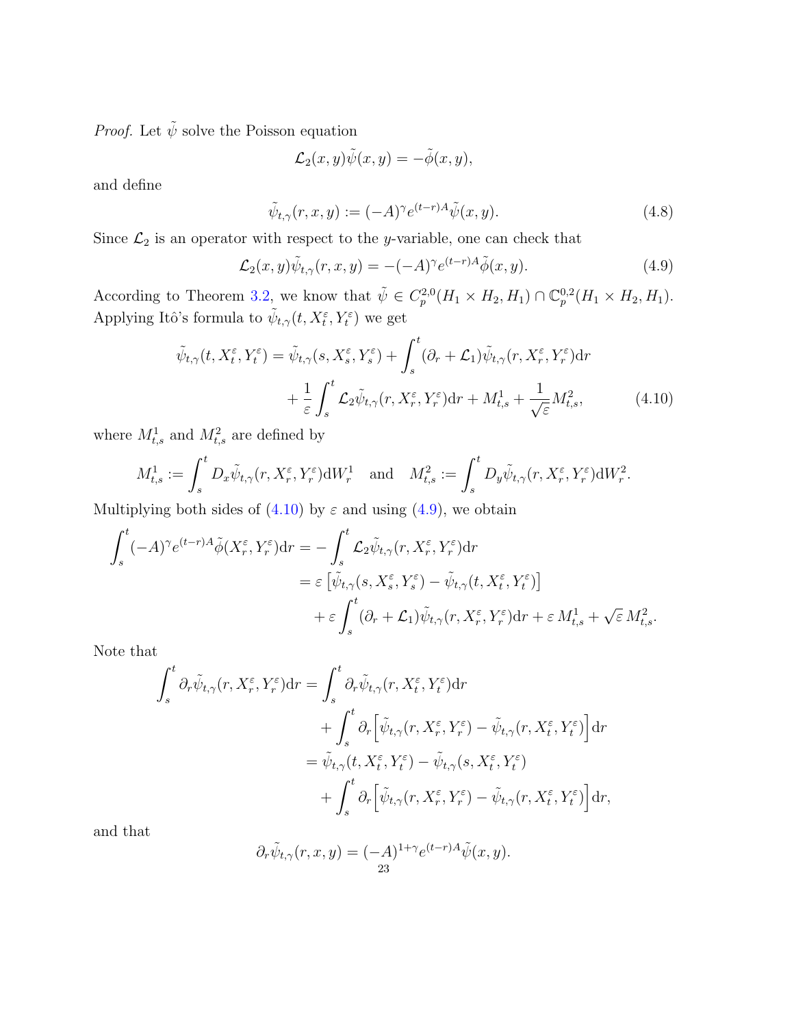*Proof.* Let $\tilde{\psi}$ solve the Poisson equation

$$\mathcal{L}_2(x,y)\tilde{\psi}(x,y) = -\tilde{\phi}(x,y),$$

and define

$$\tilde{\psi}_{t,\gamma}(r,x,y) := (-A)^{\gamma} e^{(t-r)A}\tilde{\psi}(x,y). \tag{4.8}$$

Since $\mathcal{L}_2$ is an operator with respect to the $y$-variable, one can check that

$$\mathcal{L}_2(x,y)\tilde{\psi}_{t,\gamma}(r,x,y) = -(-A)^{\gamma} e^{(t-r)A}\tilde{\phi}(x,y). \tag{4.9}$$

According to Theorem 3.2, we know that $\tilde{\psi} \in C_p^{2,0}(H_1 \times H_2, H_1) \cap \mathbb{C}_p^{0,2}(H_1 \times H_2, H_1)$. Applying Itô's formula to $\tilde{\psi}_{t,\gamma}(t, X_t^{\varepsilon}, Y_t^{\varepsilon})$ we get

$$\begin{aligned}
\tilde{\psi}_{t,\gamma}(t, X_t^{\varepsilon}, Y_t^{\varepsilon}) = \tilde{\psi}_{t,\gamma}(s, X_s^{\varepsilon}, Y_s^{\varepsilon}) &+ \int_s^t (\partial_r + \mathcal{L}_1)\tilde{\psi}_{t,\gamma}(r, X_r^{\varepsilon}, Y_r^{\varepsilon})\mathrm{d}r \\
&+ \frac{1}{\varepsilon}\int_s^t \mathcal{L}_2\tilde{\psi}_{t,\gamma}(r, X_r^{\varepsilon}, Y_r^{\varepsilon})\mathrm{d}r + M_{t,s}^1 + \frac{1}{\sqrt{\varepsilon}} M_{t,s}^2,
\end{aligned} \tag{4.10}$$

where $M_{t,s}^1$ and $M_{t,s}^2$ are defined by

$$M_{t,s}^1 := \int_s^t D_x\tilde{\psi}_{t,\gamma}(r, X_r^{\varepsilon}, Y_r^{\varepsilon})\mathrm{d}W_r^1 \quad \text{and} \quad M_{t,s}^2 := \int_s^t D_y\tilde{\psi}_{t,\gamma}(r, X_r^{\varepsilon}, Y_r^{\varepsilon})\mathrm{d}W_r^2.$$

Multiplying both sides of (4.10) by $\varepsilon$ and using (4.9), we obtain

$$\begin{aligned}
\int_s^t (-A)^{\gamma} e^{(t-r)A}\tilde{\phi}(X_r^{\varepsilon}, Y_r^{\varepsilon})\mathrm{d}r &= -\int_s^t \mathcal{L}_2\tilde{\psi}_{t,\gamma}(r, X_r^{\varepsilon}, Y_r^{\varepsilon})\mathrm{d}r \\
&= \varepsilon\left[\tilde{\psi}_{t,\gamma}(s, X_s^{\varepsilon}, Y_s^{\varepsilon}) - \tilde{\psi}_{t,\gamma}(t, X_t^{\varepsilon}, Y_t^{\varepsilon})\right] \\
&\quad + \varepsilon\int_s^t (\partial_r + \mathcal{L}_1)\tilde{\psi}_{t,\gamma}(r, X_r^{\varepsilon}, Y_r^{\varepsilon})\mathrm{d}r + \varepsilon\, M_{t,s}^1 + \sqrt{\varepsilon}\, M_{t,s}^2.
\end{aligned}$$

Note that

$$\begin{aligned}
\int_s^t \partial_r\tilde{\psi}_{t,\gamma}(r, X_r^{\varepsilon}, Y_r^{\varepsilon})\mathrm{d}r &= \int_s^t \partial_r\tilde{\psi}_{t,\gamma}(r, X_t^{\varepsilon}, Y_t^{\varepsilon})\mathrm{d}r \\
&\quad + \int_s^t \partial_r\Big[\tilde{\psi}_{t,\gamma}(r, X_r^{\varepsilon}, Y_r^{\varepsilon}) - \tilde{\psi}_{t,\gamma}(r, X_t^{\varepsilon}, Y_t^{\varepsilon})\Big]\mathrm{d}r \\
&= \tilde{\psi}_{t,\gamma}(t, X_t^{\varepsilon}, Y_t^{\varepsilon}) - \tilde{\psi}_{t,\gamma}(s, X_t^{\varepsilon}, Y_t^{\varepsilon}) \\
&\quad + \int_s^t \partial_r\Big[\tilde{\psi}_{t,\gamma}(r, X_r^{\varepsilon}, Y_r^{\varepsilon}) - \tilde{\psi}_{t,\gamma}(r, X_t^{\varepsilon}, Y_t^{\varepsilon})\Big]\mathrm{d}r,
\end{aligned}$$

and that

$$\partial_r\tilde{\psi}_{t,\gamma}(r,x,y) = (-A)^{1+\gamma} e^{(t-r)A}\tilde{\psi}(x,y).$$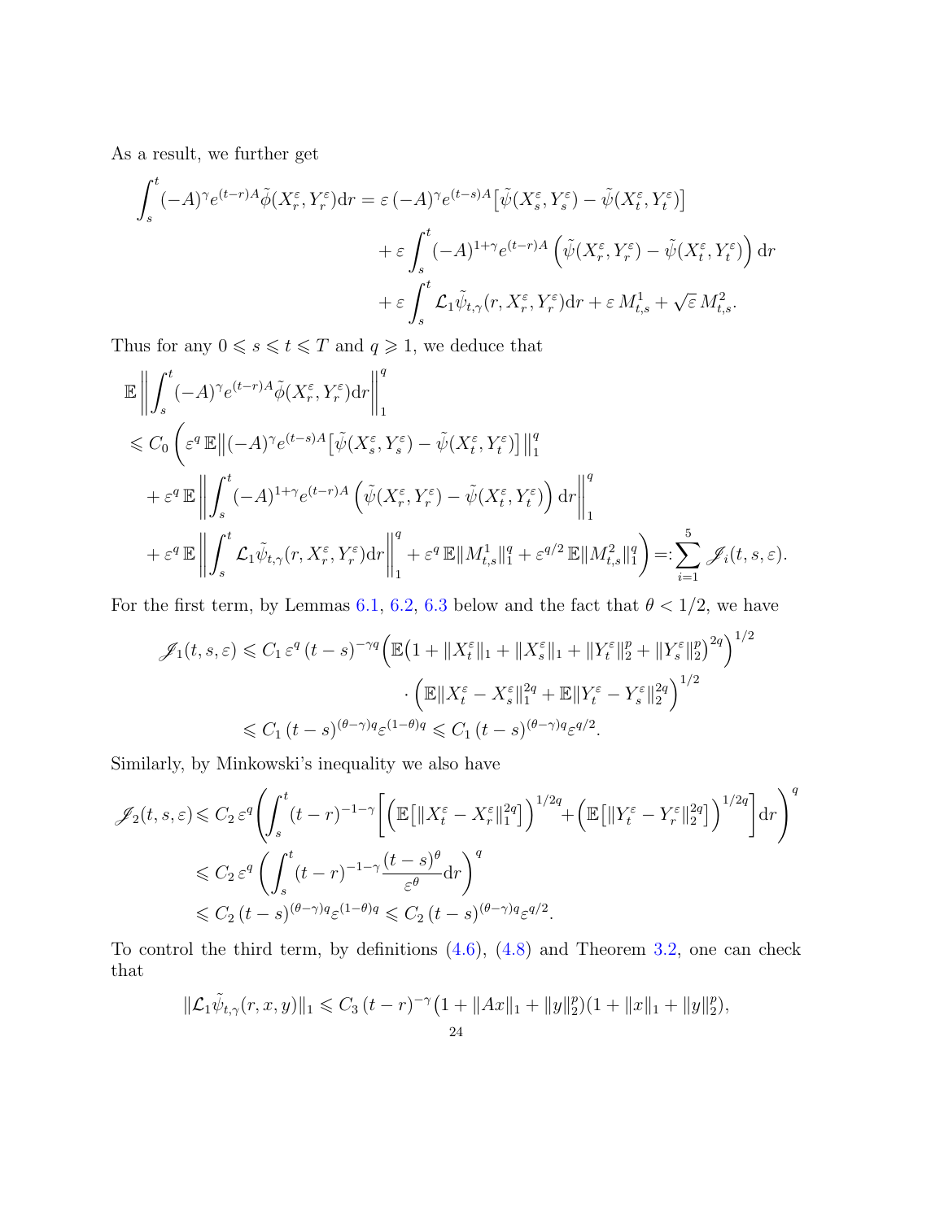As a result, we further get

$$
\begin{aligned}
\int_s^t (-A)^{\gamma} e^{(t-r)A} \tilde{\phi}(X_r^{\varepsilon}, Y_r^{\varepsilon}) \mathrm{d}r = \varepsilon\, (-A)^{\gamma} e^{(t-s)A} \big[\tilde{\psi}(X_s^{\varepsilon}, Y_s^{\varepsilon}) - \tilde{\psi}(X_t^{\varepsilon}, Y_t^{\varepsilon})\big] \\
+ \varepsilon \int_s^t (-A)^{1+\gamma} e^{(t-r)A} \left(\tilde{\psi}(X_r^{\varepsilon}, Y_r^{\varepsilon}) - \tilde{\psi}(X_t^{\varepsilon}, Y_t^{\varepsilon})\right) \mathrm{d}r \\
+ \varepsilon \int_s^t \mathcal{L}_1 \tilde{\psi}_{t,\gamma}(r, X_r^{\varepsilon}, Y_r^{\varepsilon}) \mathrm{d}r + \varepsilon\, M_{t,s}^1 + \sqrt{\varepsilon}\, M_{t,s}^2.
\end{aligned}
$$

Thus for any $0 \leqslant s \leqslant t \leqslant T$ and $q \geqslant 1$, we deduce that

$$
\begin{aligned}
&\mathbb{E}\left\| \int_s^t (-A)^{\gamma} e^{(t-r)A} \tilde{\phi}(X_r^{\varepsilon}, Y_r^{\varepsilon}) \mathrm{d}r \right\|_1^q \\
&\leqslant C_0 \Bigg( \varepsilon^q\, \mathbb{E}\big\| (-A)^{\gamma} e^{(t-s)A} \big[\tilde{\psi}(X_s^{\varepsilon}, Y_s^{\varepsilon}) - \tilde{\psi}(X_t^{\varepsilon}, Y_t^{\varepsilon})\big] \big\|_1^q \\
&\quad + \varepsilon^q\, \mathbb{E}\left\| \int_s^t (-A)^{1+\gamma} e^{(t-r)A} \left(\tilde{\psi}(X_r^{\varepsilon}, Y_r^{\varepsilon}) - \tilde{\psi}(X_t^{\varepsilon}, Y_t^{\varepsilon})\right) \mathrm{d}r \right\|_1^q \\
&\quad + \varepsilon^q\, \mathbb{E}\left\| \int_s^t \mathcal{L}_1 \tilde{\psi}_{t,\gamma}(r, X_r^{\varepsilon}, Y_r^{\varepsilon}) \mathrm{d}r \right\|_1^q + \varepsilon^q\, \mathbb{E}\|M_{t,s}^1\|_1^q + \varepsilon^{q/2}\, \mathbb{E}\|M_{t,s}^2\|_1^q \Bigg) =: \sum_{i=1}^5 \mathscr{J}_i(t, s, \varepsilon).
\end{aligned}
$$

For the first term, by Lemmas 6.1, 6.2, 6.3 below and the fact that $\theta < 1/2$, we have

$$
\begin{aligned}
\mathscr{J}_1(t, s, \varepsilon) &\leqslant C_1\, \varepsilon^q\, (t-s)^{-\gamma q} \Big( \mathbb{E}\big(1 + \|X_t^{\varepsilon}\|_1 + \|X_s^{\varepsilon}\|_1 + \|Y_t^{\varepsilon}\|_2^p + \|Y_s^{\varepsilon}\|_2^p\big)^{2q} \Big)^{1/2} \\
&\qquad \cdot \Big( \mathbb{E}\|X_t^{\varepsilon} - X_s^{\varepsilon}\|_1^{2q} + \mathbb{E}\|Y_t^{\varepsilon} - Y_s^{\varepsilon}\|_2^{2q} \Big)^{1/2} \\
&\leqslant C_1\, (t-s)^{(\theta-\gamma)q} \varepsilon^{(1-\theta)q} \leqslant C_1\, (t-s)^{(\theta-\gamma)q} \varepsilon^{q/2}.
\end{aligned}
$$

Similarly, by Minkowski's inequality we also have

$$
\begin{aligned}
\mathscr{J}_2(t, s, \varepsilon) &\leqslant C_2\, \varepsilon^q \left( \int_s^t (t-r)^{-1-\gamma} \left[ \Big( \mathbb{E}\big[\|X_t^{\varepsilon} - X_r^{\varepsilon}\|_1^{2q}\big] \Big)^{1/2q} + \Big( \mathbb{E}\big[\|Y_t^{\varepsilon} - Y_r^{\varepsilon}\|_2^{2q}\big] \Big)^{1/2q} \right] \mathrm{d}r \right)^q \\
&\leqslant C_2\, \varepsilon^q \left( \int_s^t (t-r)^{-1-\gamma} \frac{(t-s)^{\theta}}{\varepsilon^{\theta}} \mathrm{d}r \right)^q \\
&\leqslant C_2\, (t-s)^{(\theta-\gamma)q} \varepsilon^{(1-\theta)q} \leqslant C_2\, (t-s)^{(\theta-\gamma)q} \varepsilon^{q/2}.
\end{aligned}
$$

To control the third term, by definitions (4.6), (4.8) and Theorem 3.2, one can check that

$$
\|\mathcal{L}_1 \tilde{\psi}_{t,\gamma}(r, x, y)\|_1 \leqslant C_3\, (t-r)^{-\gamma} \big(1 + \|Ax\|_1 + \|y\|_2^p\big)(1 + \|x\|_1 + \|y\|_2^p),
$$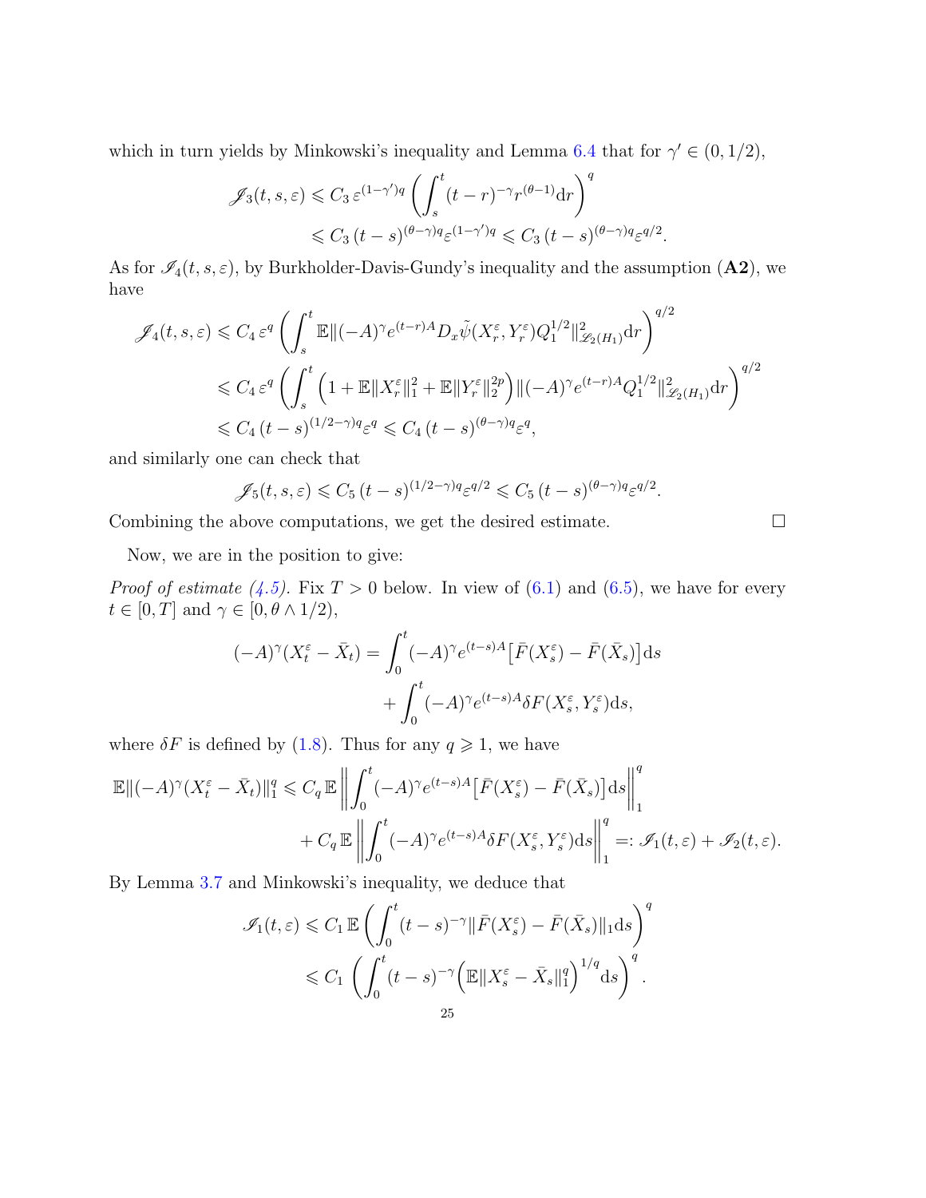which in turn yields by Minkowski's inequality and Lemma 6.4 that for $\gamma' \in (0, 1/2)$,

$$
\begin{aligned}
\mathscr{J}_3(t,s,\varepsilon) &\leqslant C_3\, \varepsilon^{(1-\gamma')q} \left( \int_s^t (t-r)^{-\gamma} r^{(\theta-1)} \mathrm{d}r \right)^q \\
&\leqslant C_3\, (t-s)^{(\theta-\gamma)q} \varepsilon^{(1-\gamma')q} \leqslant C_3\, (t-s)^{(\theta-\gamma)q} \varepsilon^{q/2}.
\end{aligned}
$$

As for $\mathscr{J}_4(t,s,\varepsilon)$, by Burkholder-Davis-Gundy's inequality and the assumption (**A2**), we have

$$
\begin{aligned}
\mathscr{J}_4(t,s,\varepsilon) &\leqslant C_4\, \varepsilon^q \left( \int_s^t \mathbb{E} \|(-A)^\gamma e^{(t-r)A} D_x \tilde{\psi}(X_r^\varepsilon, Y_r^\varepsilon) Q_1^{1/2}\|^2_{\mathscr{L}_2(H_1)} \mathrm{d}r \right)^{q/2} \\
&\leqslant C_4\, \varepsilon^q \left( \int_s^t \Big(1 + \mathbb{E}\|X_r^\varepsilon\|_1^2 + \mathbb{E}\|Y_r^\varepsilon\|_2^{2p}\Big) \|(-A)^\gamma e^{(t-r)A} Q_1^{1/2}\|^2_{\mathscr{L}_2(H_1)} \mathrm{d}r \right)^{q/2} \\
&\leqslant C_4\, (t-s)^{(1/2-\gamma)q} \varepsilon^q \leqslant C_4\, (t-s)^{(\theta-\gamma)q} \varepsilon^q,
\end{aligned}
$$

and similarly one can check that

$$
\mathscr{J}_5(t,s,\varepsilon) \leqslant C_5\, (t-s)^{(1/2-\gamma)q} \varepsilon^{q/2} \leqslant C_5\, (t-s)^{(\theta-\gamma)q} \varepsilon^{q/2}.
$$

Combining the above computations, we get the desired estimate. □

Now, we are in the position to give:

*Proof of estimate (4.5).* Fix $T > 0$ below. In view of (6.1) and (6.5), we have for every $t \in [0,T]$ and $\gamma \in [0, \theta \wedge 1/2)$,

$$
\begin{aligned}
(-A)^\gamma (X_t^\varepsilon - \bar{X}_t) = &\int_0^t (-A)^\gamma e^{(t-s)A} \big[\bar{F}(X_s^\varepsilon) - \bar{F}(\bar{X}_s)\big] \mathrm{d}s \\
&+ \int_0^t (-A)^\gamma e^{(t-s)A} \delta F(X_s^\varepsilon, Y_s^\varepsilon) \mathrm{d}s,
\end{aligned}
$$

where $\delta F$ is defined by (1.8). Thus for any $q \geqslant 1$, we have

$$
\begin{aligned}
\mathbb{E}\|(-A)^\gamma (X_t^\varepsilon - \bar{X}_t)\|_1^q \leqslant C_q\, \mathbb{E} &\left\| \int_0^t (-A)^\gamma e^{(t-s)A} \big[\bar{F}(X_s^\varepsilon) - \bar{F}(\bar{X}_s)\big] \mathrm{d}s \right\|_1^q \\
&+ C_q\, \mathbb{E} \left\| \int_0^t (-A)^\gamma e^{(t-s)A} \delta F(X_s^\varepsilon, Y_s^\varepsilon) \mathrm{d}s \right\|_1^q =: \mathscr{I}_1(t,\varepsilon) + \mathscr{I}_2(t,\varepsilon).
\end{aligned}
$$

By Lemma 3.7 and Minkowski's inequality, we deduce that

$$
\begin{aligned}
\mathscr{I}_1(t,\varepsilon) &\leqslant C_1\, \mathbb{E} \left( \int_0^t (t-s)^{-\gamma} \|\bar{F}(X_s^\varepsilon) - \bar{F}(\bar{X}_s)\|_1 \mathrm{d}s \right)^q \\
&\leqslant C_1 \left( \int_0^t (t-s)^{-\gamma} \Big(\mathbb{E}\|X_s^\varepsilon - \bar{X}_s\|_1^q\Big)^{1/q} \mathrm{d}s \right)^q.
\end{aligned}
$$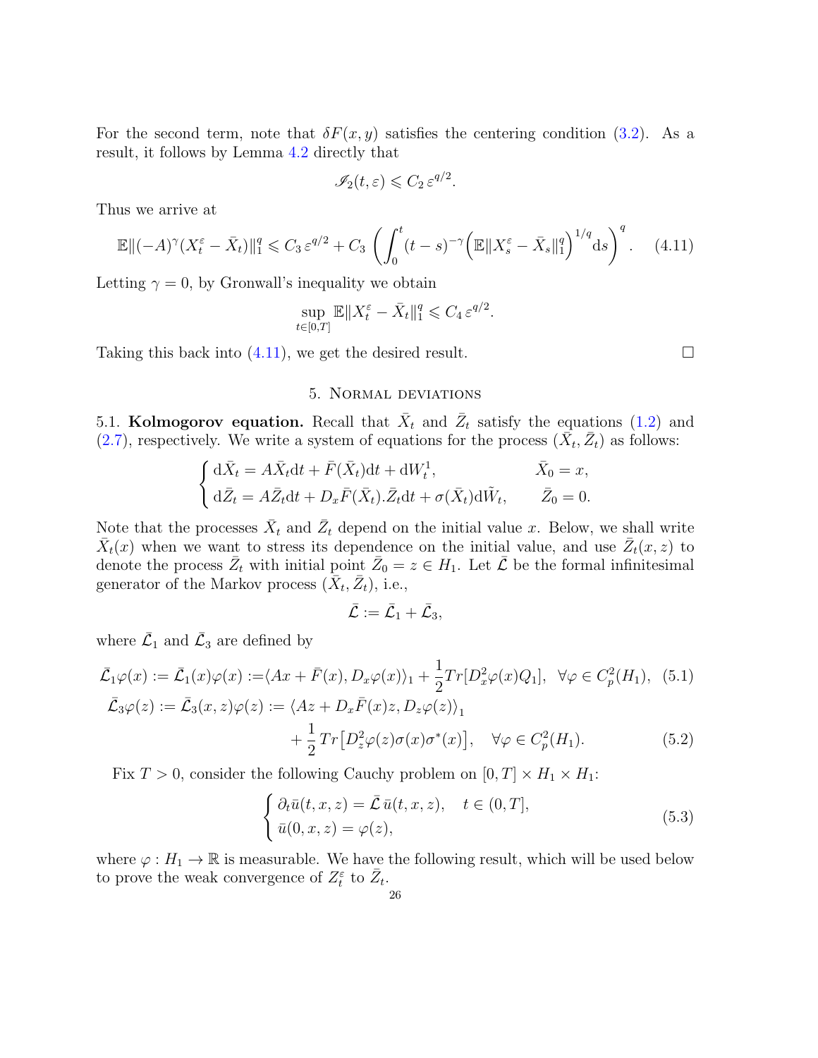For the second term, note that $\delta F(x,y)$ satisfies the centering condition (3.2). As a result, it follows by Lemma 4.2 directly that

$$\mathscr{I}_2(t,\varepsilon) \leqslant C_2\, \varepsilon^{q/2}.$$

Thus we arrive at

$$\mathbb{E}\|(-A)^{\gamma}(X_t^{\varepsilon} - \bar{X}_t)\|_1^q \leqslant C_3\, \varepsilon^{q/2} + C_3 \left( \int_0^t (t-s)^{-\gamma} \Big( \mathbb{E}\|X_s^{\varepsilon} - \bar{X}_s\|_1^q \Big)^{1/q} \mathrm{d}s \right)^q. \tag{4.11}$$

Letting $\gamma = 0$, by Gronwall's inequality we obtain

$$\sup_{t\in[0,T]} \mathbb{E}\|X_t^{\varepsilon} - \bar{X}_t\|_1^q \leqslant C_4\, \varepsilon^{q/2}.$$

Taking this back into (4.11), we get the desired result. $\square$

## 5. Normal deviations

5.1. **Kolmogorov equation.** Recall that $\bar{X}_t$ and $\bar{Z}_t$ satisfy the equations (1.2) and (2.7), respectively. We write a system of equations for the process $(\bar{X}_t, \bar{Z}_t)$ as follows:

$$\begin{cases} \mathrm{d}\bar{X}_t = A\bar{X}_t \mathrm{d}t + \bar{F}(\bar{X}_t)\mathrm{d}t + \mathrm{d}W_t^1, & \bar{X}_0 = x, \\ \mathrm{d}\bar{Z}_t = A\bar{Z}_t \mathrm{d}t + D_x\bar{F}(\bar{X}_t).\bar{Z}_t \mathrm{d}t + \sigma(\bar{X}_t)\mathrm{d}\tilde{W}_t, & \bar{Z}_0 = 0. \end{cases}$$

Note that the processes $\bar{X}_t$ and $\bar{Z}_t$ depend on the initial value $x$. Below, we shall write $\bar{X}_t(x)$ when we want to stress its dependence on the initial value, and use $\bar{Z}_t(x,z)$ to denote the process $\bar{Z}_t$ with initial point $\bar{Z}_0 = z \in H_1$. Let $\bar{\mathcal{L}}$ be the formal infinitesimal generator of the Markov process $(\bar{X}_t, \bar{Z}_t)$, i.e.,

$$\bar{\mathcal{L}} := \bar{\mathcal{L}}_1 + \bar{\mathcal{L}}_3,$$

where $\bar{\mathcal{L}}_1$ and $\bar{\mathcal{L}}_3$ are defined by

$$\bar{\mathcal{L}}_1\varphi(x) := \bar{\mathcal{L}}_1(x)\varphi(x) := \langle Ax + \bar{F}(x), D_x\varphi(x)\rangle_1 + \frac{1}{2}Tr[D_x^2\varphi(x)Q_1], \quad \forall \varphi \in C_p^2(H_1), \tag{5.1}$$

$$\bar{\mathcal{L}}_3\varphi(z) := \bar{\mathcal{L}}_3(x,z)\varphi(z) := \langle Az + D_x\bar{F}(x)z, D_z\varphi(z)\rangle_1 + \frac{1}{2}Tr\big[D_z^2\varphi(z)\sigma(x)\sigma^*(x)\big], \quad \forall \varphi \in C_p^2(H_1). \tag{5.2}$$

Fix $T > 0$, consider the following Cauchy problem on $[0,T] \times H_1 \times H_1$:

$$\begin{cases} \partial_t \bar{u}(t,x,z) = \bar{\mathcal{L}}\,\bar{u}(t,x,z), & t \in (0,T], \\ \bar{u}(0,x,z) = \varphi(z), \end{cases} \tag{5.3}$$

where $\varphi : H_1 \to \mathbb{R}$ is measurable. We have the following result, which will be used below to prove the weak convergence of $Z_t^{\varepsilon}$ to $\bar{Z}_t$.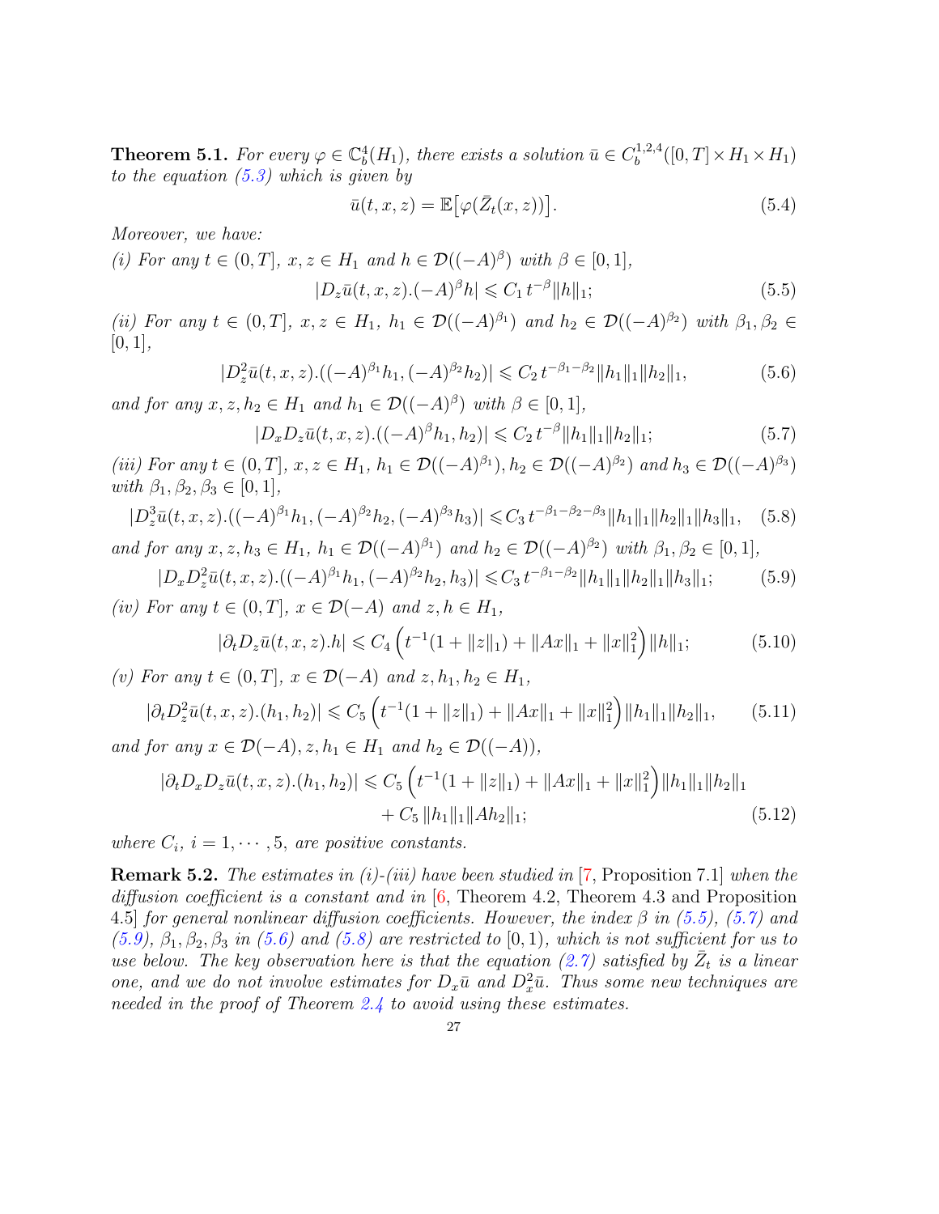**Theorem 5.1.** *For every $\varphi \in \mathbb{C}_b^4(H_1)$, there exists a solution $\bar{u} \in C_b^{1,2,4}([0,T]\times H_1 \times H_1)$ to the equation (5.3) which is given by*

$$\bar{u}(t,x,z) = \mathbb{E}\big[\varphi(\bar{Z}_t(x,z))\big]. \tag{5.4}$$

*Moreover, we have:*

*(i) For any $t \in (0,T]$, $x, z \in H_1$ and $h \in \mathcal{D}((-A)^\beta)$ with $\beta \in [0,1]$,*

$$|D_z \bar{u}(t,x,z).(-A)^\beta h| \leqslant C_1\, t^{-\beta} \|h\|_1; \tag{5.5}$$

*(ii) For any $t \in (0,T]$, $x,z \in H_1$, $h_1 \in \mathcal{D}((-A)^{\beta_1})$ and $h_2 \in \mathcal{D}((-A)^{\beta_2})$ with $\beta_1, \beta_2 \in [0,1]$,*

$$|D_z^2 \bar{u}(t,x,z).((-A)^{\beta_1}h_1, (-A)^{\beta_2}h_2)| \leqslant C_2\, t^{-\beta_1-\beta_2}\|h_1\|_1 \|h_2\|_1, \tag{5.6}$$

*and for any $x, z, h_2 \in H_1$ and $h_1 \in \mathcal{D}((-A)^\beta)$ with $\beta \in [0,1]$,*

$$|D_x D_z \bar{u}(t,x,z).((-A)^\beta h_1, h_2)| \leqslant C_2\, t^{-\beta}\|h_1\|_1\|h_2\|_1; \tag{5.7}$$

*(iii) For any $t \in (0,T]$, $x,z \in H_1$, $h_1 \in \mathcal{D}((-A)^{\beta_1}), h_2 \in \mathcal{D}((-A)^{\beta_2})$ and $h_3 \in \mathcal{D}((-A)^{\beta_3})$ with $\beta_1, \beta_2, \beta_3 \in [0,1]$,*

$$|D_z^3 \bar{u}(t,x,z).((-A)^{\beta_1}h_1, (-A)^{\beta_2}h_2, (-A)^{\beta_3}h_3)| \leqslant C_3\, t^{-\beta_1-\beta_2-\beta_3}\|h_1\|_1\|h_2\|_1\|h_3\|_1, \tag{5.8}$$

*and for any $x, z, h_3 \in H_1$, $h_1 \in \mathcal{D}((-A)^{\beta_1})$ and $h_2 \in \mathcal{D}((-A)^{\beta_2})$ with $\beta_1, \beta_2 \in [0,1]$,*

$$|D_x D_z^2 \bar{u}(t,x,z).((-A)^{\beta_1}h_1, (-A)^{\beta_2}h_2, h_3)| \leqslant C_3\, t^{-\beta_1-\beta_2}\|h_1\|_1\|h_2\|_1\|h_3\|_1; \tag{5.9}$$

*(iv) For any $t \in (0,T]$, $x \in \mathcal{D}(-A)$ and $z, h \in H_1$,*

$$|\partial_t D_z \bar{u}(t,x,z).h| \leqslant C_4 \left(t^{-1}(1+\|z\|_1) + \|Ax\|_1 + \|x\|_1^2\right)\|h\|_1; \tag{5.10}$$

*(v) For any $t \in (0,T]$, $x \in \mathcal{D}(-A)$ and $z, h_1, h_2 \in H_1$,*

$$|\partial_t D_z^2 \bar{u}(t,x,z).(h_1,h_2)| \leqslant C_5 \left(t^{-1}(1+\|z\|_1) + \|Ax\|_1 + \|x\|_1^2\right)\|h_1\|_1\|h_2\|_1, \tag{5.11}$$

*and for any $x \in \mathcal{D}(-A), z, h_1 \in H_1$ and $h_2 \in \mathcal{D}((-A))$,*

$$|\partial_t D_x D_z \bar{u}(t,x,z).(h_1,h_2)| \leqslant C_5 \left(t^{-1}(1+\|z\|_1) + \|Ax\|_1 + \|x\|_1^2\right)\|h_1\|_1\|h_2\|_1 + C_5\,\|h_1\|_1\|Ah_2\|_1; \tag{5.12}$$

*where $C_i$, $i = 1, \cdots, 5$, are positive constants.*

**Remark 5.2.** *The estimates in (i)-(iii) have been studied in [7, Proposition 7.1] when the diffusion coefficient is a constant and in [6, Theorem 4.2, Theorem 4.3 and Proposition 4.5] for general nonlinear diffusion coefficients. However, the index $\beta$ in (5.5), (5.7) and (5.9), $\beta_1, \beta_2, \beta_3$ in (5.6) and (5.8) are restricted to $[0,1)$, which is not sufficient for us to use below. The key observation here is that the equation (2.7) satisfied by $\bar{Z}_t$ is a linear one, and we do not involve estimates for $D_x\bar{u}$ and $D_x^2\bar{u}$. Thus some new techniques are needed in the proof of Theorem 2.4 to avoid using these estimates.*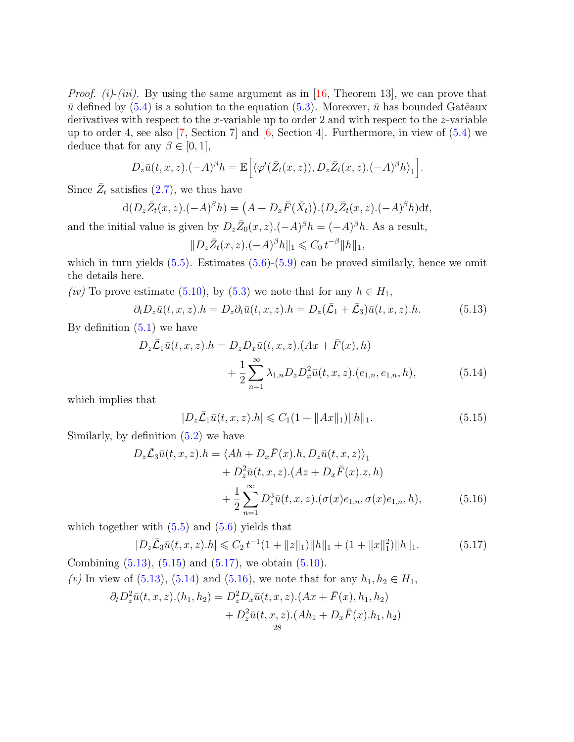*Proof. (i)-(iii).* By using the same argument as in [16, Theorem 13], we can prove that $\bar{u}$ defined by (5.4) is a solution to the equation (5.3). Moreover, $\bar{u}$ has bounded Gatêaux derivatives with respect to the $x$-variable up to order 2 and with respect to the $z$-variable up to order 4, see also [7, Section 7] and [6, Section 4]. Furthermore, in view of (5.4) we deduce that for any $\beta \in [0, 1]$,

$$D_z\bar{u}(t,x,z).(-A)^\beta h = \mathbb{E}\Big[\langle \varphi'(\bar{Z}_t(x,z)), D_z\bar{Z}_t(x,z).(-A)^\beta h\rangle_1\Big].$$

Since $\bar{Z}_t$ satisfies (2.7), we thus have

$$\mathrm{d}(D_z\bar{Z}_t(x,z).(-A)^\beta h) = \big(A + D_x\bar{F}(\bar{X}_t)\big).(D_z\bar{Z}_t(x,z).(-A)^\beta h)\mathrm{d}t,$$

and the initial value is given by $D_z\bar{Z}_0(x,z).(-A)^\beta h = (-A)^\beta h$. As a result,

$$\|D_z\bar{Z}_t(x,z).(-A)^\beta h\|_1 \leqslant C_0\, t^{-\beta}\|h\|_1,$$

which in turn yields (5.5). Estimates (5.6)-(5.9) can be proved similarly, hence we omit the details here.

*(iv)* To prove estimate (5.10), by (5.3) we note that for any $h \in H_1$,

$$\partial_t D_z\bar{u}(t,x,z).h = D_z\partial_t\bar{u}(t,x,z).h = D_z(\bar{\mathcal{L}}_1 + \bar{\mathcal{L}}_3)\bar{u}(t,x,z).h. \tag{5.13}$$

By definition (5.1) we have

$$\begin{aligned} D_z\bar{\mathcal{L}}_1\bar{u}(t,x,z).h &= D_zD_x\bar{u}(t,x,z).(Ax + \bar{F}(x), h) \\ &\quad + \frac{1}{2}\sum_{n=1}^{\infty}\lambda_{1,n}D_zD_x^2\bar{u}(t,x,z).(e_{1,n}, e_{1,n}, h), \end{aligned} \tag{5.14}$$

which implies that

$$|D_z\bar{\mathcal{L}}_1\bar{u}(t,x,z).h| \leqslant C_1(1 + \|Ax\|_1)\|h\|_1. \tag{5.15}$$

Similarly, by definition (5.2) we have

$$\begin{aligned} D_z\bar{\mathcal{L}}_3\bar{u}(t,x,z).h &= \langle Ah + D_x\bar{F}(x).h, D_z\bar{u}(t,x,z)\rangle_1 \\ &\quad + D_z^2\bar{u}(t,x,z).(Az + D_x\bar{F}(x).z, h) \\ &\quad + \frac{1}{2}\sum_{n=1}^{\infty}D_z^3\bar{u}(t,x,z).(\sigma(x)e_{1,n}, \sigma(x)e_{1,n}, h), \end{aligned} \tag{5.16}$$

which together with (5.5) and (5.6) yields that

$$|D_z\bar{\mathcal{L}}_3\bar{u}(t,x,z).h| \leqslant C_2\, t^{-1}(1 + \|z\|_1)\|h\|_1 + (1 + \|x\|_1^2)\|h\|_1. \tag{5.17}$$

Combining (5.13), (5.15) and (5.17), we obtain (5.10).

*(v)* In view of (5.13), (5.14) and (5.16), we note that for any $h_1, h_2 \in H_1$,

$$\begin{aligned} \partial_t D_z^2\bar{u}(t,x,z).(h_1,h_2) &= D_z^2D_x\bar{u}(t,x,z).(Ax + \bar{F}(x), h_1, h_2) \\ &\quad + D_z^2\bar{u}(t,x,z).(Ah_1 + D_x\bar{F}(x).h_1, h_2) \end{aligned}$$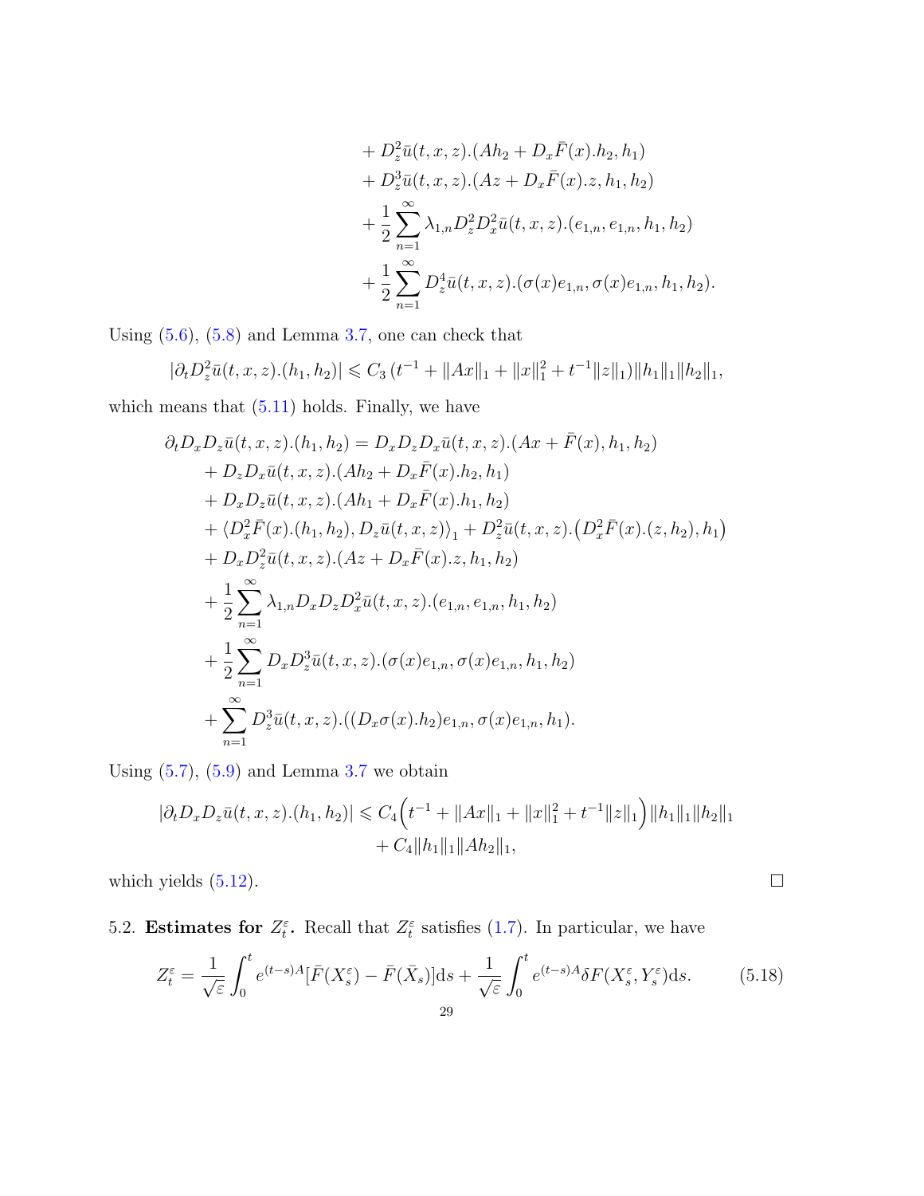$$
\begin{aligned}
&+ D_z^2\bar{u}(t,x,z).(Ah_2 + D_x\bar{F}(x).h_2, h_1)\\
&+ D_z^3\bar{u}(t,x,z).(Az + D_x\bar{F}(x).z, h_1, h_2)\\
&+ \frac{1}{2}\sum_{n=1}^{\infty}\lambda_{1,n} D_z^2 D_x^2\bar{u}(t,x,z).(e_{1,n}, e_{1,n}, h_1, h_2)\\
&+ \frac{1}{2}\sum_{n=1}^{\infty} D_z^4\bar{u}(t,x,z).(\sigma(x)e_{1,n}, \sigma(x)e_{1,n}, h_1, h_2).
\end{aligned}
$$

Using (5.6), (5.8) and Lemma 3.7, one can check that

$$
|\partial_t D_z^2\bar{u}(t,x,z).(h_1,h_2)| \leqslant C_3\,(t^{-1} + \|Ax\|_1 + \|x\|_1^2 + t^{-1}\|z\|_1)\|h_1\|_1\|h_2\|_1,
$$

which means that (5.11) holds. Finally, we have

$$
\begin{aligned}
\partial_t D_x D_z\bar{u}(t,x,z).(h_1,h_2) &= D_x D_z D_x\bar{u}(t,x,z).(Ax + \bar{F}(x), h_1, h_2)\\
&+ D_z D_x\bar{u}(t,x,z).(Ah_2 + D_x\bar{F}(x).h_2, h_1)\\
&+ D_x D_z\bar{u}(t,x,z).(Ah_1 + D_x\bar{F}(x).h_1, h_2)\\
&+ \langle D_x^2\bar{F}(x).(h_1,h_2), D_z\bar{u}(t,x,z)\rangle_1 + D_z^2\bar{u}(t,x,z).\big(D_x^2\bar{F}(x).(z,h_2), h_1\big)\\
&+ D_x D_z^2\bar{u}(t,x,z).(Az + D_x\bar{F}(x).z, h_1, h_2)\\
&+ \frac{1}{2}\sum_{n=1}^{\infty}\lambda_{1,n} D_x D_z D_x^2\bar{u}(t,x,z).(e_{1,n}, e_{1,n}, h_1, h_2)\\
&+ \frac{1}{2}\sum_{n=1}^{\infty} D_x D_z^3\bar{u}(t,x,z).(\sigma(x)e_{1,n}, \sigma(x)e_{1,n}, h_1, h_2)\\
&+ \sum_{n=1}^{\infty} D_z^3\bar{u}(t,x,z).((D_x\sigma(x).h_2)e_{1,n}, \sigma(x)e_{1,n}, h_1).
\end{aligned}
$$

Using (5.7), (5.9) and Lemma 3.7 we obtain

$$
\begin{aligned}
|\partial_t D_x D_z\bar{u}(t,x,z).(h_1,h_2)| \leqslant\; & C_4\Big(t^{-1} + \|Ax\|_1 + \|x\|_1^2 + t^{-1}\|z\|_1\Big)\|h_1\|_1\|h_2\|_1\\
&+ C_4\|h_1\|_1\|Ah_2\|_1,
\end{aligned}
$$

which yields (5.12). □

5.2. **Estimates for $Z_t^\varepsilon$.** Recall that $Z_t^\varepsilon$ satisfies (1.7). In particular, we have

$$
Z_t^\varepsilon = \frac{1}{\sqrt{\varepsilon}}\int_0^t e^{(t-s)A}[\bar{F}(X_s^\varepsilon) - \bar{F}(\bar{X}_s)]\mathrm{d}s + \frac{1}{\sqrt{\varepsilon}}\int_0^t e^{(t-s)A}\delta F(X_s^\varepsilon, Y_s^\varepsilon)\mathrm{d}s. \tag{5.18}
$$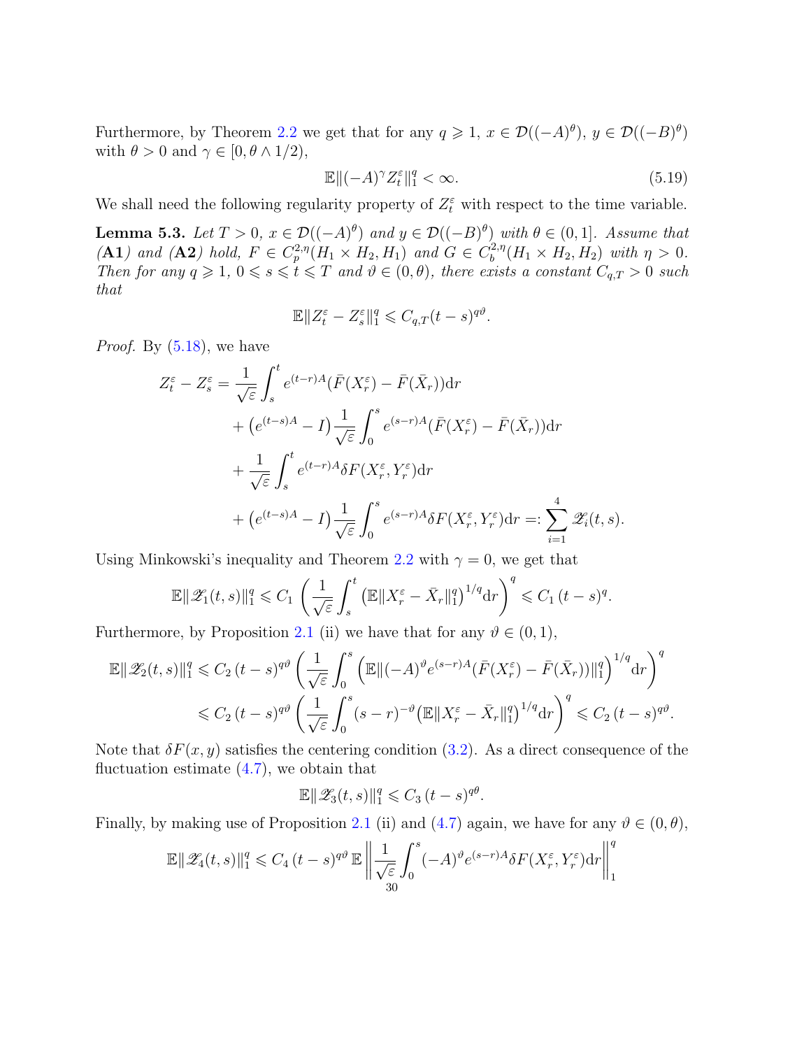Furthermore, by Theorem 2.2 we get that for any $q \geqslant 1$, $x \in \mathcal{D}((-A)^\theta)$, $y \in \mathcal{D}((-B)^\theta)$ with $\theta > 0$ and $\gamma \in [0, \theta \wedge 1/2)$,

$$\mathbb{E}\|(-A)^\gamma Z_t^\varepsilon\|_1^q < \infty. \tag{5.19}$$

We shall need the following regularity property of $Z_t^\varepsilon$ with respect to the time variable.

**Lemma 5.3.** *Let $T > 0$, $x \in \mathcal{D}((-A)^\theta)$ and $y \in \mathcal{D}((-B)^\theta)$ with $\theta \in (0, 1]$. Assume that* **(A1)** *and* **(A2)** *hold, $F \in C_p^{2,\eta}(H_1 \times H_2, H_1)$ and $G \in C_b^{2,\eta}(H_1 \times H_2, H_2)$ with $\eta > 0$. Then for any $q \geqslant 1$, $0 \leqslant s \leqslant t \leqslant T$ and $\vartheta \in (0, \theta)$, there exists a constant $C_{q,T} > 0$ such that*

$$\mathbb{E}\|Z_t^\varepsilon - Z_s^\varepsilon\|_1^q \leqslant C_{q,T}(t-s)^{q\vartheta}.$$

*Proof.* By (5.18), we have

$$\begin{aligned}
Z_t^\varepsilon - Z_s^\varepsilon &= \frac{1}{\sqrt{\varepsilon}} \int_s^t e^{(t-r)A}(\bar{F}(X_r^\varepsilon) - \bar{F}(\bar{X}_r))\mathrm{d}r \\
&\quad + \big(e^{(t-s)A} - I\big)\frac{1}{\sqrt{\varepsilon}} \int_0^s e^{(s-r)A}(\bar{F}(X_r^\varepsilon) - \bar{F}(\bar{X}_r))\mathrm{d}r \\
&\quad + \frac{1}{\sqrt{\varepsilon}} \int_s^t e^{(t-r)A}\delta F(X_r^\varepsilon, Y_r^\varepsilon)\mathrm{d}r \\
&\quad + \big(e^{(t-s)A} - I\big)\frac{1}{\sqrt{\varepsilon}} \int_0^s e^{(s-r)A}\delta F(X_r^\varepsilon, Y_r^\varepsilon)\mathrm{d}r =: \sum_{i=1}^4 \mathscr{Z}_i(t,s).
\end{aligned}$$

Using Minkowski's inequality and Theorem 2.2 with $\gamma = 0$, we get that

$$\mathbb{E}\|\mathscr{Z}_1(t,s)\|_1^q \leqslant C_1 \left(\frac{1}{\sqrt{\varepsilon}} \int_s^t \big(\mathbb{E}\|X_r^\varepsilon - \bar{X}_r\|_1^q\big)^{1/q}\mathrm{d}r\right)^q \leqslant C_1\,(t-s)^q.$$

Furthermore, by Proposition 2.1 (ii) we have that for any $\vartheta \in (0,1)$,

$$\begin{aligned}
\mathbb{E}\|\mathscr{Z}_2(t,s)\|_1^q &\leqslant C_2\,(t-s)^{q\vartheta}\left(\frac{1}{\sqrt{\varepsilon}} \int_0^s \Big(\mathbb{E}\|(-A)^\vartheta e^{(s-r)A}(\bar{F}(X_r^\varepsilon) - \bar{F}(\bar{X}_r))\|_1^q\Big)^{1/q}\mathrm{d}r\right)^q \\
&\leqslant C_2\,(t-s)^{q\vartheta}\left(\frac{1}{\sqrt{\varepsilon}} \int_0^s (s-r)^{-\vartheta}\big(\mathbb{E}\|X_r^\varepsilon - \bar{X}_r\|_1^q\big)^{1/q}\mathrm{d}r\right)^q \leqslant C_2\,(t-s)^{q\vartheta}.
\end{aligned}$$

Note that $\delta F(x,y)$ satisfies the centering condition (3.2). As a direct consequence of the fluctuation estimate (4.7), we obtain that

$$\mathbb{E}\|\mathscr{Z}_3(t,s)\|_1^q \leqslant C_3\,(t-s)^{q\theta}.$$

Finally, by making use of Proposition 2.1 (ii) and (4.7) again, we have for any $\vartheta \in (0,\theta)$,

$$\mathbb{E}\|\mathscr{Z}_4(t,s)\|_1^q \leqslant C_4\,(t-s)^{q\vartheta}\,\mathbb{E}\left\|\frac{1}{\sqrt{\varepsilon}}\int_0^s (-A)^\vartheta e^{(s-r)A}\delta F(X_r^\varepsilon, Y_r^\varepsilon)\mathrm{d}r\right\|_1^q$$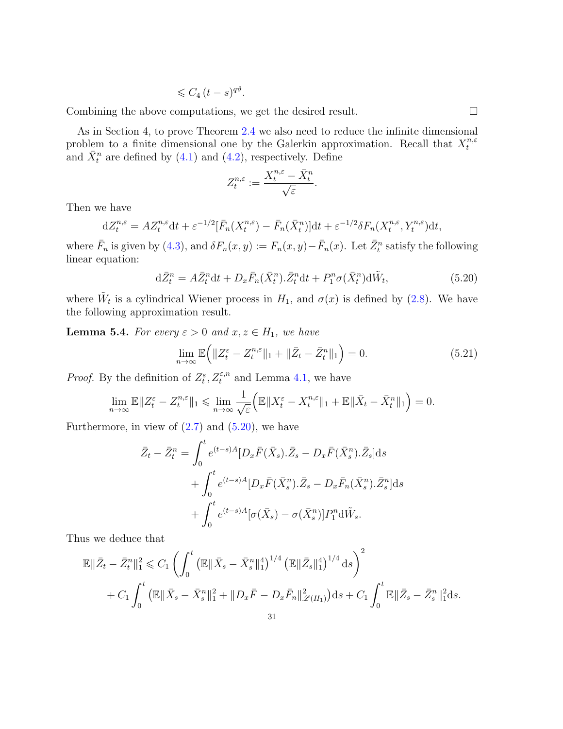$$\leqslant C_4\,(t-s)^{q\vartheta}.$$

Combining the above computations, we get the desired result. $\square$

As in Section 4, to prove Theorem 2.4 we also need to reduce the infinite dimensional problem to a finite dimensional one by the Galerkin approximation. Recall that $X_t^{n,\varepsilon}$ and $\bar{X}_t^n$ are defined by (4.1) and (4.2), respectively. Define

$$Z_t^{n,\varepsilon} := \frac{X_t^{n,\varepsilon} - \bar{X}_t^n}{\sqrt{\varepsilon}}.$$

Then we have

$$\mathrm{d}Z_t^{n,\varepsilon} = AZ_t^{n,\varepsilon}\mathrm{d}t + \varepsilon^{-1/2}[\bar{F}_n(X_t^{n,\varepsilon}) - \bar{F}_n(\bar{X}_t^n)]\mathrm{d}t + \varepsilon^{-1/2}\delta F_n(X_t^{n,\varepsilon}, Y_t^{n,\varepsilon})\mathrm{d}t,$$

where $\bar{F}_n$ is given by (4.3), and $\delta F_n(x,y) := F_n(x,y) - \bar{F}_n(x)$. Let $\bar{Z}_t^n$ satisfy the following linear equation:

$$\mathrm{d}\bar{Z}_t^n = A\bar{Z}_t^n\mathrm{d}t + D_x\bar{F}_n(\bar{X}_t^n).\bar{Z}_t^n\mathrm{d}t + P_1^n\sigma(\bar{X}_t^n)\mathrm{d}\tilde{W}_t, \tag{5.20}$$

where $\tilde{W}_t$ is a cylindrical Wiener process in $H_1$, and $\sigma(x)$ is defined by (2.8). We have the following approximation result.

**Lemma 5.4.** *For every $\varepsilon > 0$ and $x, z \in H_1$, we have*

$$\lim_{n\to\infty} \mathbb{E}\Big(\|Z_t^\varepsilon - Z_t^{n,\varepsilon}\|_1 + \|\bar{Z}_t - \bar{Z}_t^n\|_1\Big) = 0. \tag{5.21}$$

*Proof.* By the definition of $Z_t^\varepsilon, Z_t^{\varepsilon,n}$ and Lemma 4.1, we have

$$\lim_{n\to\infty} \mathbb{E}\|Z_t^\varepsilon - Z_t^{n,\varepsilon}\|_1 \leqslant \lim_{n\to\infty} \frac{1}{\sqrt{\varepsilon}}\Big(\mathbb{E}\|X_t^\varepsilon - X_t^{n,\varepsilon}\|_1 + \mathbb{E}\|\bar{X}_t - \bar{X}_t^n\|_1\Big) = 0.$$

Furthermore, in view of (2.7) and (5.20), we have

$$\begin{aligned}
\bar{Z}_t - \bar{Z}_t^n &= \int_0^t e^{(t-s)A}[D_x\bar{F}(\bar{X}_s).\bar{Z}_s - D_x\bar{F}(\bar{X}_s^n).\bar{Z}_s]\mathrm{d}s \\
&\quad + \int_0^t e^{(t-s)A}[D_x\bar{F}(\bar{X}_s^n).\bar{Z}_s - D_x\bar{F}_n(\bar{X}_s^n).\bar{Z}_s^n]\mathrm{d}s \\
&\quad + \int_0^t e^{(t-s)A}[\sigma(\bar{X}_s) - \sigma(\bar{X}_s^n)]P_1^n\mathrm{d}\tilde{W}_s.
\end{aligned}$$

Thus we deduce that

$$\begin{aligned}
\mathbb{E}\|\bar{Z}_t - \bar{Z}_t^n\|_1^2 &\leqslant C_1\left(\int_0^t \left(\mathbb{E}\|\bar{X}_s - \bar{X}_s^n\|_1^4\right)^{1/4}\left(\mathbb{E}\|\bar{Z}_s\|_1^4\right)^{1/4}\mathrm{d}s\right)^2 \\
&\quad + C_1\int_0^t \left(\mathbb{E}\|\bar{X}_s - \bar{X}_s^n\|_1^2 + \|D_x\bar{F} - D_x\bar{F}_n\|_{\mathscr{L}(H_1)}^2\right)\mathrm{d}s + C_1\int_0^t \mathbb{E}\|\bar{Z}_s - \bar{Z}_s^n\|_1^2\mathrm{d}s.
\end{aligned}$$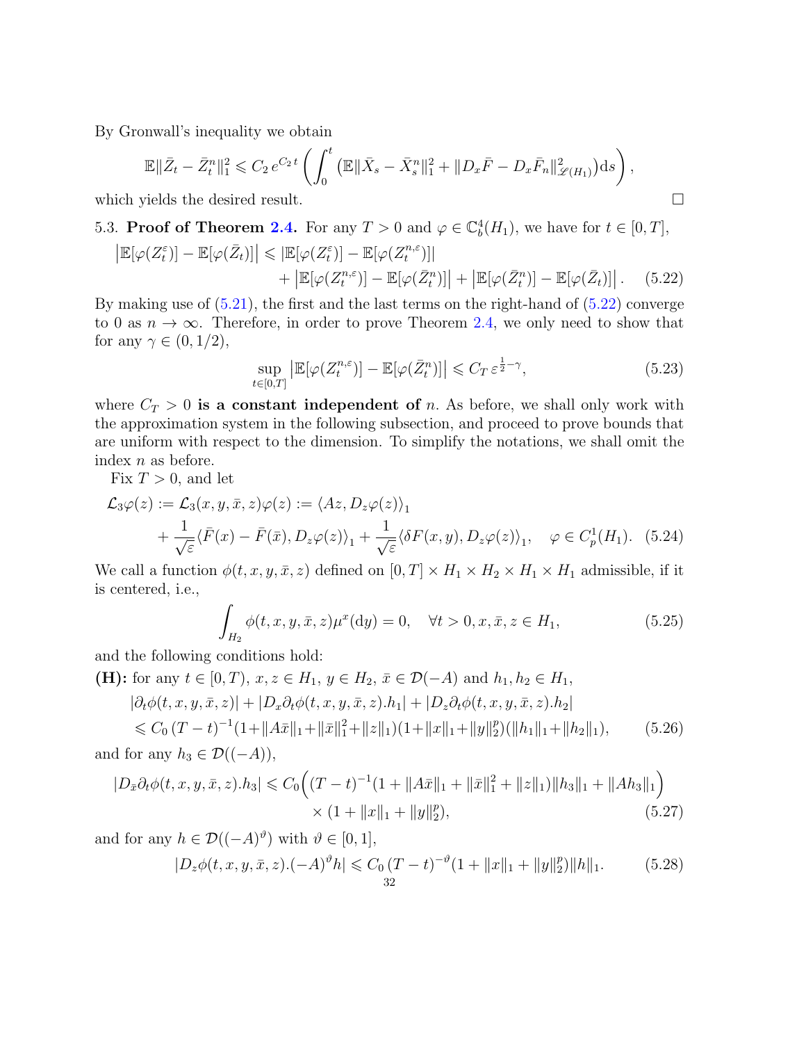By Gronwall's inequality we obtain

$$\mathbb{E}\|\bar{Z}_t - \bar{Z}_t^n\|_1^2 \leqslant C_2\, e^{C_2\, t} \left( \int_0^t \left( \mathbb{E}\|\bar{X}_s - \bar{X}_s^n\|_1^2 + \|D_x\bar{F} - D_x\bar{F}_n\|^2_{\mathscr{L}(H_1)} \right) \mathrm{d}s \right),$$

which yields the desired result. $\square$

5.3. **Proof of Theorem 2.4.** For any $T > 0$ and $\varphi \in \mathbb{C}_b^4(H_1)$, we have for $t \in [0, T]$,

$$\begin{aligned} \left|\mathbb{E}[\varphi(Z_t^\varepsilon)] - \mathbb{E}[\varphi(\bar{Z}_t)]\right| &\leqslant |\mathbb{E}[\varphi(Z_t^\varepsilon)] - \mathbb{E}[\varphi(Z_t^{n,\varepsilon})]| \\ &\quad + \left|\mathbb{E}[\varphi(Z_t^{n,\varepsilon})] - \mathbb{E}[\varphi(\bar{Z}_t^n)]\right| + \left|\mathbb{E}[\varphi(\bar{Z}_t^n)] - \mathbb{E}[\varphi(\bar{Z}_t)]\right|. \end{aligned} \tag{5.22}$$

By making use of (5.21), the first and the last terms on the right-hand of (5.22) converge to 0 as $n \to \infty$. Therefore, in order to prove Theorem 2.4, we only need to show that for any $\gamma \in (0, 1/2)$,

$$\sup_{t \in [0,T]} \left|\mathbb{E}[\varphi(Z_t^{n,\varepsilon})] - \mathbb{E}[\varphi(\bar{Z}_t^n)]\right| \leqslant C_T\, \varepsilon^{\frac{1}{2}-\gamma}, \tag{5.23}$$

where $C_T > 0$ **is a constant independent of** $n$. As before, we shall only work with the approximation system in the following subsection, and proceed to prove bounds that are uniform with respect to the dimension. To simplify the notations, we shall omit the index $n$ as before.

Fix $T > 0$, and let

$$\begin{aligned} \mathcal{L}_3\varphi(z) := \mathcal{L}_3(x, y, \bar{x}, z)\varphi(z) &:= \langle Az, D_z\varphi(z)\rangle_1 \\ &\quad + \frac{1}{\sqrt{\varepsilon}}\langle \bar{F}(x) - \bar{F}(\bar{x}), D_z\varphi(z)\rangle_1 + \frac{1}{\sqrt{\varepsilon}}\langle \delta F(x, y), D_z\varphi(z)\rangle_1, \quad \varphi \in C_p^1(H_1). \end{aligned} \tag{5.24}$$

We call a function $\phi(t, x, y, \bar{x}, z)$ defined on $[0, T] \times H_1 \times H_2 \times H_1 \times H_1$ admissible, if it is centered, i.e.,

$$\int_{H_2} \phi(t, x, y, \bar{x}, z)\mu^x(\mathrm{d}y) = 0, \quad \forall t > 0, x, \bar{x}, z \in H_1, \tag{5.25}$$

and the following conditions hold:

**(H):** for any $t \in [0, T)$, $x, z \in H_1$, $y \in H_2$, $\bar{x} \in \mathcal{D}(-A)$ and $h_1, h_2 \in H_1$,

$$\begin{aligned} &|\partial_t\phi(t, x, y, \bar{x}, z)| + |D_x\partial_t\phi(t, x, y, \bar{x}, z).h_1| + |D_z\partial_t\phi(t, x, y, \bar{x}, z).h_2| \\ &\leqslant C_0\,(T-t)^{-1}(1+\|A\bar{x}\|_1+\|\bar{x}\|_1^2+\|z\|_1)(1+\|x\|_1+\|y\|_2^p)(\|h_1\|_1+\|h_2\|_1), \end{aligned} \tag{5.26}$$

and for any $h_3 \in \mathcal{D}((-A))$,

$$\begin{aligned} |D_{\bar{x}}\partial_t\phi(t, x, y, \bar{x}, z).h_3| &\leqslant C_0\Big((T-t)^{-1}(1 + \|A\bar{x}\|_1 + \|\bar{x}\|_1^2 + \|z\|_1)\|h_3\|_1 + \|Ah_3\|_1\Big) \\ &\quad \times (1 + \|x\|_1 + \|y\|_2^p), \end{aligned} \tag{5.27}$$

and for any $h \in \mathcal{D}((-A)^\vartheta)$ with $\vartheta \in [0, 1]$,

$$|D_z\phi(t, x, y, \bar{x}, z).(-A)^\vartheta h| \leqslant C_0\,(T-t)^{-\vartheta}(1 + \|x\|_1 + \|y\|_2^p)\|h\|_1. \tag{5.28}$$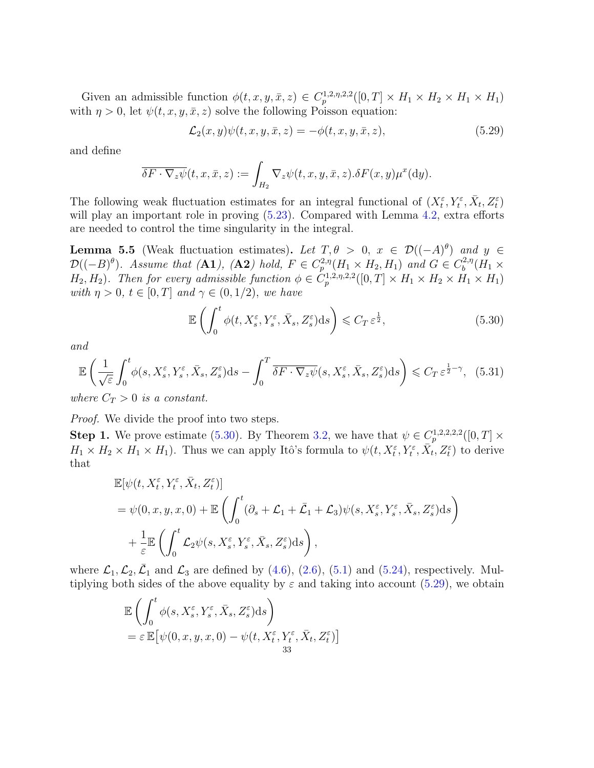Given an admissible function $\phi(t,x,y,\bar{x},z) \in C_p^{1,2,\eta,2,2}([0,T]\times H_1 \times H_2 \times H_1 \times H_1)$ with $\eta > 0$, let $\psi(t,x,y,\bar{x},z)$ solve the following Poisson equation:

$$\mathcal{L}_2(x,y)\psi(t,x,y,\bar{x},z) = -\phi(t,x,y,\bar{x},z), \tag{5.29}$$

and define

$$\overline{\delta F \cdot \nabla_z \psi}(t,x,\bar{x},z) := \int_{H_2} \nabla_z \psi(t,x,y,\bar{x},z).\delta F(x,y)\mu^x(\mathrm{d}y).$$

The following weak fluctuation estimates for an integral functional of $(X_t^\varepsilon, Y_t^\varepsilon, \bar{X}_t, Z_t^\varepsilon)$ will play an important role in proving (5.23). Compared with Lemma 4.2, extra efforts are needed to control the time singularity in the integral.

**Lemma 5.5** (Weak fluctuation estimates). *Let $T, \theta > 0$, $x \in \mathcal{D}((-A)^\theta)$ and $y \in \mathcal{D}((-B)^\theta)$. Assume that* (**A1**)*,* (**A2**) *hold, $F \in C_p^{2,\eta}(H_1 \times H_2, H_1)$ and $G \in C_b^{2,\eta}(H_1 \times H_2, H_2)$. Then for every admissible function $\phi \in C_p^{1,2,\eta,2,2}([0,T]\times H_1 \times H_2 \times H_1 \times H_1)$ with $\eta > 0$, $t \in [0,T]$ and $\gamma \in (0,1/2)$, we have*

$$\mathbb{E}\left(\int_0^t \phi(t, X_s^\varepsilon, Y_s^\varepsilon, \bar{X}_s, Z_s^\varepsilon)\mathrm{d}s\right) \leqslant C_T\, \varepsilon^{\frac{1}{2}}, \tag{5.30}$$

*and*

$$\mathbb{E}\left(\frac{1}{\sqrt{\varepsilon}}\int_0^t \phi(s, X_s^\varepsilon, Y_s^\varepsilon, \bar{X}_s, Z_s^\varepsilon)\mathrm{d}s - \int_0^T \overline{\delta F \cdot \nabla_z \psi}(s, X_s^\varepsilon, \bar{X}_s, Z_s^\varepsilon)\mathrm{d}s\right) \leqslant C_T\, \varepsilon^{\frac{1}{2}-\gamma}, \tag{5.31}$$

*where $C_T > 0$ is a constant.*

*Proof.* We divide the proof into two steps.

**Step 1.** We prove estimate (5.30). By Theorem 3.2, we have that $\psi \in C_p^{1,2,2,2,2}([0,T]\times H_1 \times H_2 \times H_1 \times H_1)$. Thus we can apply Itô's formula to $\psi(t, X_t^\varepsilon, Y_t^\varepsilon, \bar{X}_t, Z_t^\varepsilon)$ to derive that

$$\begin{aligned}
&\mathbb{E}[\psi(t, X_t^\varepsilon, Y_t^\varepsilon, \bar{X}_t, Z_t^\varepsilon)] \\
&= \psi(0,x,y,x,0) + \mathbb{E}\left(\int_0^t (\partial_s + \mathcal{L}_1 + \bar{\mathcal{L}}_1 + \mathcal{L}_3)\psi(s, X_s^\varepsilon, Y_s^\varepsilon, \bar{X}_s, Z_s^\varepsilon)\mathrm{d}s\right) \\
&\quad + \frac{1}{\varepsilon}\mathbb{E}\left(\int_0^t \mathcal{L}_2\psi(s, X_s^\varepsilon, Y_s^\varepsilon, \bar{X}_s, Z_s^\varepsilon)\mathrm{d}s\right),
\end{aligned}$$

where $\mathcal{L}_1, \mathcal{L}_2, \bar{\mathcal{L}}_1$ and $\mathcal{L}_3$ are defined by (4.6), (2.6), (5.1) and (5.24), respectively. Multiplying both sides of the above equality by $\varepsilon$ and taking into account (5.29), we obtain

$$\begin{aligned}
&\mathbb{E}\left(\int_0^t \phi(s, X_s^\varepsilon, Y_s^\varepsilon, \bar{X}_s, Z_s^\varepsilon)\mathrm{d}s\right) \\
&= \varepsilon\, \mathbb{E}\big[\psi(0,x,y,x,0) - \psi(t, X_t^\varepsilon, Y_t^\varepsilon, \bar{X}_t, Z_t^\varepsilon)\big]
\end{aligned}$$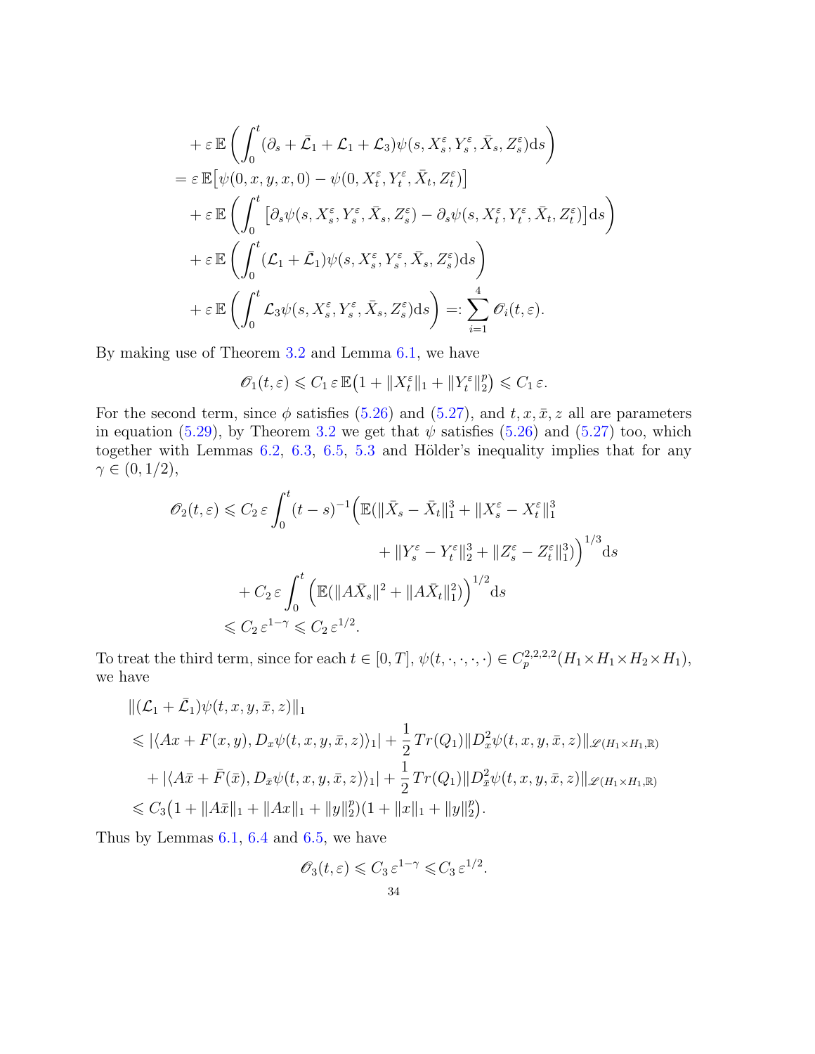$$
\begin{aligned}
&+\varepsilon\,\mathbb{E}\left(\int_0^t (\partial_s+\bar{\mathcal{L}}_1+\mathcal{L}_1+\mathcal{L}_3)\psi(s,X_s^\varepsilon,Y_s^\varepsilon,\bar{X}_s,Z_s^\varepsilon)\mathrm{d}s\right)\\
&=\varepsilon\,\mathbb{E}\big[\psi(0,x,y,x,0)-\psi(0,X_t^\varepsilon,Y_t^\varepsilon,\bar{X}_t,Z_t^\varepsilon)\big]\\
&\quad+\varepsilon\,\mathbb{E}\left(\int_0^t \big[\partial_s\psi(s,X_s^\varepsilon,Y_s^\varepsilon,\bar{X}_s,Z_s^\varepsilon)-\partial_s\psi(s,X_t^\varepsilon,Y_t^\varepsilon,\bar{X}_t,Z_t^\varepsilon)\big]\mathrm{d}s\right)\\
&\quad+\varepsilon\,\mathbb{E}\left(\int_0^t (\mathcal{L}_1+\bar{\mathcal{L}}_1)\psi(s,X_s^\varepsilon,Y_s^\varepsilon,\bar{X}_s,Z_s^\varepsilon)\mathrm{d}s\right)\\
&\quad+\varepsilon\,\mathbb{E}\left(\int_0^t \mathcal{L}_3\psi(s,X_s^\varepsilon,Y_s^\varepsilon,\bar{X}_s,Z_s^\varepsilon)\mathrm{d}s\right)=:\sum_{i=1}^4\mathscr{O}_i(t,\varepsilon).
\end{aligned}
$$

By making use of Theorem 3.2 and Lemma 6.1, we have

$$
\mathscr{O}_1(t,\varepsilon)\leqslant C_1\,\varepsilon\,\mathbb{E}\big(1+\|X_t^\varepsilon\|_1+\|Y_t^\varepsilon\|_2^p\big)\leqslant C_1\,\varepsilon.
$$

For the second term, since $\phi$ satisfies (5.26) and (5.27), and $t,x,\bar{x},z$ all are parameters in equation (5.29), by Theorem 3.2 we get that $\psi$ satisfies (5.26) and (5.27) too, which together with Lemmas 6.2, 6.3, 6.5, 5.3 and Hölder's inequality implies that for any $\gamma\in(0,1/2)$,

$$
\begin{aligned}
\mathscr{O}_2(t,\varepsilon)&\leqslant C_2\,\varepsilon\int_0^t (t-s)^{-1}\Big(\mathbb{E}(\|\bar{X}_s-\bar{X}_t\|_1^3+\|X_s^\varepsilon-X_t^\varepsilon\|_1^3\\
&\qquad\qquad\qquad\qquad+\|Y_s^\varepsilon-Y_t^\varepsilon\|_2^3+\|Z_s^\varepsilon-Z_t^\varepsilon\|_1^3)\Big)^{1/3}\mathrm{d}s\\
&\quad+C_2\,\varepsilon\int_0^t\Big(\mathbb{E}(\|A\bar{X}_s\|^2+\|A\bar{X}_t\|_1^2)\Big)^{1/2}\mathrm{d}s\\
&\leqslant C_2\,\varepsilon^{1-\gamma}\leqslant C_2\,\varepsilon^{1/2}.
\end{aligned}
$$

To treat the third term, since for each $t\in[0,T]$, $\psi(t,\cdot,\cdot,\cdot,\cdot)\in C_p^{2,2,2,2}(H_1\times H_1\times H_2\times H_1)$, we have

$$
\begin{aligned}
&\|(\mathcal{L}_1+\bar{\mathcal{L}}_1)\psi(t,x,y,\bar{x},z)\|_1\\
&\leqslant|\langle Ax+F(x,y),D_x\psi(t,x,y,\bar{x},z)\rangle_1|+\frac{1}{2}\,Tr(Q_1)\|D_x^2\psi(t,x,y,\bar{x},z)\|_{\mathscr{L}(H_1\times H_1,\mathbb{R})}\\
&\quad+|\langle A\bar{x}+\bar{F}(\bar{x}),D_{\bar{x}}\psi(t,x,y,\bar{x},z)\rangle_1|+\frac{1}{2}\,Tr(Q_1)\|D_{\bar{x}}^2\psi(t,x,y,\bar{x},z)\|_{\mathscr{L}(H_1\times H_1,\mathbb{R})}\\
&\leqslant C_3\big(1+\|A\bar{x}\|_1+\|Ax\|_1+\|y\|_2^p)(1+\|x\|_1+\|y\|_2^p\big).
\end{aligned}
$$

Thus by Lemmas 6.1, 6.4 and 6.5, we have

$$
\mathscr{O}_3(t,\varepsilon)\leqslant C_3\,\varepsilon^{1-\gamma}\leqslant C_3\,\varepsilon^{1/2}.
$$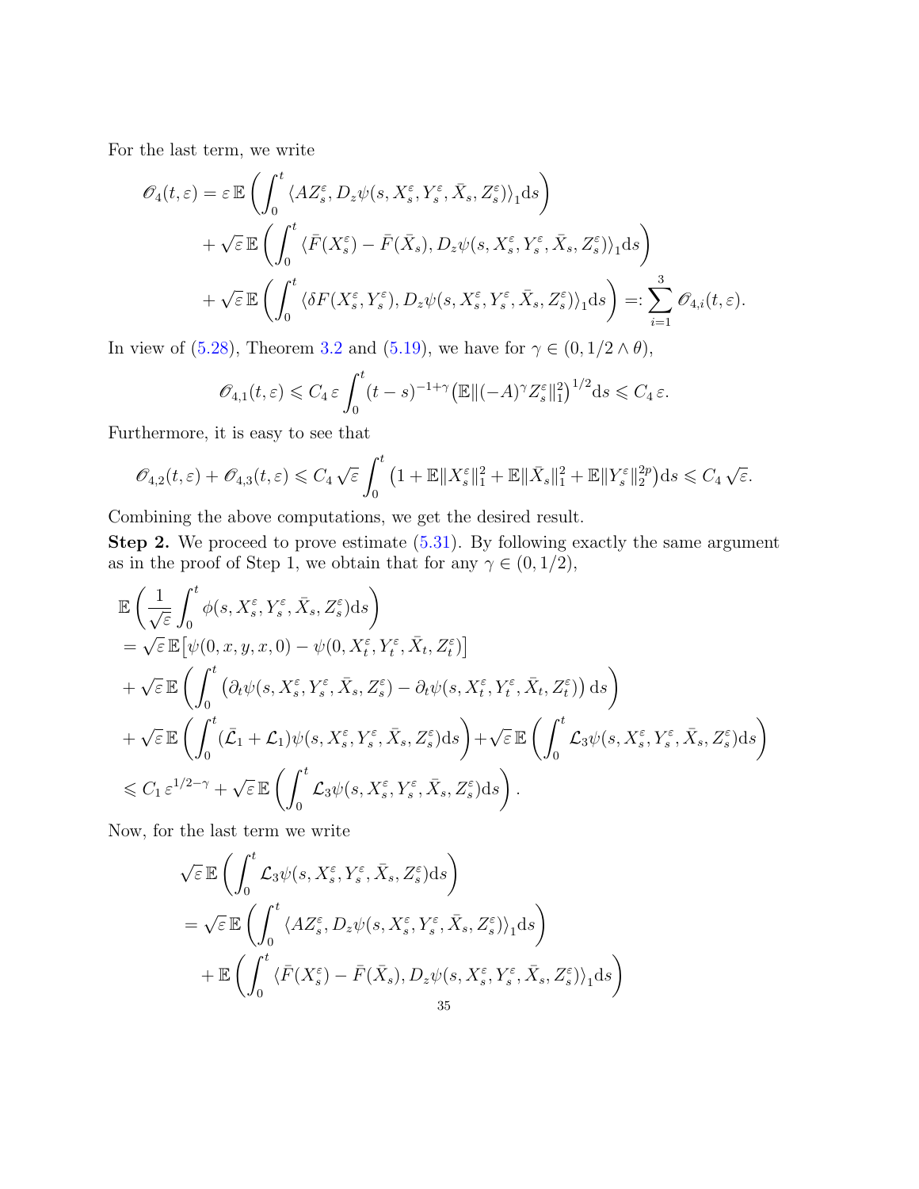For the last term, we write

$$
\begin{aligned}
\mathscr{O}_4(t,\varepsilon) &= \varepsilon\, \mathbb{E}\left(\int_0^t \langle AZ_s^\varepsilon, D_z\psi(s, X_s^\varepsilon, Y_s^\varepsilon, \bar{X}_s, Z_s^\varepsilon)\rangle_1 \mathrm{d}s\right)\\
&\quad + \sqrt{\varepsilon}\, \mathbb{E}\left(\int_0^t \langle \bar{F}(X_s^\varepsilon) - \bar{F}(\bar{X}_s), D_z\psi(s, X_s^\varepsilon, Y_s^\varepsilon, \bar{X}_s, Z_s^\varepsilon)\rangle_1 \mathrm{d}s\right)\\
&\quad + \sqrt{\varepsilon}\, \mathbb{E}\left(\int_0^t \langle \delta F(X_s^\varepsilon, Y_s^\varepsilon), D_z\psi(s, X_s^\varepsilon, Y_s^\varepsilon, \bar{X}_s, Z_s^\varepsilon)\rangle_1 \mathrm{d}s\right) =: \sum_{i=1}^3 \mathscr{O}_{4,i}(t,\varepsilon).
\end{aligned}
$$

In view of (5.28), Theorem 3.2 and (5.19), we have for $\gamma \in (0, 1/2 \wedge \theta)$,

$$
\mathscr{O}_{4,1}(t,\varepsilon) \leqslant C_4\, \varepsilon \int_0^t (t-s)^{-1+\gamma} \big(\mathbb{E}\|(-A)^\gamma Z_s^\varepsilon\|_1^2\big)^{1/2} \mathrm{d}s \leqslant C_4\, \varepsilon.
$$

Furthermore, it is easy to see that

$$
\mathscr{O}_{4,2}(t,\varepsilon) + \mathscr{O}_{4,3}(t,\varepsilon) \leqslant C_4 \sqrt{\varepsilon} \int_0^t \big(1 + \mathbb{E}\|X_s^\varepsilon\|_1^2 + \mathbb{E}\|\bar{X}_s\|_1^2 + \mathbb{E}\|Y_s^\varepsilon\|_2^{2p}\big) \mathrm{d}s \leqslant C_4 \sqrt{\varepsilon}.
$$

Combining the above computations, we get the desired result.

**Step 2.** We proceed to prove estimate (5.31). By following exactly the same argument as in the proof of Step 1, we obtain that for any $\gamma \in (0, 1/2)$,

$$
\begin{aligned}
&\mathbb{E}\left(\frac{1}{\sqrt{\varepsilon}} \int_0^t \phi(s, X_s^\varepsilon, Y_s^\varepsilon, \bar{X}_s, Z_s^\varepsilon) \mathrm{d}s\right)\\
&= \sqrt{\varepsilon}\, \mathbb{E}\big[\psi(0, x, y, x, 0) - \psi(0, X_t^\varepsilon, Y_t^\varepsilon, \bar{X}_t, Z_t^\varepsilon)\big]\\
&+ \sqrt{\varepsilon}\, \mathbb{E}\left(\int_0^t \big(\partial_t \psi(s, X_s^\varepsilon, Y_s^\varepsilon, \bar{X}_s, Z_s^\varepsilon) - \partial_t \psi(s, X_t^\varepsilon, Y_t^\varepsilon, \bar{X}_t, Z_t^\varepsilon)\big) \mathrm{d}s\right)\\
&+ \sqrt{\varepsilon}\, \mathbb{E}\left(\int_0^t (\bar{\mathcal{L}}_1 + \mathcal{L}_1)\psi(s, X_s^\varepsilon, Y_s^\varepsilon, \bar{X}_s, Z_s^\varepsilon) \mathrm{d}s\right) + \sqrt{\varepsilon}\, \mathbb{E}\left(\int_0^t \mathcal{L}_3 \psi(s, X_s^\varepsilon, Y_s^\varepsilon, \bar{X}_s, Z_s^\varepsilon) \mathrm{d}s\right)\\
&\leqslant C_1\, \varepsilon^{1/2-\gamma} + \sqrt{\varepsilon}\, \mathbb{E}\left(\int_0^t \mathcal{L}_3 \psi(s, X_s^\varepsilon, Y_s^\varepsilon, \bar{X}_s, Z_s^\varepsilon) \mathrm{d}s\right).
\end{aligned}
$$

Now, for the last term we write

$$
\begin{aligned}
&\sqrt{\varepsilon}\, \mathbb{E}\left(\int_0^t \mathcal{L}_3 \psi(s, X_s^\varepsilon, Y_s^\varepsilon, \bar{X}_s, Z_s^\varepsilon) \mathrm{d}s\right)\\
&= \sqrt{\varepsilon}\, \mathbb{E}\left(\int_0^t \langle AZ_s^\varepsilon, D_z\psi(s, X_s^\varepsilon, Y_s^\varepsilon, \bar{X}_s, Z_s^\varepsilon)\rangle_1 \mathrm{d}s\right)\\
&\quad + \mathbb{E}\left(\int_0^t \langle \bar{F}(X_s^\varepsilon) - \bar{F}(\bar{X}_s), D_z\psi(s, X_s^\varepsilon, Y_s^\varepsilon, \bar{X}_s, Z_s^\varepsilon)\rangle_1 \mathrm{d}s\right)
\end{aligned}
$$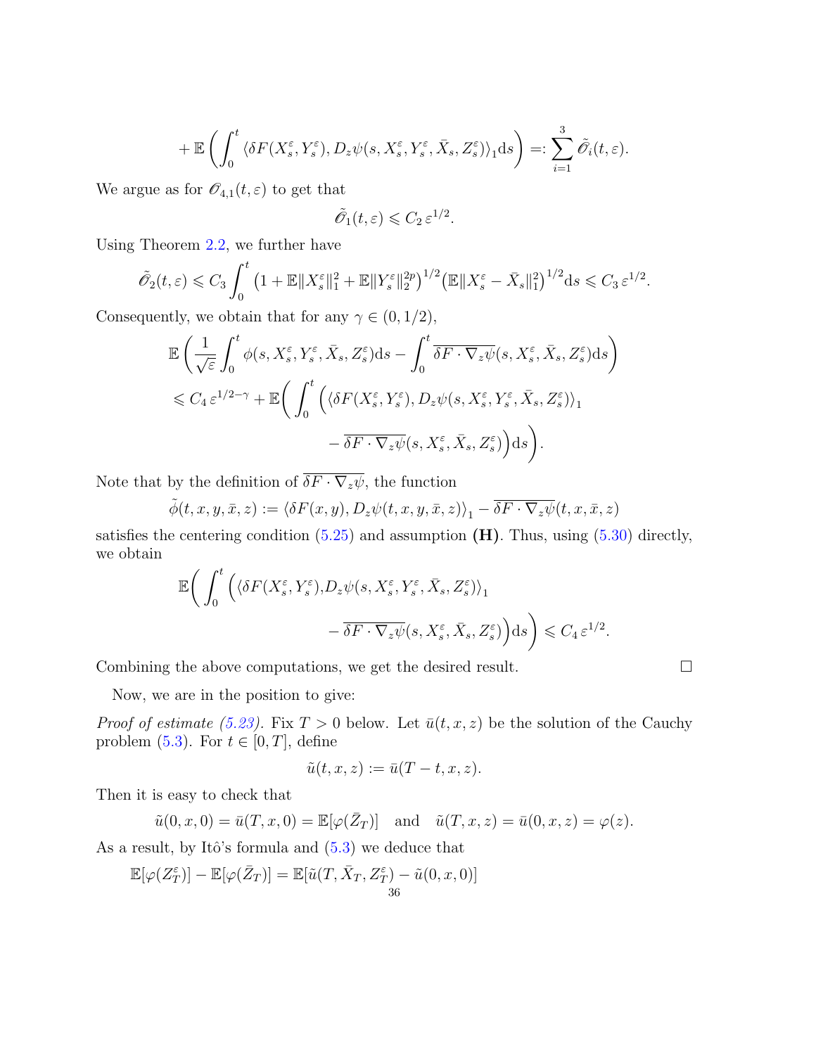$$
+\,\mathbb{E}\left(\int_0^t \langle \delta F(X_s^\varepsilon, Y_s^\varepsilon), D_z\psi(s, X_s^\varepsilon, Y_s^\varepsilon, \bar{X}_s, Z_s^\varepsilon)\rangle_1 \mathrm{d}s\right) =: \sum_{i=1}^{3} \tilde{\mathscr{O}}_i(t,\varepsilon).
$$

We argue as for $\mathscr{O}_{4,1}(t,\varepsilon)$ to get that

$$
\tilde{\mathscr{O}}_1(t,\varepsilon) \leqslant C_2\, \varepsilon^{1/2}.
$$

Using Theorem 2.2, we further have

$$
\tilde{\mathscr{O}}_2(t,\varepsilon) \leqslant C_3 \int_0^t \big(1 + \mathbb{E}\|X_s^\varepsilon\|_1^2 + \mathbb{E}\|Y_s^\varepsilon\|_2^{2p}\big)^{1/2} \big(\mathbb{E}\|X_s^\varepsilon - \bar{X}_s\|_1^2\big)^{1/2} \mathrm{d}s \leqslant C_3\, \varepsilon^{1/2}.
$$

Consequently, we obtain that for any $\gamma \in (0, 1/2)$,

$$
\begin{aligned}
&\mathbb{E}\left(\frac{1}{\sqrt{\varepsilon}} \int_0^t \phi(s, X_s^\varepsilon, Y_s^\varepsilon, \bar{X}_s, Z_s^\varepsilon)\mathrm{d}s - \int_0^t \overline{\delta F \cdot \nabla_z \psi}(s, X_s^\varepsilon, \bar{X}_s, Z_s^\varepsilon)\mathrm{d}s\right) \\
&\leqslant C_4\, \varepsilon^{1/2-\gamma} + \mathbb{E}\Bigg(\int_0^t \Big(\langle \delta F(X_s^\varepsilon, Y_s^\varepsilon), D_z\psi(s, X_s^\varepsilon, Y_s^\varepsilon, \bar{X}_s, Z_s^\varepsilon)\rangle_1 \\
&\qquad\qquad - \overline{\delta F \cdot \nabla_z \psi}(s, X_s^\varepsilon, \bar{X}_s, Z_s^\varepsilon)\Big)\mathrm{d}s\Bigg).
\end{aligned}
$$

Note that by the definition of $\overline{\delta F \cdot \nabla_z \psi}$, the function

$$
\tilde{\phi}(t, x, y, \bar{x}, z) := \langle \delta F(x, y), D_z\psi(t, x, y, \bar{x}, z)\rangle_1 - \overline{\delta F \cdot \nabla_z \psi}(t, x, \bar{x}, z)
$$

satisfies the centering condition (5.25) and assumption **(H)**. Thus, using (5.30) directly, we obtain

$$
\begin{aligned}
\mathbb{E}\Bigg(\int_0^t \Big(&\langle \delta F(X_s^\varepsilon, Y_s^\varepsilon), D_z\psi(s, X_s^\varepsilon, Y_s^\varepsilon, \bar{X}_s, Z_s^\varepsilon)\rangle_1 \\
&- \overline{\delta F \cdot \nabla_z \psi}(s, X_s^\varepsilon, \bar{X}_s, Z_s^\varepsilon)\Big)\mathrm{d}s\Bigg) \leqslant C_4\, \varepsilon^{1/2}.
\end{aligned}
$$

Combining the above computations, we get the desired result. $\square$

Now, we are in the position to give:

*Proof of estimate (5.23).* Fix $T > 0$ below. Let $\bar{u}(t, x, z)$ be the solution of the Cauchy problem (5.3). For $t \in [0, T]$, define

$$
\tilde{u}(t, x, z) := \bar{u}(T - t, x, z).
$$

Then it is easy to check that

$$
\tilde{u}(0, x, 0) = \bar{u}(T, x, 0) = \mathbb{E}[\varphi(\bar{Z}_T)] \quad \text{and} \quad \tilde{u}(T, x, z) = \bar{u}(0, x, z) = \varphi(z).
$$

As a result, by Itô's formula and (5.3) we deduce that

$$
\mathbb{E}[\varphi(Z_T^\varepsilon)] - \mathbb{E}[\varphi(\bar{Z}_T)] = \mathbb{E}[\tilde{u}(T, \bar{X}_T, Z_T^\varepsilon) - \tilde{u}(0, x, 0)]
$$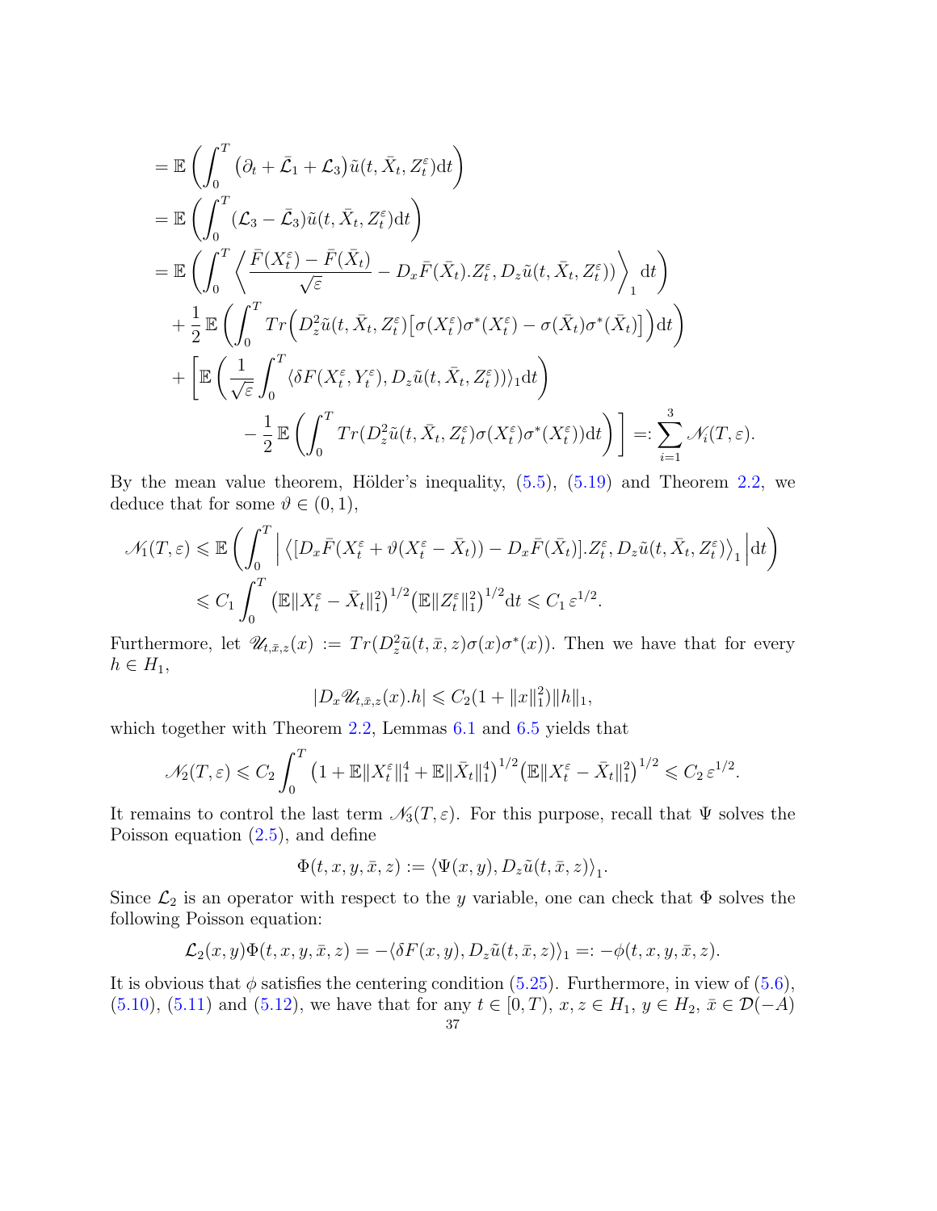$$
\begin{aligned}
&= \mathbb{E}\left(\int_0^T \big(\partial_t + \bar{\mathcal{L}}_1 + \mathcal{L}_3\big)\tilde{u}(t, \bar{X}_t, Z_t^\varepsilon)\mathrm{d}t\right)\\
&= \mathbb{E}\left(\int_0^T (\mathcal{L}_3 - \bar{\mathcal{L}}_3)\tilde{u}(t, \bar{X}_t, Z_t^\varepsilon)\mathrm{d}t\right)\\
&= \mathbb{E}\left(\int_0^T \left\langle \frac{\bar{F}(X_t^\varepsilon) - \bar{F}(\bar{X}_t)}{\sqrt{\varepsilon}} - D_x\bar{F}(\bar{X}_t).Z_t^\varepsilon, D_z\tilde{u}(t, \bar{X}_t, Z_t^\varepsilon)\right\rangle_1 \mathrm{d}t\right)\\
&\quad + \frac{1}{2}\,\mathbb{E}\left(\int_0^T Tr\Big(D_z^2\tilde{u}(t, \bar{X}_t, Z_t^\varepsilon)\big[\sigma(X_t^\varepsilon)\sigma^*(X_t^\varepsilon) - \sigma(\bar{X}_t)\sigma^*(\bar{X}_t)\big]\Big)\mathrm{d}t\right)\\
&\quad + \Bigg[\mathbb{E}\left(\frac{1}{\sqrt{\varepsilon}}\int_0^T \langle \delta F(X_t^\varepsilon, Y_t^\varepsilon), D_z\tilde{u}(t, \bar{X}_t, Z_t^\varepsilon))\rangle_1 \mathrm{d}t\right)\\
&\qquad\qquad - \frac{1}{2}\,\mathbb{E}\left(\int_0^T Tr(D_z^2\tilde{u}(t, \bar{X}_t, Z_t^\varepsilon)\sigma(X_t^\varepsilon)\sigma^*(X_t^\varepsilon))\mathrm{d}t\right)\Bigg] =: \sum_{i=1}^3 \mathscr{N}_i(T, \varepsilon).
\end{aligned}
$$

By the mean value theorem, Hölder's inequality, (5.5), (5.19) and Theorem 2.2, we deduce that for some $\vartheta \in (0, 1)$,

$$
\begin{aligned}
\mathscr{N}_1(T, \varepsilon) &\leqslant \mathbb{E}\left(\int_0^T \Big| \big\langle [D_x\bar{F}(X_t^\varepsilon + \vartheta(X_t^\varepsilon - \bar{X}_t)) - D_x\bar{F}(\bar{X}_t)].Z_t^\varepsilon, D_z\tilde{u}(t, \bar{X}_t, Z_t^\varepsilon)\big\rangle_1 \Big|\mathrm{d}t\right)\\
&\leqslant C_1 \int_0^T \big(\mathbb{E}\|X_t^\varepsilon - \bar{X}_t\|_1^2\big)^{1/2}\big(\mathbb{E}\|Z_t^\varepsilon\|_1^2\big)^{1/2}\mathrm{d}t \leqslant C_1\, \varepsilon^{1/2}.
\end{aligned}
$$

Furthermore, let $\mathscr{U}_{t,\bar{x},z}(x) := Tr(D_z^2\tilde{u}(t, \bar{x}, z)\sigma(x)\sigma^*(x))$. Then we have that for every $h \in H_1$,

$$
|D_x\mathscr{U}_{t,\bar{x},z}(x).h| \leqslant C_2(1 + \|x\|_1^2)\|h\|_1,
$$

which together with Theorem 2.2, Lemmas 6.1 and 6.5 yields that

$$
\mathscr{N}_2(T, \varepsilon) \leqslant C_2 \int_0^T \big(1 + \mathbb{E}\|X_t^\varepsilon\|_1^4 + \mathbb{E}\|\bar{X}_t\|_1^4\big)^{1/2}\big(\mathbb{E}\|X_t^\varepsilon - \bar{X}_t\|_1^2\big)^{1/2} \leqslant C_2\, \varepsilon^{1/2}.
$$

It remains to control the last term $\mathscr{N}_3(T, \varepsilon)$. For this purpose, recall that $\Psi$ solves the Poisson equation (2.5), and define

$$
\Phi(t, x, y, \bar{x}, z) := \langle \Psi(x, y), D_z\tilde{u}(t, \bar{x}, z)\rangle_1.
$$

Since $\mathcal{L}_2$ is an operator with respect to the $y$ variable, one can check that $\Phi$ solves the following Poisson equation:

$$
\mathcal{L}_2(x, y)\Phi(t, x, y, \bar{x}, z) = -\langle \delta F(x, y), D_z\tilde{u}(t, \bar{x}, z)\rangle_1 =: -\phi(t, x, y, \bar{x}, z).
$$

It is obvious that $\phi$ satisfies the centering condition (5.25). Furthermore, in view of (5.6), (5.10), (5.11) and (5.12), we have that for any $t \in [0, T)$, $x, z \in H_1$, $y \in H_2$, $\bar{x} \in \mathcal{D}(-A)$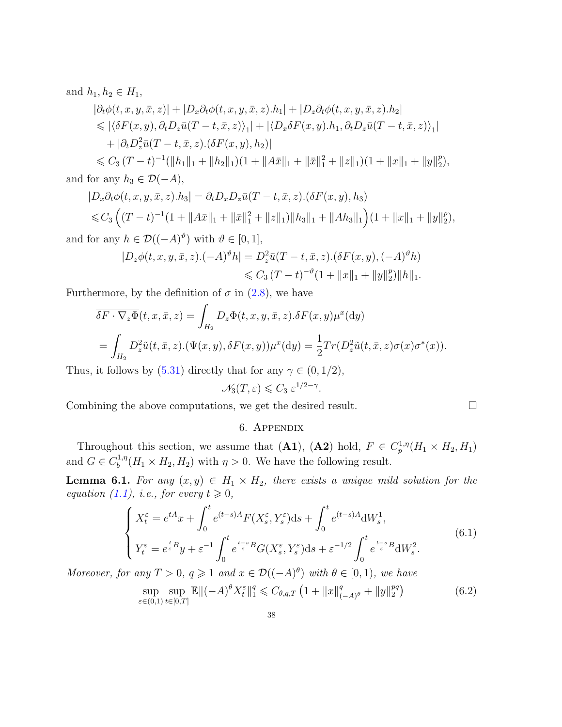and $h_1, h_2 \in H_1$,

$$
\begin{aligned}
&|\partial_t \phi(t,x,y,\bar{x},z)| + |D_x \partial_t \phi(t,x,y,\bar{x},z).h_1| + |D_z \partial_t \phi(t,x,y,\bar{x},z).h_2| \\
&\leqslant |\langle \delta F(x,y), \partial_t D_z \bar{u}(T-t,\bar{x},z)\rangle_1| + |\langle D_x \delta F(x,y).h_1, \partial_t D_z \bar{u}(T-t,\bar{x},z)\rangle_1| \\
&\quad + |\partial_t D_z^2 \bar{u}(T-t,\bar{x},z).(\delta F(x,y),h_2)| \\
&\leqslant C_3\,(T-t)^{-1}(\|h_1\|_1 + \|h_2\|_1)(1 + \|A\bar{x}\|_1 + \|\bar{x}\|_1^2 + \|z\|_1)(1 + \|x\|_1 + \|y\|_2^p),
\end{aligned}
$$

and for any $h_3 \in \mathcal{D}(-A)$,

$$
\begin{aligned}
&|D_{\bar{x}} \partial_t \phi(t,x,y,\bar{x},z).h_3| = \partial_t D_{\bar{x}} D_z \bar{u}(T-t,\bar{x},z).(\delta F(x,y),h_3) \\
&\leqslant C_3 \Big( (T-t)^{-1}(1 + \|A\bar{x}\|_1 + \|\bar{x}\|_1^2 + \|z\|_1)\|h_3\|_1 + \|Ah_3\|_1 \Big)(1 + \|x\|_1 + \|y\|_2^p),
\end{aligned}
$$

and for any $h \in \mathcal{D}((-A)^{\vartheta})$ with $\vartheta \in [0,1]$,

$$
\begin{aligned}
|D_z \phi(t,x,y,\bar{x},z).(-A)^{\vartheta} h| &= D_z^2 \bar{u}(T-t,\bar{x},z).(\delta F(x,y),(-A)^{\vartheta} h) \\
&\leqslant C_3\,(T-t)^{-\vartheta}(1 + \|x\|_1 + \|y\|_2^p)\|h\|_1.
\end{aligned}
$$

Furthermore, by the definition of $\sigma$ in (2.8), we have

$$
\begin{aligned}
&\overline{\delta F \cdot \nabla_z \Phi}(t,x,\bar{x},z) = \int_{H_2} D_z \Phi(t,x,y,\bar{x},z).\delta F(x,y)\mu^x(\mathrm{d}y) \\
&= \int_{H_2} D_z^2 \tilde{u}(t,\bar{x},z).(\Psi(x,y),\delta F(x,y))\mu^x(\mathrm{d}y) = \frac{1}{2} Tr(D_z^2 \tilde{u}(t,\bar{x},z)\sigma(x)\sigma^*(x)).
\end{aligned}
$$

Thus, it follows by (5.31) directly that for any $\gamma \in (0,1/2)$,

$$
\mathscr{N}_3(T,\varepsilon) \leqslant C_3\,\varepsilon^{1/2-\gamma}.
$$

Combining the above computations, we get the desired result. $\square$

## 6. Appendix

Throughout this section, we assume that (**A1**), (**A2**) hold, $F \in C_p^{1,\eta}(H_1 \times H_2, H_1)$ and $G \in C_b^{1,\eta}(H_1 \times H_2, H_2)$ with $\eta > 0$. We have the following result.

**Lemma 6.1.** *For any $(x,y) \in H_1 \times H_2$, there exists a unique mild solution for the equation (1.1), i.e., for every $t \geqslant 0$,*

$$
\left\{
\begin{aligned}
X_t^{\varepsilon} &= e^{tA}x + \int_0^t e^{(t-s)A} F(X_s^{\varepsilon}, Y_s^{\varepsilon})\mathrm{d}s + \int_0^t e^{(t-s)A}\mathrm{d}W_s^1, \\
Y_t^{\varepsilon} &= e^{\frac{t}{\varepsilon}B}y + \varepsilon^{-1}\int_0^t e^{\frac{t-s}{\varepsilon}B} G(X_s^{\varepsilon}, Y_s^{\varepsilon})\mathrm{d}s + \varepsilon^{-1/2}\int_0^t e^{\frac{t-s}{\varepsilon}B}\mathrm{d}W_s^2.
\end{aligned}
\right.
\tag{6.1}
$$

*Moreover, for any $T > 0$, $q \geqslant 1$ and $x \in \mathcal{D}((-A)^{\theta})$ with $\theta \in [0,1)$, we have*

$$
\sup_{\varepsilon \in (0,1)} \sup_{t \in [0,T]} \mathbb{E}\|(-A)^{\theta} X_t^{\varepsilon}\|_1^q \leqslant C_{\theta,q,T}\left(1 + \|x\|_{(-A)^{\theta}}^q + \|y\|_2^{pq}\right) \tag{6.2}
$$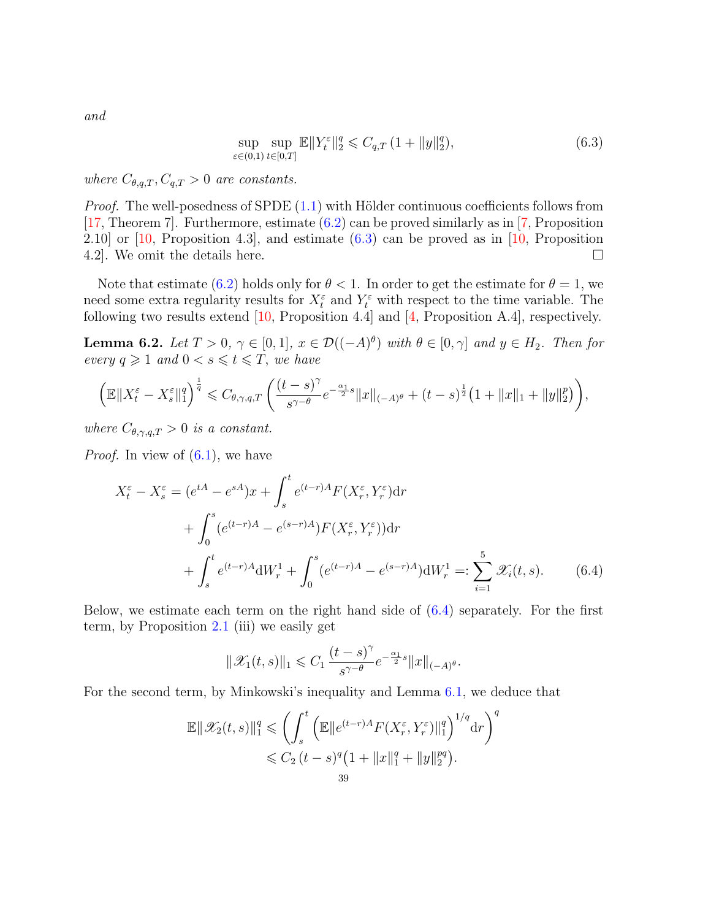*and*

$$\sup_{\varepsilon\in(0,1)}\sup_{t\in[0,T]}\mathbb{E}\|Y_t^\varepsilon\|_2^q \leqslant C_{q,T}\,(1+\|y\|_2^q), \tag{6.3}$$

*where $C_{\theta,q,T}, C_{q,T}>0$ are constants.*

*Proof.* The well-posedness of SPDE (1.1) with Hölder continuous coefficients follows from [17, Theorem 7]. Furthermore, estimate (6.2) can be proved similarly as in [7, Proposition 2.10] or [10, Proposition 4.3], and estimate (6.3) can be proved as in [10, Proposition 4.2]. We omit the details here. □

Note that estimate (6.2) holds only for $\theta<1$. In order to get the estimate for $\theta=1$, we need some extra regularity results for $X_t^\varepsilon$ and $Y_t^\varepsilon$ with respect to the time variable. The following two results extend [10, Proposition 4.4] and [4, Proposition A.4], respectively.

**Lemma 6.2.** *Let $T>0$, $\gamma\in[0,1]$, $x\in\mathcal{D}((-A)^\theta)$ with $\theta\in[0,\gamma]$ and $y\in H_2$. Then for every $q\geqslant 1$ and $0<s\leqslant t\leqslant T$, we have*

$$\Big(\mathbb{E}\|X_t^\varepsilon-X_s^\varepsilon\|_1^q\Big)^{\frac{1}{q}} \leqslant C_{\theta,\gamma,q,T}\left(\frac{(t-s)^\gamma}{s^{\gamma-\theta}}e^{-\frac{\alpha_1}{2}s}\|x\|_{(-A)^\theta}+(t-s)^{\frac12}\big(1+\|x\|_1+\|y\|_2^p\big)\right),$$

*where $C_{\theta,\gamma,q,T}>0$ is a constant.*

*Proof.* In view of (6.1), we have

$$\begin{aligned}
X_t^\varepsilon-X_s^\varepsilon &= (e^{tA}-e^{sA})x+\int_s^t e^{(t-r)A}F(X_r^\varepsilon,Y_r^\varepsilon)\mathrm{d}r\\
&\quad+\int_0^s (e^{(t-r)A}-e^{(s-r)A})F(X_r^\varepsilon,Y_r^\varepsilon))\mathrm{d}r\\
&\quad+\int_s^t e^{(t-r)A}\mathrm{d}W_r^1+\int_0^s (e^{(t-r)A}-e^{(s-r)A})\mathrm{d}W_r^1=:\sum_{i=1}^5\mathscr{X}_i(t,s).
\end{aligned}\tag{6.4}$$

Below, we estimate each term on the right hand side of (6.4) separately. For the first term, by Proposition 2.1 (iii) we easily get

$$\|\mathscr{X}_1(t,s)\|_1\leqslant C_1\,\frac{(t-s)^\gamma}{s^{\gamma-\theta}}e^{-\frac{\alpha_1}{2}s}\|x\|_{(-A)^\theta}.$$

For the second term, by Minkowski's inequality and Lemma 6.1, we deduce that

$$\begin{aligned}
\mathbb{E}\|\mathscr{X}_2(t,s)\|_1^q &\leqslant \left(\int_s^t\Big(\mathbb{E}\|e^{(t-r)A}F(X_r^\varepsilon,Y_r^\varepsilon)\|_1^q\Big)^{1/q}\mathrm{d}r\right)^q\\
&\leqslant C_2\,(t-s)^q\big(1+\|x\|_1^q+\|y\|_2^{pq}\big).
\end{aligned}$$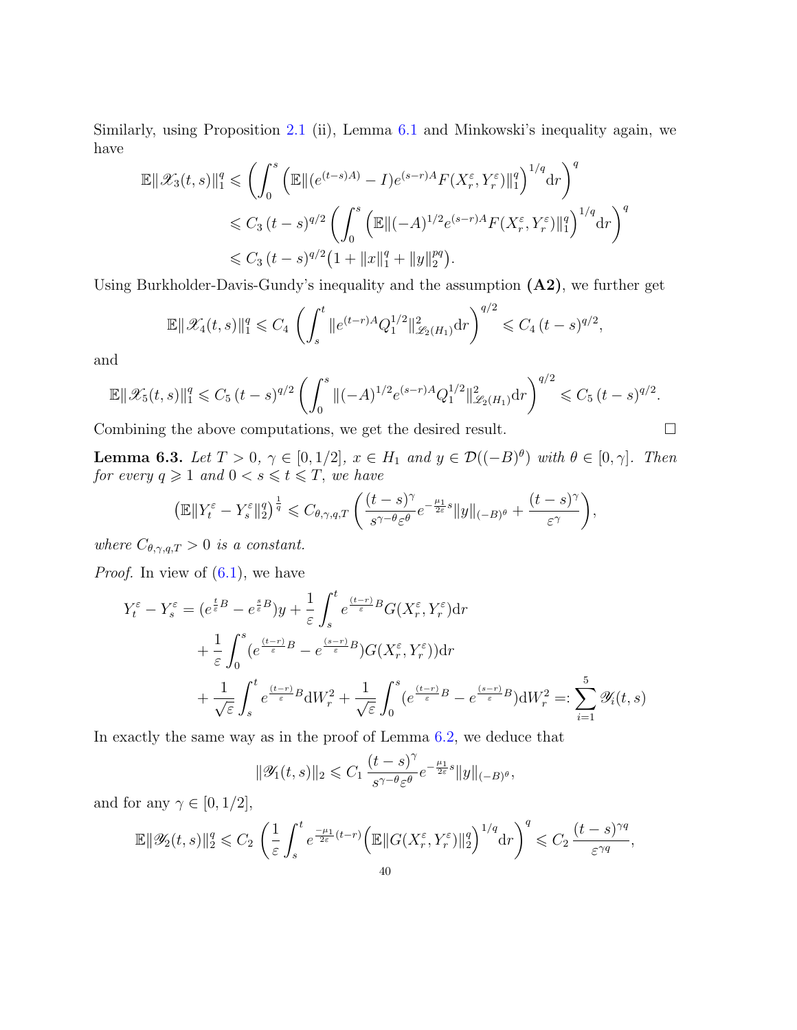Similarly, using Proposition 2.1 (ii), Lemma 6.1 and Minkowski's inequality again, we have

$$
\begin{aligned}
\mathbb{E}\|\mathscr{X}_3(t,s)\|_1^q &\leqslant \left(\int_0^s \Big(\mathbb{E}\|(e^{(t-s)A)}-I)e^{(s-r)A}F(X_r^\varepsilon,Y_r^\varepsilon)\|_1^q\Big)^{1/q}\mathrm{d}r\right)^q \\
&\leqslant C_3\,(t-s)^{q/2}\left(\int_0^s \Big(\mathbb{E}\|(-A)^{1/2}e^{(s-r)A}F(X_r^\varepsilon,Y_r^\varepsilon)\|_1^q\Big)^{1/q}\mathrm{d}r\right)^q \\
&\leqslant C_3\,(t-s)^{q/2}\big(1+\|x\|_1^q+\|y\|_2^{pq}\big).
\end{aligned}
$$

Using Burkholder-Davis-Gundy's inequality and the assumption **(A2)**, we further get

$$
\mathbb{E}\|\mathscr{X}_4(t,s)\|_1^q \leqslant C_4\,\left(\int_s^t \|e^{(t-r)A}Q_1^{1/2}\|_{\mathscr{L}_2(H_1)}^2\mathrm{d}r\right)^{q/2} \leqslant C_4\,(t-s)^{q/2},
$$

and

$$
\mathbb{E}\|\mathscr{X}_5(t,s)\|_1^q \leqslant C_5\,(t-s)^{q/2}\left(\int_0^s \|(-A)^{1/2}e^{(s-r)A}Q_1^{1/2}\|_{\mathscr{L}_2(H_1)}^2\mathrm{d}r\right)^{q/2} \leqslant C_5\,(t-s)^{q/2}.
$$

Combining the above computations, we get the desired result. □

**Lemma 6.3.** *Let $T>0$, $\gamma\in[0,1/2]$, $x\in H_1$ and $y\in\mathcal{D}((-B)^\theta)$ with $\theta\in[0,\gamma]$. Then for every $q\geqslant 1$ and $0<s\leqslant t\leqslant T$, we have*

$$
\big(\mathbb{E}\|Y_t^\varepsilon-Y_s^\varepsilon\|_2^q\big)^{\frac{1}{q}} \leqslant C_{\theta,\gamma,q,T}\left(\frac{(t-s)^\gamma}{s^{\gamma-\theta}\varepsilon^\theta}e^{-\frac{\mu_1}{2\varepsilon}s}\|y\|_{(-B)^\theta}+\frac{(t-s)^\gamma}{\varepsilon^\gamma}\right),
$$

*where $C_{\theta,\gamma,q,T}>0$ is a constant.*

*Proof.* In view of (6.1), we have

$$
\begin{aligned}
Y_t^\varepsilon-Y_s^\varepsilon &= (e^{\frac{t}{\varepsilon}B}-e^{\frac{s}{\varepsilon}B})y+\frac{1}{\varepsilon}\int_s^t e^{\frac{(t-r)}{\varepsilon}B}G(X_r^\varepsilon,Y_r^\varepsilon)\mathrm{d}r \\
&\quad +\frac{1}{\varepsilon}\int_0^s (e^{\frac{(t-r)}{\varepsilon}B}-e^{\frac{(s-r)}{\varepsilon}B})G(X_r^\varepsilon,Y_r^\varepsilon))\mathrm{d}r \\
&\quad +\frac{1}{\sqrt{\varepsilon}}\int_s^t e^{\frac{(t-r)}{\varepsilon}B}\mathrm{d}W_r^2+\frac{1}{\sqrt{\varepsilon}}\int_0^s (e^{\frac{(t-r)}{\varepsilon}B}-e^{\frac{(s-r)}{\varepsilon}B})\mathrm{d}W_r^2 =: \sum_{i=1}^5 \mathscr{Y}_i(t,s)
\end{aligned}
$$

In exactly the same way as in the proof of Lemma 6.2, we deduce that

$$
\|\mathscr{Y}_1(t,s)\|_2 \leqslant C_1\,\frac{(t-s)^\gamma}{s^{\gamma-\theta}\varepsilon^\theta}e^{-\frac{\mu_1}{2\varepsilon}s}\|y\|_{(-B)^\theta},
$$

and for any $\gamma\in[0,1/2]$,

$$
\mathbb{E}\|\mathscr{Y}_2(t,s)\|_2^q \leqslant C_2\,\left(\frac{1}{\varepsilon}\int_s^t e^{\frac{-\mu_1}{2\varepsilon}(t-r)}\Big(\mathbb{E}\|G(X_r^\varepsilon,Y_r^\varepsilon)\|_2^q\Big)^{1/q}\mathrm{d}r\right)^q \leqslant C_2\,\frac{(t-s)^{\gamma q}}{\varepsilon^{\gamma q}},
$$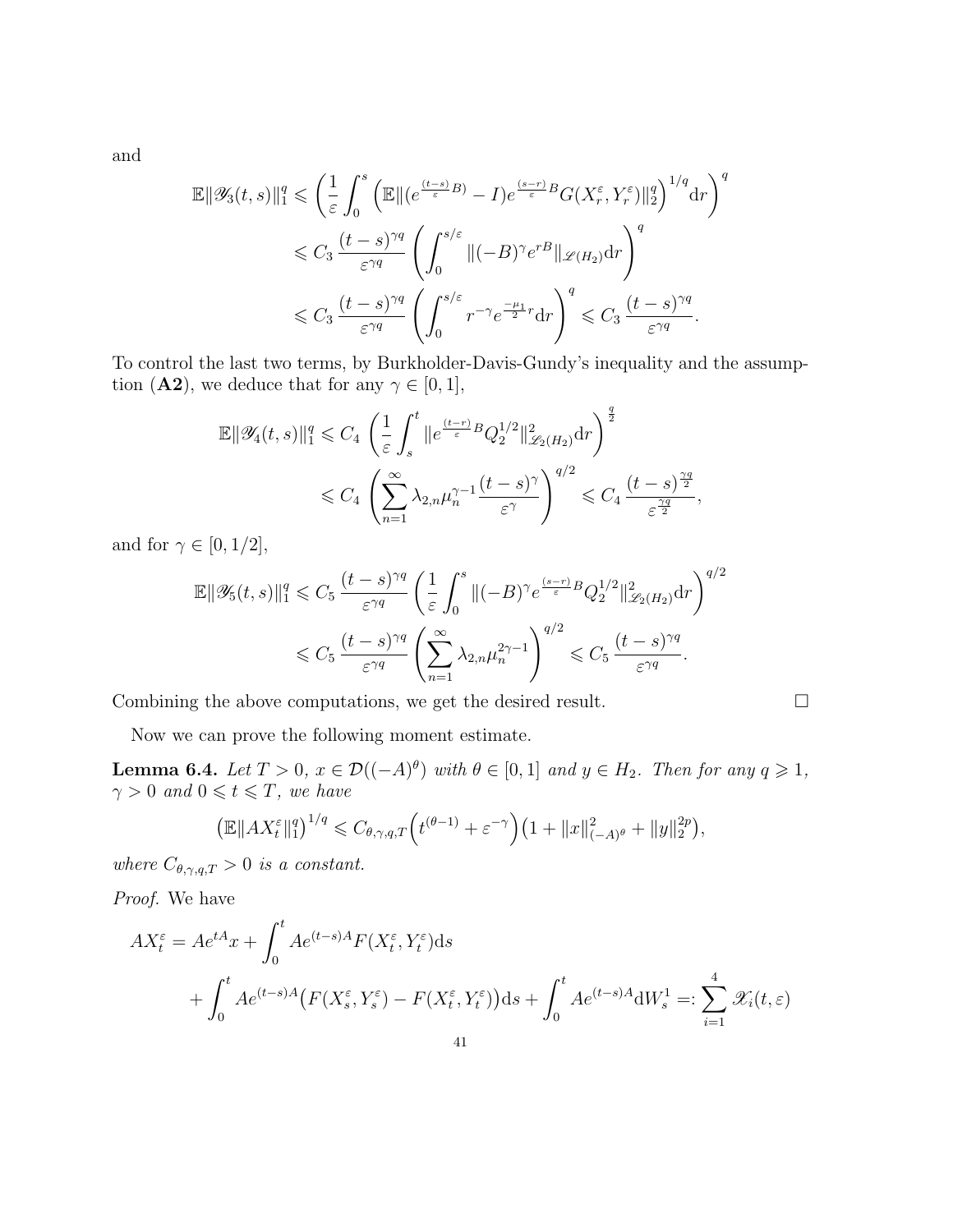and

$$
\begin{aligned}
\mathbb{E}\|\mathscr{Y}_3(t,s)\|_1^q &\leqslant \left(\frac{1}{\varepsilon}\int_0^s \left(\mathbb{E}\|(e^{\frac{(t-s)}{\varepsilon}B)}-I)e^{\frac{(s-r)}{\varepsilon}B}G(X_r^\varepsilon,Y_r^\varepsilon)\|_2^q\right)^{1/q}\mathrm{d}r\right)^q \\
&\leqslant C_3\,\frac{(t-s)^{\gamma q}}{\varepsilon^{\gamma q}}\left(\int_0^{s/\varepsilon}\|(-B)^\gamma e^{rB}\|_{\mathscr{L}(H_2)}\mathrm{d}r\right)^q \\
&\leqslant C_3\,\frac{(t-s)^{\gamma q}}{\varepsilon^{\gamma q}}\left(\int_0^{s/\varepsilon} r^{-\gamma}e^{\frac{-\mu_1}{2}r}\mathrm{d}r\right)^q \leqslant C_3\,\frac{(t-s)^{\gamma q}}{\varepsilon^{\gamma q}}.
\end{aligned}
$$

To control the last two terms, by Burkholder-Davis-Gundy's inequality and the assumption (**A2**), we deduce that for any $\gamma\in[0,1]$,

$$
\begin{aligned}
\mathbb{E}\|\mathscr{Y}_4(t,s)\|_1^q &\leqslant C_4\,\left(\frac{1}{\varepsilon}\int_s^t \|e^{\frac{(t-r)}{\varepsilon}B}Q_2^{1/2}\|^2_{\mathscr{L}_2(H_2)}\mathrm{d}r\right)^{\frac{q}{2}} \\
&\leqslant C_4\,\left(\sum_{n=1}^\infty \lambda_{2,n}\mu_n^{\gamma-1}\frac{(t-s)^\gamma}{\varepsilon^\gamma}\right)^{q/2} \leqslant C_4\,\frac{(t-s)^{\frac{\gamma q}{2}}}{\varepsilon^{\frac{\gamma q}{2}}},
\end{aligned}
$$

and for $\gamma\in[0,1/2]$,

$$
\begin{aligned}
\mathbb{E}\|\mathscr{Y}_5(t,s)\|_1^q &\leqslant C_5\,\frac{(t-s)^{\gamma q}}{\varepsilon^{\gamma q}}\left(\frac{1}{\varepsilon}\int_0^s \|(-B)^\gamma e^{\frac{(s-r)}{\varepsilon}B}Q_2^{1/2}\|^2_{\mathscr{L}_2(H_2)}\mathrm{d}r\right)^{q/2} \\
&\leqslant C_5\,\frac{(t-s)^{\gamma q}}{\varepsilon^{\gamma q}}\left(\sum_{n=1}^\infty \lambda_{2,n}\mu_n^{2\gamma-1}\right)^{q/2} \leqslant C_5\,\frac{(t-s)^{\gamma q}}{\varepsilon^{\gamma q}}.
\end{aligned}
$$

Combining the above computations, we get the desired result. □

Now we can prove the following moment estimate.

**Lemma 6.4.** *Let $T>0$, $x\in\mathcal{D}((-A)^\theta)$ with $\theta\in[0,1]$ and $y\in H_2$. Then for any $q\geqslant 1$, $\gamma>0$ and $0\leqslant t\leqslant T$, we have*

$$
\left(\mathbb{E}\|AX_t^\varepsilon\|_1^q\right)^{1/q} \leqslant C_{\theta,\gamma,q,T}\Big(t^{(\theta-1)}+\varepsilon^{-\gamma}\Big)\big(1+\|x\|^2_{(-A)^\theta}+\|y\|_2^{2p}\big),
$$

*where $C_{\theta,\gamma,q,T}>0$ is a constant.*

*Proof.* We have

$$
\begin{aligned}
AX_t^\varepsilon &= Ae^{tA}x+\int_0^t Ae^{(t-s)A}F(X_t^\varepsilon,Y_t^\varepsilon)\mathrm{d}s \\
&\quad+\int_0^t Ae^{(t-s)A}\big(F(X_s^\varepsilon,Y_s^\varepsilon)-F(X_t^\varepsilon,Y_t^\varepsilon)\big)\mathrm{d}s+\int_0^t Ae^{(t-s)A}\mathrm{d}W_s^1 =: \sum_{i=1}^4 \mathscr{X}_i(t,\varepsilon)
\end{aligned}
$$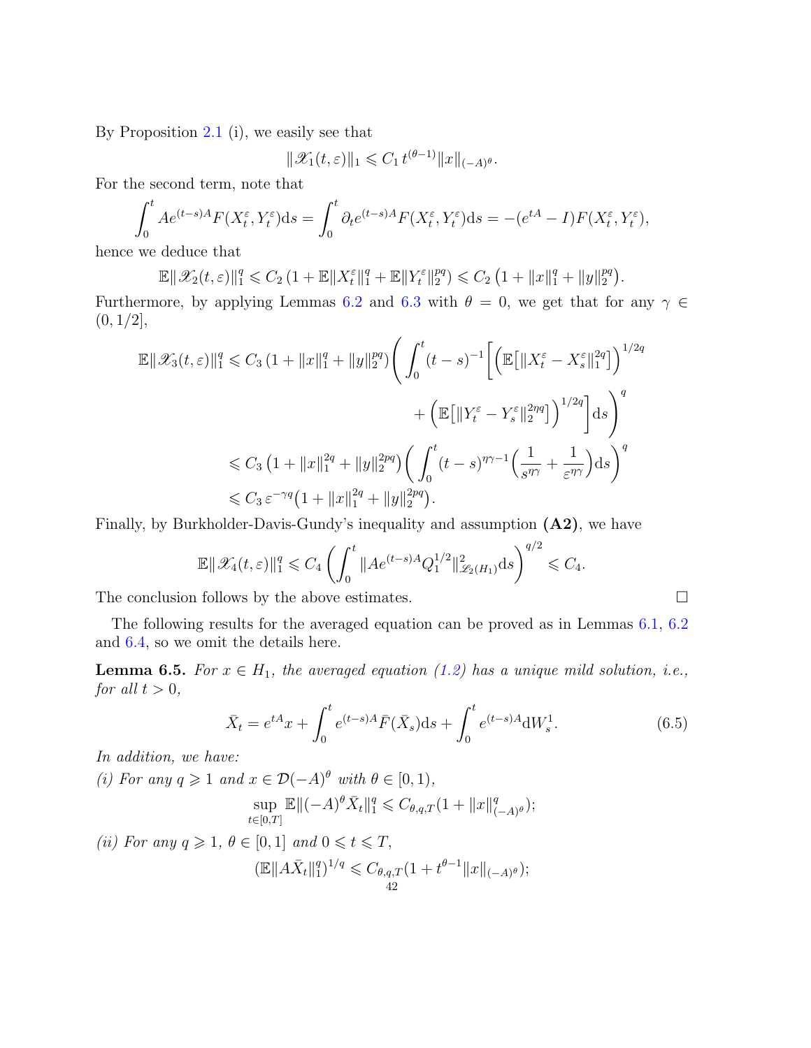By Proposition 2.1 (i), we easily see that

$$\|\mathscr{X}_1(t,\varepsilon)\|_1 \leqslant C_1\, t^{(\theta-1)}\|x\|_{(-A)^\theta}.$$

For the second term, note that

$$\int_0^t Ae^{(t-s)A}F(X_t^\varepsilon,Y_t^\varepsilon)\mathrm{d}s = \int_0^t \partial_t e^{(t-s)A}F(X_t^\varepsilon,Y_t^\varepsilon)\mathrm{d}s = -(e^{tA}-I)F(X_t^\varepsilon,Y_t^\varepsilon),$$

hence we deduce that

$$\mathbb{E}\|\mathscr{X}_2(t,\varepsilon)\|_1^q \leqslant C_2\left(1+\mathbb{E}\|X_t^\varepsilon\|_1^q+\mathbb{E}\|Y_t^\varepsilon\|_2^{pq}\right) \leqslant C_2\left(1+\|x\|_1^q+\|y\|_2^{pq}\right).$$

Furthermore, by applying Lemmas 6.2 and 6.3 with $\theta=0$, we get that for any $\gamma\in(0,1/2]$,

$$\begin{aligned}
\mathbb{E}\|\mathscr{X}_3(t,\varepsilon)\|_1^q &\leqslant C_3\left(1+\|x\|_1^q+\|y\|_2^{pq}\right)\left(\int_0^t (t-s)^{-1}\left[\left(\mathbb{E}\big[\|X_t^\varepsilon-X_s^\varepsilon\|_1^{2q}\big]\right)^{1/2q}\right.\right.\\
&\qquad\qquad\left.\left.+\left(\mathbb{E}\big[\|Y_t^\varepsilon-Y_s^\varepsilon\|_2^{2\eta q}\big]\right)^{1/2q}\right]\mathrm{d}s\right)^q\\
&\leqslant C_3\left(1+\|x\|_1^{2q}+\|y\|_2^{2pq}\right)\left(\int_0^t (t-s)^{\eta\gamma-1}\Big(\frac{1}{s^{\eta\gamma}}+\frac{1}{\varepsilon^{\eta\gamma}}\Big)\mathrm{d}s\right)^q\\
&\leqslant C_3\,\varepsilon^{-\gamma q}\left(1+\|x\|_1^{2q}+\|y\|_2^{2pq}\right).
\end{aligned}$$

Finally, by Burkholder-Davis-Gundy's inequality and assumption **(A2)**, we have

$$\mathbb{E}\|\mathscr{X}_4(t,\varepsilon)\|_1^q \leqslant C_4\left(\int_0^t \|Ae^{(t-s)A}Q_1^{1/2}\|_{\mathscr{L}_2(H_1)}^2\mathrm{d}s\right)^{q/2} \leqslant C_4.$$

The conclusion follows by the above estimates. □

The following results for the averaged equation can be proved as in Lemmas 6.1, 6.2 and 6.4, so we omit the details here.

**Lemma 6.5.** *For $x\in H_1$, the averaged equation (1.2) has a unique mild solution, i.e., for all $t>0$,*

$$\bar{X}_t = e^{tA}x+\int_0^t e^{(t-s)A}\bar{F}(\bar{X}_s)\mathrm{d}s+\int_0^t e^{(t-s)A}\mathrm{d}W_s^1. \tag{6.5}$$

*In addition, we have:*

*(i) For any $q\geqslant 1$ and $x\in\mathcal{D}(-A)^\theta$ with $\theta\in[0,1)$,*

$$\sup_{t\in[0,T]}\mathbb{E}\|(-A)^\theta\bar{X}_t\|_1^q \leqslant C_{\theta,q,T}(1+\|x\|_{(-A)^\theta}^q);$$

*(ii) For any $q\geqslant 1$, $\theta\in[0,1]$ and $0\leqslant t\leqslant T$,*

$$(\mathbb{E}\|A\bar{X}_t\|_1^q)^{1/q} \leqslant C_{\theta,q,T}(1+t^{\theta-1}\|x\|_{(-A)^\theta});$$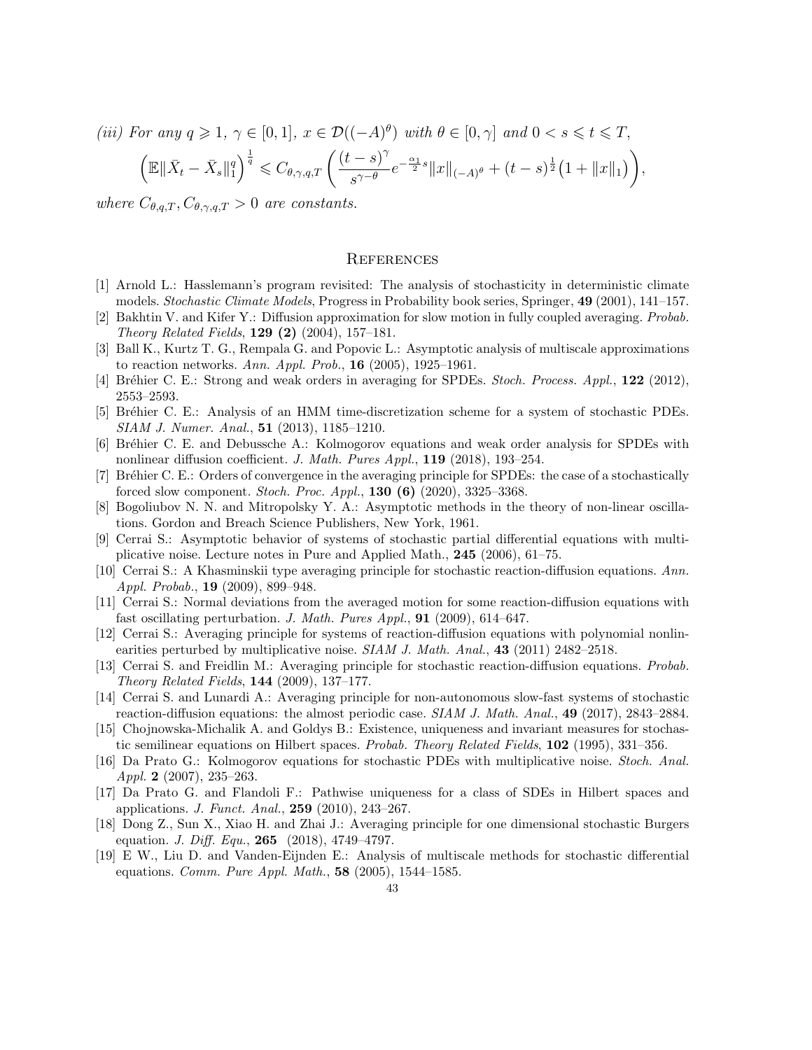*(iii) For any $q \geqslant 1$, $\gamma \in [0,1]$, $x \in \mathcal{D}((-A)^{\theta})$ with $\theta \in [0,\gamma]$ and $0 < s \leqslant t \leqslant T$,*

$$\left(\mathbb{E}\|\bar{X}_t - \bar{X}_s\|_1^q\right)^{\frac{1}{q}} \leqslant C_{\theta,\gamma,q,T}\left(\frac{(t-s)^{\gamma}}{s^{\gamma-\theta}}e^{-\frac{\alpha_1}{2}s}\|x\|_{(-A)^{\theta}} + (t-s)^{\frac{1}{2}}\big(1+\|x\|_1\big)\right),$$

*where $C_{\theta,q,T}, C_{\theta,\gamma,q,T} > 0$ are constants.*

## References

[1] Arnold L.: Hasslemann's program revisited: The analysis of stochasticity in deterministic climate models. *Stochastic Climate Models*, Progress in Probability book series, Springer, **49** (2001), 141–157.

[2] Bakhtin V. and Kifer Y.: Diffusion approximation for slow motion in fully coupled averaging. *Probab. Theory Related Fields*, **129 (2)** (2004), 157–181.

[3] Ball K., Kurtz T. G., Rempala G. and Popovic L.: Asymptotic analysis of multiscale approximations to reaction networks. *Ann. Appl. Prob.*, **16** (2005), 1925–1961.

[4] Bréhier C. E.: Strong and weak orders in averaging for SPDEs. *Stoch. Process. Appl.*, **122** (2012), 2553–2593.

[5] Bréhier C. E.: Analysis of an HMM time-discretization scheme for a system of stochastic PDEs. *SIAM J. Numer. Anal.*, **51** (2013), 1185–1210.

[6] Bréhier C. E. and Debussche A.: Kolmogorov equations and weak order analysis for SPDEs with nonlinear diffusion coefficient. *J. Math. Pures Appl.*, **119** (2018), 193–254.

[7] Bréhier C. E.: Orders of convergence in the averaging principle for SPDEs: the case of a stochastically forced slow component. *Stoch. Proc. Appl.*, **130 (6)** (2020), 3325–3368.

[8] Bogoliubov N. N. and Mitropolsky Y. A.: Asymptotic methods in the theory of non-linear oscillations. Gordon and Breach Science Publishers, New York, 1961.

[9] Cerrai S.: Asymptotic behavior of systems of stochastic partial differential equations with multiplicative noise. Lecture notes in Pure and Applied Math., **245** (2006), 61–75.

[10] Cerrai S.: A Khasminskii type averaging principle for stochastic reaction-diffusion equations. *Ann. Appl. Probab.*, **19** (2009), 899–948.

[11] Cerrai S.: Normal deviations from the averaged motion for some reaction-diffusion equations with fast oscillating perturbation. *J. Math. Pures Appl.*, **91** (2009), 614–647.

[12] Cerrai S.: Averaging principle for systems of reaction-diffusion equations with polynomial nonlinearities perturbed by multiplicative noise. *SIAM J. Math. Anal.*, **43** (2011) 2482–2518.

[13] Cerrai S. and Freidlin M.: Averaging principle for stochastic reaction-diffusion equations. *Probab. Theory Related Fields*, **144** (2009), 137–177.

[14] Cerrai S. and Lunardi A.: Averaging principle for non-autonomous slow-fast systems of stochastic reaction-diffusion equations: the almost periodic case. *SIAM J. Math. Anal.*, **49** (2017), 2843–2884.

[15] Chojnowska-Michalik A. and Goldys B.: Existence, uniqueness and invariant measures for stochastic semilinear equations on Hilbert spaces. *Probab. Theory Related Fields*, **102** (1995), 331–356.

[16] Da Prato G.: Kolmogorov equations for stochastic PDEs with multiplicative noise. *Stoch. Anal. Appl.* **2** (2007), 235–263.

[17] Da Prato G. and Flandoli F.: Pathwise uniqueness for a class of SDEs in Hilbert spaces and applications. *J. Funct. Anal.*, **259** (2010), 243–267.

[18] Dong Z., Sun X., Xiao H. and Zhai J.: Averaging principle for one dimensional stochastic Burgers equation. *J. Diff. Equ.*, **265** (2018), 4749–4797.

[19] E W., Liu D. and Vanden-Eijnden E.: Analysis of multiscale methods for stochastic differential equations. *Comm. Pure Appl. Math.*, **58** (2005), 1544–1585.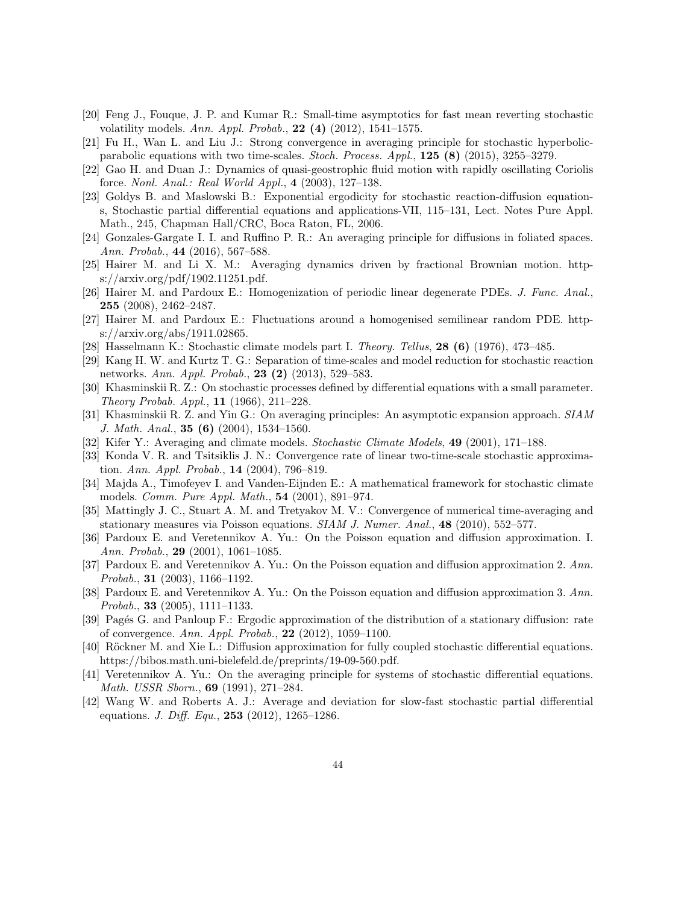[20] Feng J., Fouque, J. P. and Kumar R.: Small-time asymptotics for fast mean reverting stochastic volatility models. *Ann. Appl. Probab.*, **22 (4)** (2012), 1541–1575.

[21] Fu H., Wan L. and Liu J.: Strong convergence in averaging principle for stochastic hyperbolic-parabolic equations with two time-scales. *Stoch. Process. Appl.*, **125 (8)** (2015), 3255–3279.

[22] Gao H. and Duan J.: Dynamics of quasi-geostrophic fluid motion with rapidly oscillating Coriolis force. *Nonl. Anal.: Real World Appl.*, **4** (2003), 127–138.

[23] Goldys B. and Maslowski B.: Exponential ergodicity for stochastic reaction-diffusion equations, Stochastic partial differential equations and applications-VII, 115–131, Lect. Notes Pure Appl. Math., 245, Chapman Hall/CRC, Boca Raton, FL, 2006.

[24] Gonzales-Gargate I. I. and Ruffino P. R.: An averaging principle for diffusions in foliated spaces. *Ann. Probab.*, **44** (2016), 567–588.

[25] Hairer M. and Li X. M.: Averaging dynamics driven by fractional Brownian motion. https://arxiv.org/pdf/1902.11251.pdf.

[26] Hairer M. and Pardoux E.: Homogenization of periodic linear degenerate PDEs. *J. Func. Anal.*, **255** (2008), 2462–2487.

[27] Hairer M. and Pardoux E.: Fluctuations around a homogenised semilinear random PDE. https://arxiv.org/abs/1911.02865.

[28] Hasselmann K.: Stochastic climate models part I. *Theory. Tellus*, **28 (6)** (1976), 473–485.

[29] Kang H. W. and Kurtz T. G.: Separation of time-scales and model reduction for stochastic reaction networks. *Ann. Appl. Probab.*, **23 (2)** (2013), 529–583.

[30] Khasminskii R. Z.: On stochastic processes defined by differential equations with a small parameter. *Theory Probab. Appl.*, **11** (1966), 211–228.

[31] Khasminskii R. Z. and Yin G.: On averaging principles: An asymptotic expansion approach. *SIAM J. Math. Anal.*, **35 (6)** (2004), 1534–1560.

[32] Kifer Y.: Averaging and climate models. *Stochastic Climate Models*, **49** (2001), 171–188.

[33] Konda V. R. and Tsitsiklis J. N.: Convergence rate of linear two-time-scale stochastic approximation. *Ann. Appl. Probab.*, **14** (2004), 796–819.

[34] Majda A., Timofeyev I. and Vanden-Eijnden E.: A mathematical framework for stochastic climate models. *Comm. Pure Appl. Math.*, **54** (2001), 891–974.

[35] Mattingly J. C., Stuart A. M. and Tretyakov M. V.: Convergence of numerical time-averaging and stationary measures via Poisson equations. *SIAM J. Numer. Anal.*, **48** (2010), 552–577.

[36] Pardoux E. and Veretennikov A. Yu.: On the Poisson equation and diffusion approximation. I. *Ann. Probab.*, **29** (2001), 1061–1085.

[37] Pardoux E. and Veretennikov A. Yu.: On the Poisson equation and diffusion approximation 2. *Ann. Probab.*, **31** (2003), 1166–1192.

[38] Pardoux E. and Veretennikov A. Yu.: On the Poisson equation and diffusion approximation 3. *Ann. Probab.*, **33** (2005), 1111–1133.

[39] Pagés G. and Panloup F.: Ergodic approximation of the distribution of a stationary diffusion: rate of convergence. *Ann. Appl. Probab.*, **22** (2012), 1059–1100.

[40] Röckner M. and Xie L.: Diffusion approximation for fully coupled stochastic differential equations. https://bibos.math.uni-bielefeld.de/preprints/19-09-560.pdf.

[41] Veretennikov A. Yu.: On the averaging principle for systems of stochastic differential equations. *Math. USSR Sborn.*, **69** (1991), 271–284.

[42] Wang W. and Roberts A. J.: Average and deviation for slow-fast stochastic partial differential equations. *J. Diff. Equ.*, **253** (2012), 1265–1286.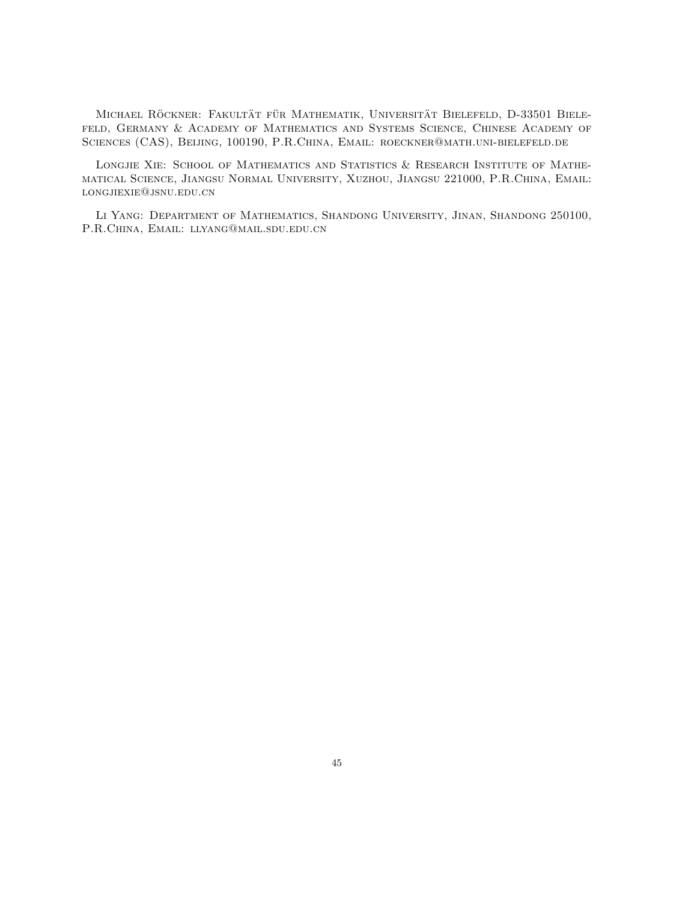Michael Röckner: Fakultät für Mathematik, Universität Bielefeld, D-33501 Bielefeld, Germany & Academy of Mathematics and Systems Science, Chinese Academy of Sciences (CAS), Beijing, 100190, P.R.China, Email: roeckner@math.uni-bielefeld.de

Longjie Xie: School of Mathematics and Statistics & Research Institute of Mathematical Science, Jiangsu Normal University, Xuzhou, Jiangsu 221000, P.R.China, Email: longjiexie@jsnu.edu.cn

Li Yang: Department of Mathematics, Shandong University, Jinan, Shandong 250100, P.R.China, Email: llyang@mail.sdu.edu.cn